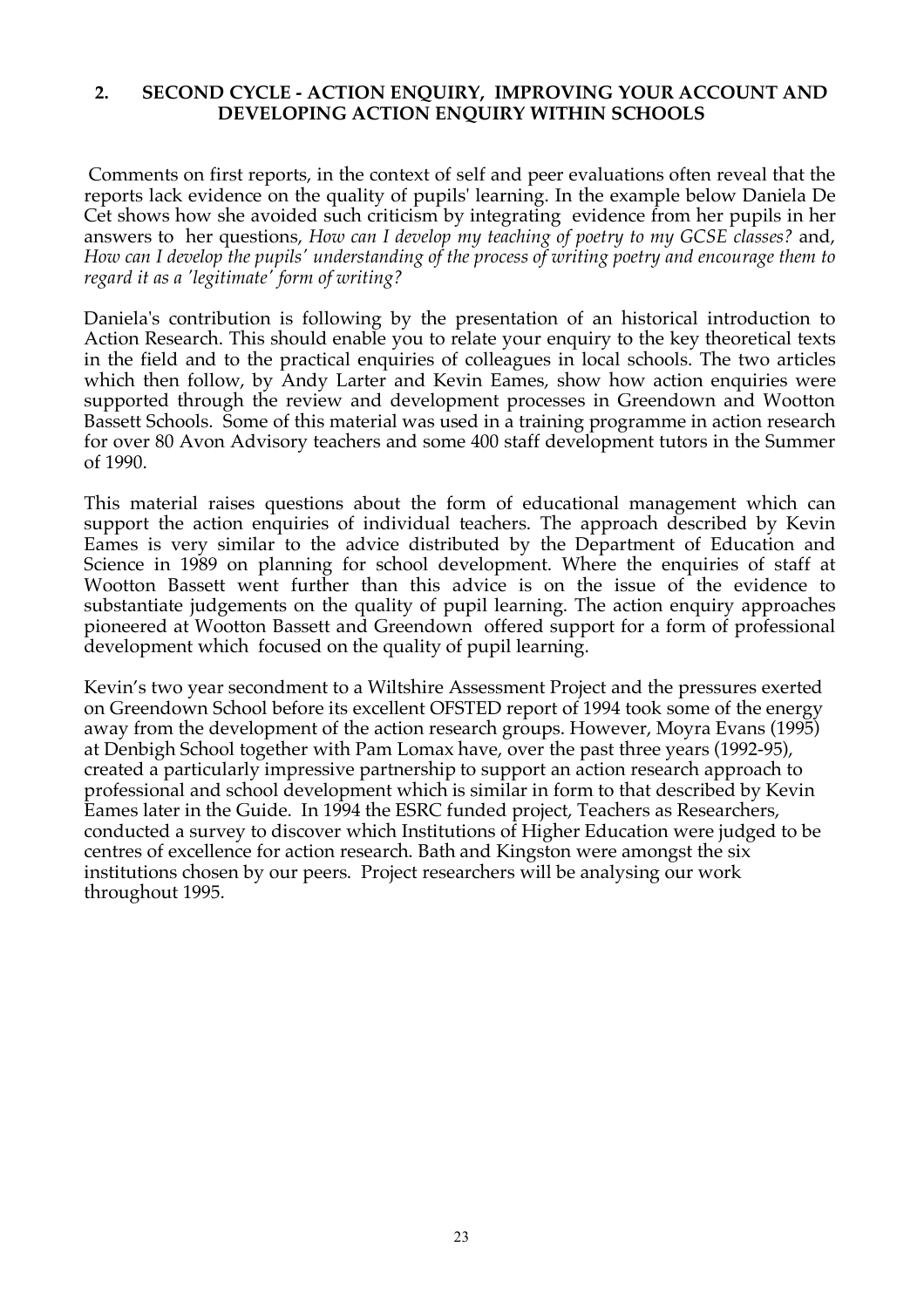## 2. SECOND CYCLE - ACTION ENQUIRY, IMPROVING YOUR ACCOUNT AND DEVELOPING ACTION ENQUIRY WITHIN SCHOOLS

Comments on first reports, in the context of self and peer evaluations often reveal that the reports lack evidence on the quality of pupils' learning. In the example below Daniela De Cet shows how she avoided such criticism by integrating evidence from her pupils in her answers to her questions, *How can I develop my teaching of poetry to my GCSE classes?* and, *How can I develop the pupils' understanding of the process of writing poetry and encourage them to regard it as a 'legitimate' form of writing?*

Daniela's contribution is following by the presentation of an historical introduction to Action Research. This should enable you to relate your enquiry to the key theoretical texts in the field and to the practical enquiries of colleagues in local schools. The two articles which then follow, by Andy Larter and Kevin Eames, show how action enquiries were supported through the review and development processes in Greendown and Wootton Bassett Schools. Some of this material was used in a training programme in action research for over 80 Avon Advisory teachers and some 400 staff development tutors in the Summer of 1990.

This material raises questions about the form of educational management which can support the action enquiries of individual teachers. The approach described by Kevin Eames is very similar to the advice distributed by the Department of Education and Science in 1989 on planning for school development. Where the enquiries of staff at Wootton Bassett went further than this advice is on the issue of the evidence to substantiate judgements on the quality of pupil learning. The action enquiry approaches pioneered at Wootton Bassett and Greendown offered support for a form of professional development which focused on the quality of pupil learning.

Kevin's two year secondment to a Wiltshire Assessment Project and the pressures exerted on Greendown School before its excellent OFSTED report of 1994 took some of the energy away from the development of the action research groups. However, Moyra Evans (1995) at Denbigh School together with Pam Lomax have, over the past three years (1992-95), created a particularly impressive partnership to support an action research approach to professional and school development which is similar in form to that described by Kevin Eames later in the Guide. In 1994 the ESRC funded project, Teachers as Researchers, conducted a survey to discover which Institutions of Higher Education were judged to be centres of excellence for action research. Bath and Kingston were amongst the six institutions chosen by our peers. Project researchers will be analysing our work throughout 1995.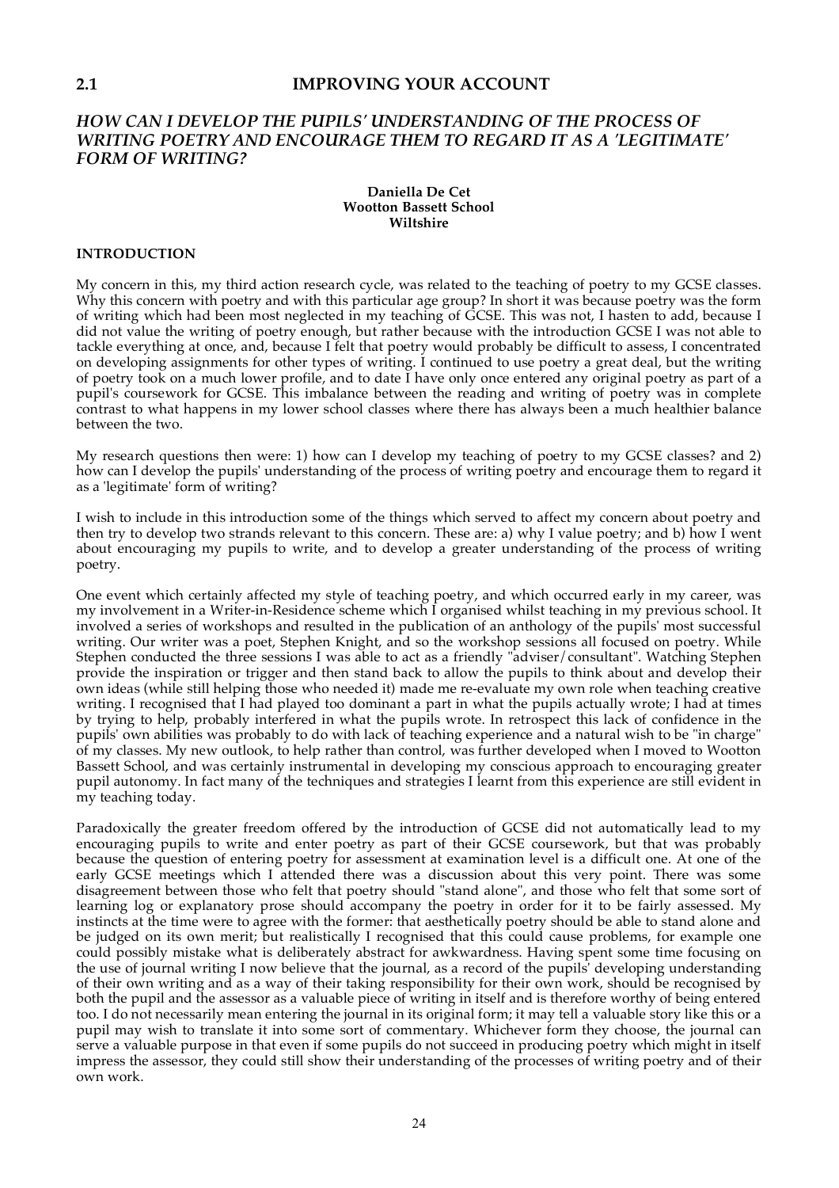## 2.1 IMPROVING YOUR ACCOUNT

### *HOW CAN I DEVELOP THE PUPILS' UNDERSTANDING OF THE PROCESS OF WRITING POETRY AND ENCOURAGE THEM TO REGARD IT AS A 'LEGITIMATE' FORM OF WRITING?*

**Daniella De Cet**
**Wootton Bassett School**
**Wiltshire**

#### INTRODUCTION

My concern in this, my third action research cycle, was related to the teaching of poetry to my GCSE classes. Why this concern with poetry and with this particular age group? In short it was because poetry was the form of writing which had been most neglected in my teaching of GCSE. This was not, I hasten to add, because I did not value the writing of poetry enough, but rather because with the introduction GCSE I was not able to tackle everything at once, and, because I felt that poetry would probably be difficult to assess, I concentrated on developing assignments for other types of writing. I continued to use poetry a great deal, but the writing of poetry took on a much lower profile, and to date I have only once entered any original poetry as part of a pupil's coursework for GCSE. This imbalance between the reading and writing of poetry was in complete contrast to what happens in my lower school classes where there has always been a much healthier balance between the two.

My research questions then were: 1) how can I develop my teaching of poetry to my GCSE classes? and 2) how can I develop the pupils' understanding of the process of writing poetry and encourage them to regard it as a 'legitimate' form of writing?

I wish to include in this introduction some of the things which served to affect my concern about poetry and then try to develop two strands relevant to this concern. These are: a) why I value poetry; and b) how I went about encouraging my pupils to write, and to develop a greater understanding of the process of writing poetry.

One event which certainly affected my style of teaching poetry, and which occurred early in my career, was my involvement in a Writer-in-Residence scheme which I organised whilst teaching in my previous school. It involved a series of workshops and resulted in the publication of an anthology of the pupils' most successful writing. Our writer was a poet, Stephen Knight, and so the workshop sessions all focused on poetry. While Stephen conducted the three sessions I was able to act as a friendly "adviser/consultant". Watching Stephen provide the inspiration or trigger and then stand back to allow the pupils to think about and develop their own ideas (while still helping those who needed it) made me re-evaluate my own role when teaching creative writing. I recognised that I had played too dominant a part in what the pupils actually wrote; I had at times by trying to help, probably interfered in what the pupils wrote. In retrospect this lack of confidence in the pupils' own abilities was probably to do with lack of teaching experience and a natural wish to be "in charge" of my classes. My new outlook, to help rather than control, was further developed when I moved to Wootton Bassett School, and was certainly instrumental in developing my conscious approach to encouraging greater pupil autonomy. In fact many of the techniques and strategies I learnt from this experience are still evident in my teaching today.

Paradoxically the greater freedom offered by the introduction of GCSE did not automatically lead to my encouraging pupils to write and enter poetry as part of their GCSE coursework, but that was probably because the question of entering poetry for assessment at examination level is a difficult one. At one of the early GCSE meetings which I attended there was a discussion about this very point. There was some disagreement between those who felt that poetry should "stand alone", and those who felt that some sort of learning log or explanatory prose should accompany the poetry in order for it to be fairly assessed. My instincts at the time were to agree with the former: that aesthetically poetry should be able to stand alone and be judged on its own merit; but realistically I recognised that this could cause problems, for example one could possibly mistake what is deliberately abstract for awkwardness. Having spent some time focusing on the use of journal writing I now believe that the journal, as a record of the pupils' developing understanding of their own writing and as a way of their taking responsibility for their own work, should be recognised by both the pupil and the assessor as a valuable piece of writing in itself and is therefore worthy of being entered too. I do not necessarily mean entering the journal in its original form; it may tell a valuable story like this or a pupil may wish to translate it into some sort of commentary. Whichever form they choose, the journal can serve a valuable purpose in that even if some pupils do not succeed in producing poetry which might in itself impress the assessor, they could still show their understanding of the processes of writing poetry and of their own work.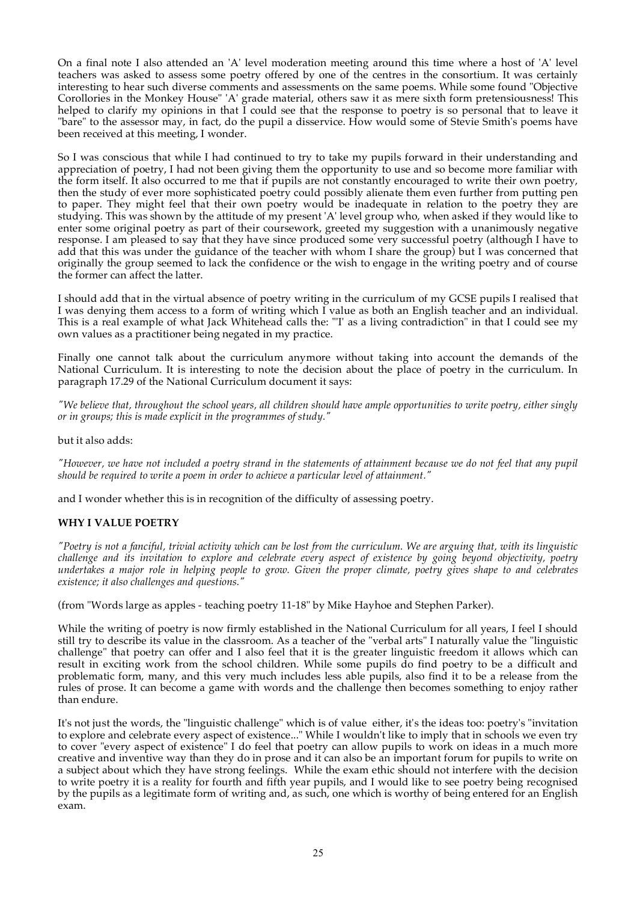On a final note I also attended an 'A' level moderation meeting around this time where a host of 'A' level teachers was asked to assess some poetry offered by one of the centres in the consortium. It was certainly interesting to hear such diverse comments and assessments on the same poems. While some found "Objective Corollories in the Monkey House" 'A' grade material, others saw it as mere sixth form pretensiousness! This helped to clarify my opinions in that I could see that the response to poetry is so personal that to leave it "bare" to the assessor may, in fact, do the pupil a disservice. How would some of Stevie Smith's poems have been received at this meeting, I wonder.

So I was conscious that while I had continued to try to take my pupils forward in their understanding and appreciation of poetry, I had not been giving them the opportunity to use and so become more familiar with the form itself. It also occurred to me that if pupils are not constantly encouraged to write their own poetry, then the study of ever more sophisticated poetry could possibly alienate them even further from putting pen to paper. They might feel that their own poetry would be inadequate in relation to the poetry they are studying. This was shown by the attitude of my present 'A' level group who, when asked if they would like to enter some original poetry as part of their coursework, greeted my suggestion with a unanimously negative response. I am pleased to say that they have since produced some very successful poetry (although I have to add that this was under the guidance of the teacher with whom I share the group) but I was concerned that originally the group seemed to lack the confidence or the wish to engage in the writing poetry and of course the former can affect the latter.

I should add that in the virtual absence of poetry writing in the curriculum of my GCSE pupils I realised that I was denying them access to a form of writing which I value as both an English teacher and an individual. This is a real example of what Jack Whitehead calls the: "'I' as a living contradiction" in that I could see my own values as a practitioner being negated in my practice.

Finally one cannot talk about the curriculum anymore without taking into account the demands of the National Curriculum. It is interesting to note the decision about the place of poetry in the curriculum. In paragraph 17.29 of the National Curriculum document it says:

*"We believe that, throughout the school years, all children should have ample opportunities to write poetry, either singly or in groups; this is made explicit in the programmes of study."*

but it also adds:

*"However, we have not included a poetry strand in the statements of attainment because we do not feel that any pupil should be required to write a poem in order to achieve a particular level of attainment."*

and I wonder whether this is in recognition of the difficulty of assessing poetry.

**WHY I VALUE POETRY**

*"Poetry is not a fanciful, trivial activity which can be lost from the curriculum. We are arguing that, with its linguistic challenge and its invitation to explore and celebrate every aspect of existence by going beyond objectivity, poetry undertakes a major role in helping people to grow. Given the proper climate, poetry gives shape to and celebrates existence; it also challenges and questions."*

(from "Words large as apples - teaching poetry 11-18" by Mike Hayhoe and Stephen Parker).

While the writing of poetry is now firmly established in the National Curriculum for all years, I feel I should still try to describe its value in the classroom. As a teacher of the "verbal arts" I naturally value the "linguistic challenge" that poetry can offer and I also feel that it is the greater linguistic freedom it allows which can result in exciting work from the school children. While some pupils do find poetry to be a difficult and problematic form, many, and this very much includes less able pupils, also find it to be a release from the rules of prose. It can become a game with words and the challenge then becomes something to enjoy rather than endure.

It's not just the words, the "linguistic challenge" which is of value either, it's the ideas too: poetry's "invitation to explore and celebrate every aspect of existence..." While I wouldn't like to imply that in schools we even try to cover "every aspect of existence" I do feel that poetry can allow pupils to work on ideas in a much more creative and inventive way than they do in prose and it can also be an important forum for pupils to write on a subject about which they have strong feelings. While the exam ethic should not interfere with the decision to write poetry it is a reality for fourth and fifth year pupils, and I would like to see poetry being recognised by the pupils as a legitimate form of writing and, as such, one which is worthy of being entered for an English exam.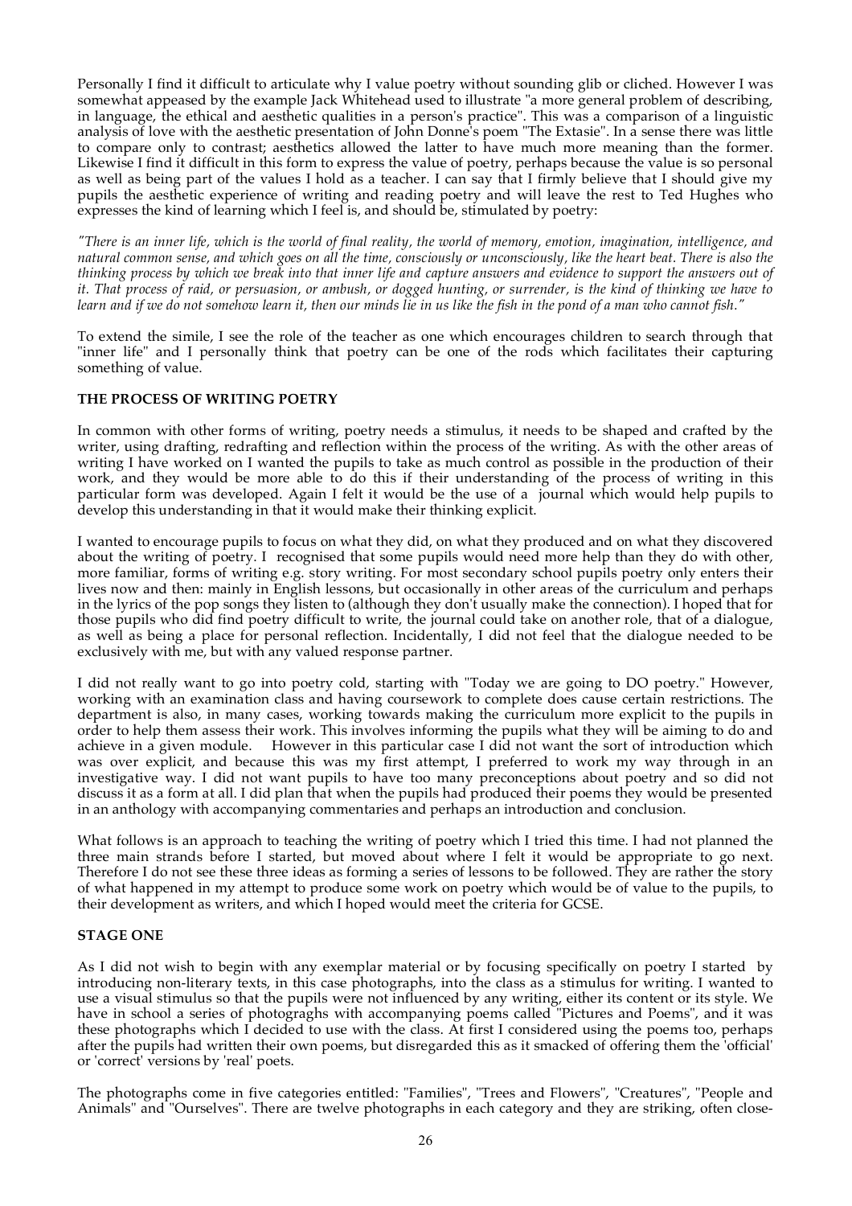Personally I find it difficult to articulate why I value poetry without sounding glib or cliched. However I was somewhat appeased by the example Jack Whitehead used to illustrate "a more general problem of describing, in language, the ethical and aesthetic qualities in a person's practice". This was a comparison of a linguistic analysis of love with the aesthetic presentation of John Donne's poem "The Extasie". In a sense there was little to compare only to contrast; aesthetics allowed the latter to have much more meaning than the former. Likewise I find it difficult in this form to express the value of poetry, perhaps because the value is so personal as well as being part of the values I hold as a teacher. I can say that I firmly believe that I should give my pupils the aesthetic experience of writing and reading poetry and will leave the rest to Ted Hughes who expresses the kind of learning which I feel is, and should be, stimulated by poetry:

*"There is an inner life, which is the world of final reality, the world of memory, emotion, imagination, intelligence, and natural common sense, and which goes on all the time, consciously or unconsciously, like the heart beat. There is also the thinking process by which we break into that inner life and capture answers and evidence to support the answers out of it. That process of raid, or persuasion, or ambush, or dogged hunting, or surrender, is the kind of thinking we have to learn and if we do not somehow learn it, then our minds lie in us like the fish in the pond of a man who cannot fish."*

To extend the simile, I see the role of the teacher as one which encourages children to search through that "inner life" and I personally think that poetry can be one of the rods which facilitates their capturing something of value.

**THE PROCESS OF WRITING POETRY**

In common with other forms of writing, poetry needs a stimulus, it needs to be shaped and crafted by the writer, using drafting, redrafting and reflection within the process of the writing. As with the other areas of writing I have worked on I wanted the pupils to take as much control as possible in the production of their work, and they would be more able to do this if their understanding of the process of writing in this particular form was developed. Again I felt it would be the use of a journal which would help pupils to develop this understanding in that it would make their thinking explicit.

I wanted to encourage pupils to focus on what they did, on what they produced and on what they discovered about the writing of poetry. I recognised that some pupils would need more help than they do with other, more familiar, forms of writing e.g. story writing. For most secondary school pupils poetry only enters their lives now and then: mainly in English lessons, but occasionally in other areas of the curriculum and perhaps in the lyrics of the pop songs they listen to (although they don't usually make the connection). I hoped that for those pupils who did find poetry difficult to write, the journal could take on another role, that of a dialogue, as well as being a place for personal reflection. Incidentally, I did not feel that the dialogue needed to be exclusively with me, but with any valued response partner.

I did not really want to go into poetry cold, starting with "Today we are going to DO poetry." However, working with an examination class and having coursework to complete does cause certain restrictions. The department is also, in many cases, working towards making the curriculum more explicit to the pupils in order to help them assess their work. This involves informing the pupils what they will be aiming to do and achieve in a given module. However in this particular case I did not want the sort of introduction which was over explicit, and because this was my first attempt, I preferred to work my way through in an investigative way. I did not want pupils to have too many preconceptions about poetry and so did not discuss it as a form at all. I did plan that when the pupils had produced their poems they would be presented in an anthology with accompanying commentaries and perhaps an introduction and conclusion.

What follows is an approach to teaching the writing of poetry which I tried this time. I had not planned the three main strands before I started, but moved about where I felt it would be appropriate to go next. Therefore I do not see these three ideas as forming a series of lessons to be followed. They are rather the story of what happened in my attempt to produce some work on poetry which would be of value to the pupils, to their development as writers, and which I hoped would meet the criteria for GCSE.

**STAGE ONE**

As I did not wish to begin with any exemplar material or by focusing specifically on poetry I started by introducing non-literary texts, in this case photographs, into the class as a stimulus for writing. I wanted to use a visual stimulus so that the pupils were not influenced by any writing, either its content or its style. We have in school a series of photograghs with accompanying poems called "Pictures and Poems", and it was these photographs which I decided to use with the class. At first I considered using the poems too, perhaps after the pupils had written their own poems, but disregarded this as it smacked of offering them the 'official' or 'correct' versions by 'real' poets.

The photographs come in five categories entitled: "Families", "Trees and Flowers", "Creatures", "People and Animals" and "Ourselves". There are twelve photographs in each category and they are striking, often close-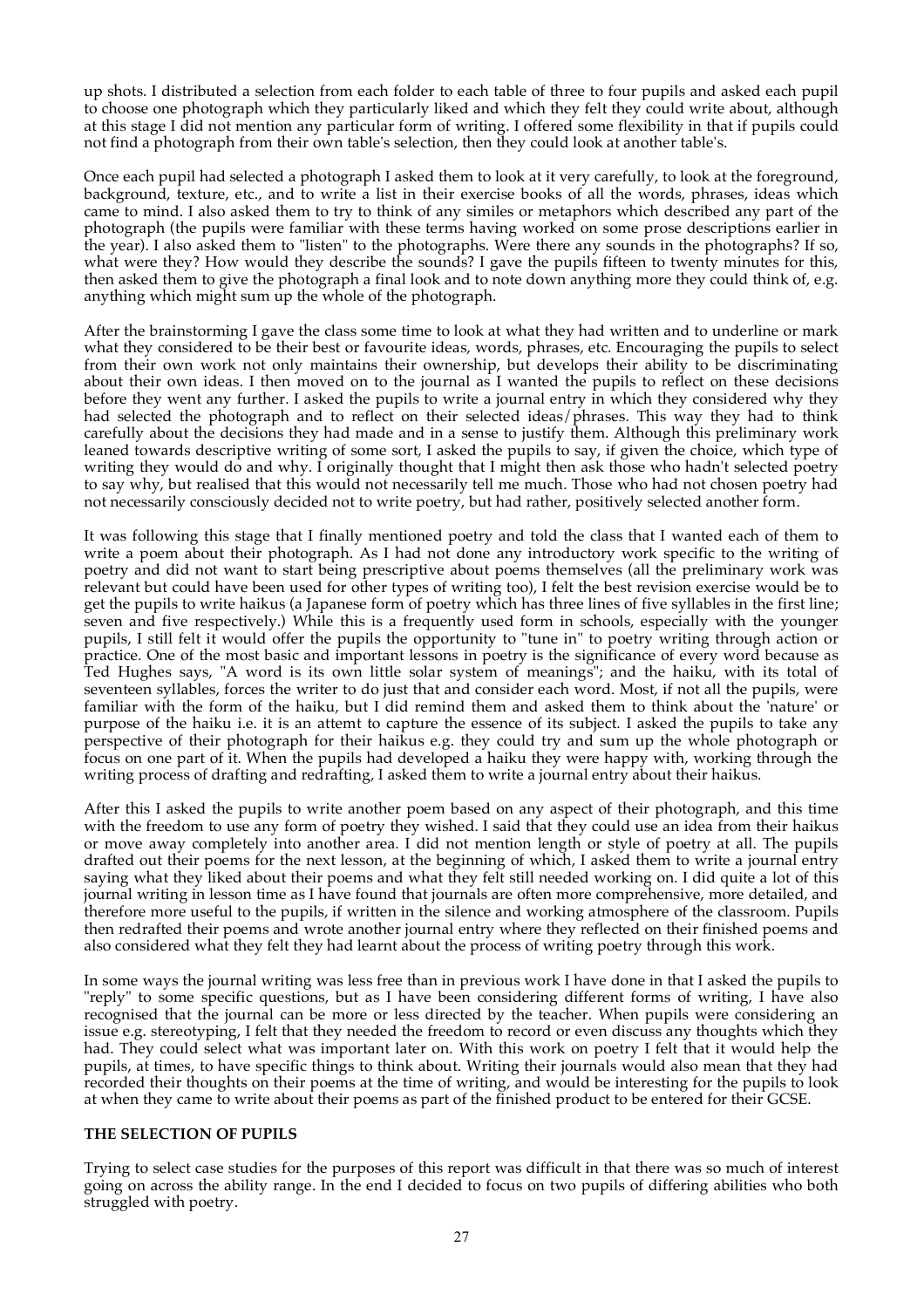up shots. I distributed a selection from each folder to each table of three to four pupils and asked each pupil to choose one photograph which they particularly liked and which they felt they could write about, although at this stage I did not mention any particular form of writing. I offered some flexibility in that if pupils could not find a photograph from their own table's selection, then they could look at another table's.

Once each pupil had selected a photograph I asked them to look at it very carefully, to look at the foreground, background, texture, etc., and to write a list in their exercise books of all the words, phrases, ideas which came to mind. I also asked them to try to think of any similes or metaphors which described any part of the photograph (the pupils were familiar with these terms having worked on some prose descriptions earlier in the year). I also asked them to "listen" to the photographs. Were there any sounds in the photographs? If so, what were they? How would they describe the sounds? I gave the pupils fifteen to twenty minutes for this, then asked them to give the photograph a final look and to note down anything more they could think of, e.g. anything which might sum up the whole of the photograph.

After the brainstorming I gave the class some time to look at what they had written and to underline or mark what they considered to be their best or favourite ideas, words, phrases, etc. Encouraging the pupils to select from their own work not only maintains their ownership, but develops their ability to be discriminating about their own ideas. I then moved on to the journal as I wanted the pupils to reflect on these decisions before they went any further. I asked the pupils to write a journal entry in which they considered why they had selected the photograph and to reflect on their selected ideas/phrases. This way they had to think carefully about the decisions they had made and in a sense to justify them. Although this preliminary work leaned towards descriptive writing of some sort, I asked the pupils to say, if given the choice, which type of writing they would do and why. I originally thought that I might then ask those who hadn't selected poetry to say why, but realised that this would not necessarily tell me much. Those who had not chosen poetry had not necessarily consciously decided not to write poetry, but had rather, positively selected another form.

It was following this stage that I finally mentioned poetry and told the class that I wanted each of them to write a poem about their photograph. As I had not done any introductory work specific to the writing of poetry and did not want to start being prescriptive about poems themselves (all the preliminary work was relevant but could have been used for other types of writing too), I felt the best revision exercise would be to get the pupils to write haikus (a Japanese form of poetry which has three lines of five syllables in the first line; seven and five respectively.) While this is a frequently used form in schools, especially with the younger pupils, I still felt it would offer the pupils the opportunity to "tune in" to poetry writing through action or practice. One of the most basic and important lessons in poetry is the significance of every word because as Ted Hughes says, "A word is its own little solar system of meanings"; and the haiku, with its total of seventeen syllables, forces the writer to do just that and consider each word. Most, if not all the pupils, were familiar with the form of the haiku, but I did remind them and asked them to think about the 'nature' or purpose of the haiku i.e. it is an attemt to capture the essence of its subject. I asked the pupils to take any perspective of their photograph for their haikus e.g. they could try and sum up the whole photograph or focus on one part of it. When the pupils had developed a haiku they were happy with, working through the writing process of drafting and redrafting, I asked them to write a journal entry about their haikus.

After this I asked the pupils to write another poem based on any aspect of their photograph, and this time with the freedom to use any form of poetry they wished. I said that they could use an idea from their haikus or move away completely into another area. I did not mention length or style of poetry at all. The pupils drafted out their poems for the next lesson, at the beginning of which, I asked them to write a journal entry saying what they liked about their poems and what they felt still needed working on. I did quite a lot of this journal writing in lesson time as I have found that journals are often more comprehensive, more detailed, and therefore more useful to the pupils, if written in the silence and working atmosphere of the classroom. Pupils then redrafted their poems and wrote another journal entry where they reflected on their finished poems and also considered what they felt they had learnt about the process of writing poetry through this work.

In some ways the journal writing was less free than in previous work I have done in that I asked the pupils to "reply" to some specific questions, but as I have been considering different forms of writing, I have also recognised that the journal can be more or less directed by the teacher. When pupils were considering an issue e.g. stereotyping, I felt that they needed the freedom to record or even discuss any thoughts which they had. They could select what was important later on. With this work on poetry I felt that it would help the pupils, at times, to have specific things to think about. Writing their journals would also mean that they had recorded their thoughts on their poems at the time of writing, and would be interesting for the pupils to look at when they came to write about their poems as part of the finished product to be entered for their GCSE.

**THE SELECTION OF PUPILS**

Trying to select case studies for the purposes of this report was difficult in that there was so much of interest going on across the ability range. In the end I decided to focus on two pupils of differing abilities who both struggled with poetry.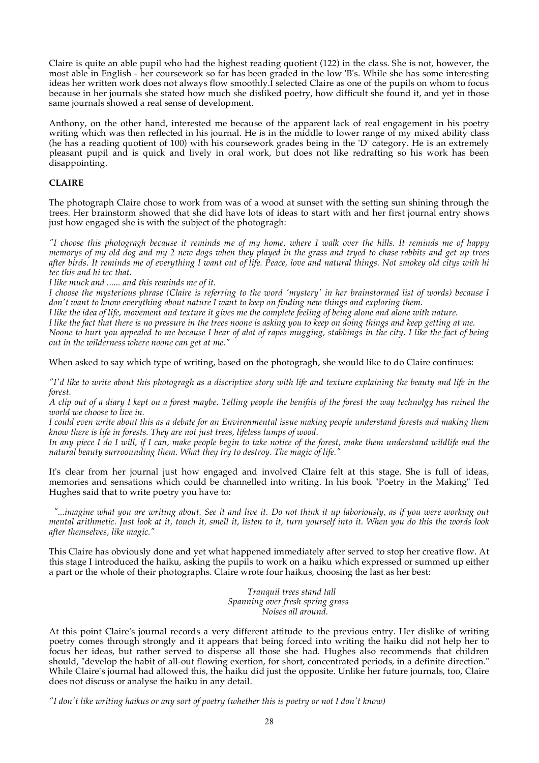Claire is quite an able pupil who had the highest reading quotient (122) in the class. She is not, however, the most able in English - her coursework so far has been graded in the low 'B's. While she has some interesting ideas her written work does not always flow smoothly.I selected Claire as one of the pupils on whom to focus because in her journals she stated how much she disliked poetry, how difficult she found it, and yet in those same journals showed a real sense of development.

Anthony, on the other hand, interested me because of the apparent lack of real engagement in his poetry writing which was then reflected in his journal. He is in the middle to lower range of my mixed ability class (he has a reading quotient of 100) with his coursework grades being in the 'D' category. He is an extremely pleasant pupil and is quick and lively in oral work, but does not like redrafting so his work has been disappointing.

**CLAIRE**

The photograph Claire chose to work from was of a wood at sunset with the setting sun shining through the trees. Her brainstorm showed that she did have lots of ideas to start with and her first journal entry shows just how engaged she is with the subject of the photogragh:

*"I choose this photogragh because it reminds me of my home, where I walk over the hills. It reminds me of happy memorys of my old dog and my 2 new dogs when they played in the grass and tryed to chase rabbits and get up trees after birds. It reminds me of everything I want out of life. Peace, love and natural things. Not smokey old citys with hi tec this and hi tec that.*
*I like muck and ...... and this reminds me of it.*
*I choose the mysterious phrase (Claire is referring to the word 'mystery' in her brainstormed list of words) because I don't want to know everything about nature I want to keep on finding new things and exploring them.*
*I like the idea of life, movement and texture it gives me the complete feeling of being alone and alone with nature.*
*I like the fact that there is no pressure in the trees noone is asking you to keep on doing things and keep getting at me.*
*Noone to hurt you appealed to me because I hear of alot of rapes mugging, stabbings in the city. I like the fact of being out in the wilderness where noone can get at me."*

When asked to say which type of writing, based on the photogragh, she would like to do Claire continues:

*"I'd like to write about this photogragh as a discriptive story with life and texture explaining the beauty and life in the forest.*
*A clip out of a diary I kept on a forest maybe. Telling people the benifits of the forest the way technolgy has ruined the world we choose to live in.*
*I could even write about this as a debate for an Environmental issue making people understand forests and making them know there is life in forests. They are not just trees, lifeless lumps of wood.*
*In any piece I do I will, if I can, make people begin to take notice of the forest, make them understand wildlife and the natural beauty surroounding them. What they try to destroy. The magic of life."*

It's clear from her journal just how engaged and involved Claire felt at this stage. She is full of ideas, memories and sensations which could be channelled into writing. In his book "Poetry in the Making" Ted Hughes said that to write poetry you have to:

*"...imagine what you are writing about. See it and live it. Do not think it up laboriously, as if you were working out mental arithmetic. Just look at it, touch it, smell it, listen to it, turn yourself into it. When you do this the words look after themselves, like magic."*

This Claire has obviously done and yet what happened immediately after served to stop her creative flow. At this stage I introduced the haiku, asking the pupils to work on a haiku which expressed or summed up either a part or the whole of their photographs. Claire wrote four haikus, choosing the last as her best:

*Tranquil trees stand tall*
*Spanning over fresh spring grass*
*Noises all around.*

At this point Claire's journal records a very different attitude to the previous entry. Her dislike of writing poetry comes through strongly and it appears that being forced into writing the haiku did not help her to focus her ideas, but rather served to disperse all those she had. Hughes also recommends that children should, "develop the habit of all-out flowing exertion, for short, concentrated periods, in a definite direction." While Claire's journal had allowed this, the haiku did just the opposite. Unlike her future journals, too, Claire does not discuss or analyse the haiku in any detail.

*"I don't like writing haikus or any sort of poetry (whether this is poetry or not I don't know)*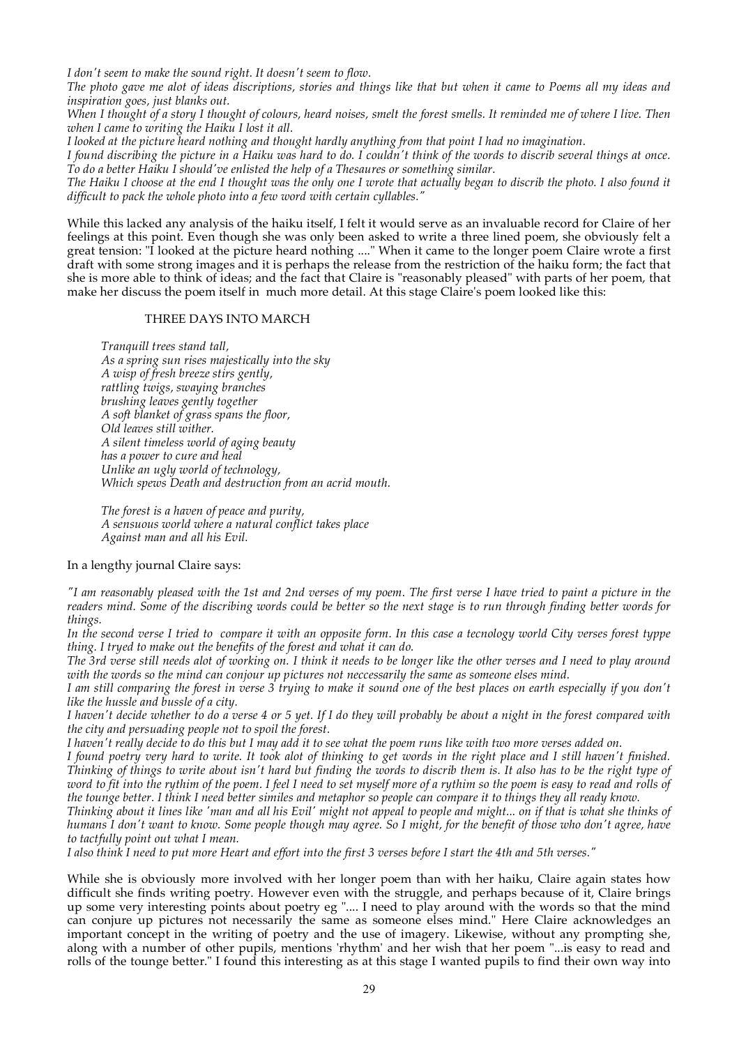*I don't seem to make the sound right. It doesn't seem to flow.*
*The photo gave me alot of ideas discriptions, stories and things like that but when it came to Poems all my ideas and inspiration goes, just blanks out.*
*When I thought of a story I thought of colours, heard noises, smelt the forest smells. It reminded me of where I live. Then when I came to writing the Haiku I lost it all.*
*I looked at the picture heard nothing and thought hardly anything from that point I had no imagination.*
*I found discribing the picture in a Haiku was hard to do. I couldn't think of the words to discrib several things at once. To do a better Haiku I should've enlisted the help of a Thesaures or something similar.*
*The Haiku I choose at the end I thought was the only one I wrote that actually began to discrib the photo. I also found it difficult to pack the whole photo into a few word with certain cyllables."*

While this lacked any analysis of the haiku itself, I felt it would serve as an invaluable record for Claire of her feelings at this point. Even though she was only been asked to write a three lined poem, she obviously felt a great tension: "I looked at the picture heard nothing ...." When it came to the longer poem Claire wrote a first draft with some strong images and it is perhaps the release from the restriction of the haiku form; the fact that she is more able to think of ideas; and the fact that Claire is "reasonably pleased" with parts of her poem, that make her discuss the poem itself in much more detail. At this stage Claire's poem looked like this:

THREE DAYS INTO MARCH

*Tranquill trees stand tall,*
*As a spring sun rises majestically into the sky*
*A wisp of fresh breeze stirs gently,*
*rattling twigs, swaying branches*
*brushing leaves gently together*
*A soft blanket of grass spans the floor,*
*Old leaves still wither.*
*A silent timeless world of aging beauty*
*has a power to cure and heal*
*Unlike an ugly world of technology,*
*Which spews Death and destruction from an acrid mouth.*

*The forest is a haven of peace and purity,*
*A sensuous world where a natural conflict takes place*
*Against man and all his Evil.*

In a lengthy journal Claire says:

*"I am reasonably pleased with the 1st and 2nd verses of my poem. The first verse I have tried to paint a picture in the readers mind. Some of the discribing words could be better so the next stage is to run through finding better words for things.*
*In the second verse I tried to compare it with an opposite form. In this case a tecnology world City verses forest typpe thing. I tryed to make out the benefits of the forest and what it can do.*
*The 3rd verse still needs alot of working on. I think it needs to be longer like the other verses and I need to play around with the words so the mind can conjour up pictures not neccessarily the same as someone elses mind.*
*I am still comparing the forest in verse 3 trying to make it sound one of the best places on earth especially if you don't like the hussle and bussle of a city.*
*I haven't decide whether to do a verse 4 or 5 yet. If I do they will probably be about a night in the forest compared with the city and persuading people not to spoil the forest.*
*I haven't really decide to do this but I may add it to see what the poem runs like with two more verses added on.*
*I found poetry very hard to write. It took alot of thinking to get words in the right place and I still haven't finished. Thinking of things to write about isn't hard but finding the words to discrib them is. It also has to be the right type of word to fit into the rythim of the poem. I feel I need to set myself more of a rythim so the poem is easy to read and rolls of the tounge better. I think I need better similes and metaphor so people can compare it to things they all ready know.*
*Thinking about it lines like 'man and all his Evil' might not appeal to people and might... on if that is what she thinks of humans I don't want to know. Some people though may agree. So I might, for the benefit of those who don't agree, have to tactfully point out what I mean.*
*I also think I need to put more Heart and effort into the first 3 verses before I start the 4th and 5th verses."*

While she is obviously more involved with her longer poem than with her haiku, Claire again states how difficult she finds writing poetry. However even with the struggle, and perhaps because of it, Claire brings up some very interesting points about poetry eg ".... I need to play around with the words so that the mind can conjure up pictures not necessarily the same as someone elses mind." Here Claire acknowledges an important concept in the writing of poetry and the use of imagery. Likewise, without any prompting she, along with a number of other pupils, mentions 'rhythm' and her wish that her poem "...is easy to read and rolls of the tounge better." I found this interesting as at this stage I wanted pupils to find their own way into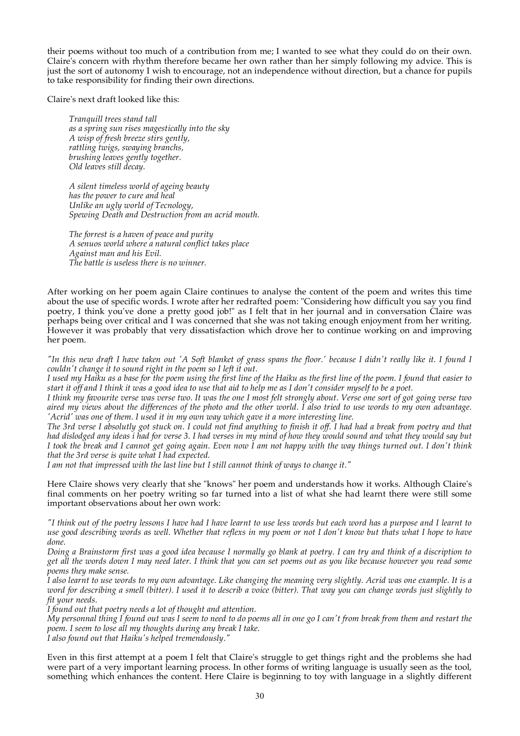their poems without too much of a contribution from me; I wanted to see what they could do on their own. Claire's concern with rhythm therefore became her own rather than her simply following my advice. This is just the sort of autonomy I wish to encourage, not an independence without direction, but a chance for pupils to take responsibility for finding their own directions.

Claire's next draft looked like this:

> *Tranquill trees stand tall*
> *as a spring sun rises magestically into the sky*
> *A wisp of fresh breeze stirs gently,*
> *rattling twigs, swaying branchs,*
> *brushing leaves gently together.*
> *Old leaves still decay.*
>
> *A silent timeless world of ageing beauty*
> *has the power to cure and heal*
> *Unlike an ugly world of Tecnology,*
> *Spewing Death and Destruction from an acrid mouth.*
>
> *The forrest is a haven of peace and purity*
> *A senuos world where a natural conflict takes place*
> *Against man and his Evil.*
> *The battle is useless there is no winner.*

After working on her poem again Claire continues to analyse the content of the poem and writes this time about the use of specific words. I wrote after her redrafted poem: "Considering how difficult you say you find poetry, I think you've done a pretty good job!" as I felt that in her journal and in conversation Claire was perhaps being over critical and I was concerned that she was not taking enough enjoyment from her writing. However it was probably that very dissatisfaction which drove her to continue working on and improving her poem.

*"In this new draft I have taken out 'A Soft blanket of grass spans the floor.' because I didn't really like it. I found I couldn't change it to sound right in the poem so I left it out.*
*I used my Haiku as a base for the poem using the first line of the Haiku as the first line of the poem. I found that easier to start it off and I think it was a good idea to use that aid to help me as I don't consider myself to be a poet.*
*I think my favourite verse was verse two. It was the one I most felt strongly about. Verse one sort of got going verse two aired my views about the differences of the photo and the other world. I also tried to use words to my own advantage. 'Acrid' was one of them. I used it in my own way which gave it a more interesting line.*
*The 3rd verse I absolutly got stuck on. I could not find anything to finish it off. I had had a break from poetry and that had dislodged any ideas i had for verse 3. I had verses in my mind of how they would sound and what they would say but I took the break and I cannot get going again. Even now I am not happy with the way things turned out. I don't think that the 3rd verse is quite what I had expected.*
*I am not that impressed with the last line but I still cannot think of ways to change it."*

Here Claire shows very clearly that she "knows" her poem and understands how it works. Although Claire's final comments on her poetry writing so far turned into a list of what she had learnt there were still some important observations about her own work:

*"I think out of the poetry lessons I have had I have learnt to use less words but each word has a purpose and I learnt to use good describing words as well. Whether that reflexs in my poem or not I don't know but thats what I hope to have done.*
*Doing a Brainstorm first was a good idea because I normally go blank at poetry. I can try and think of a discription to get all the words down I may need later. I think that you can set poems out as you like because however you read some poems they make sense.*
*I also learnt to use words to my own advantage. Like changing the meaning very slightly. Acrid was one example. It is a word for describing a smell (bitter). I used it to describ a voice (bitter). That way you can change words just slightly to fit your needs.*
*I found out that poetry needs a lot of thought and attention.*
*My personnal thing I found out was I seem to need to do poems all in one go I can't from break from them and restart the poem. I seem to lose all my thoughts during any break I take.*
*I also found out that Haiku's helped tremendously."*

Even in this first attempt at a poem I felt that Claire's struggle to get things right and the problems she had were part of a very important learning process. In other forms of writing language is usually seen as the tool, something which enhances the content. Here Claire is beginning to toy with language in a slightly different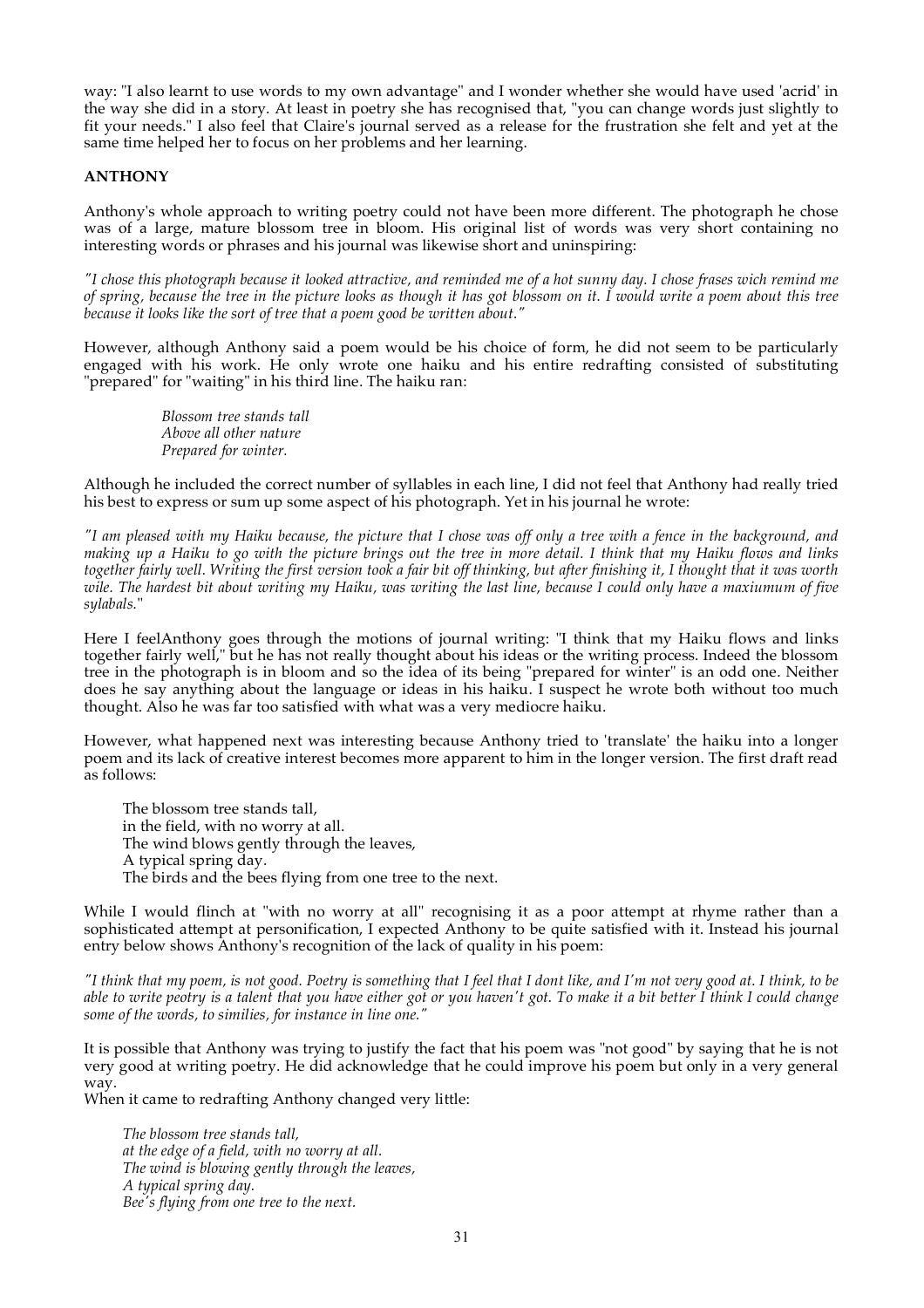way: "I also learnt to use words to my own advantage" and I wonder whether she would have used 'acrid' in the way she did in a story. At least in poetry she has recognised that, "you can change words just slightly to fit your needs." I also feel that Claire's journal served as a release for the frustration she felt and yet at the same time helped her to focus on her problems and her learning.

**ANTHONY**

Anthony's whole approach to writing poetry could not have been more different. The photograph he chose was of a large, mature blossom tree in bloom. His original list of words was very short containing no interesting words or phrases and his journal was likewise short and uninspiring:

*"I chose this photograph because it looked attractive, and reminded me of a hot sunny day. I chose frases wich remind me of spring, because the tree in the picture looks as though it has got blossom on it. I would write a poem about this tree because it looks like the sort of tree that a poem good be written about."*

However, although Anthony said a poem would be his choice of form, he did not seem to be particularly engaged with his work. He only wrote one haiku and his entire redrafting consisted of substituting "prepared" for "waiting" in his third line. The haiku ran:

> *Blossom tree stands tall*
> *Above all other nature*
> *Prepared for winter.*

Although he included the correct number of syllables in each line, I did not feel that Anthony had really tried his best to express or sum up some aspect of his photograph. Yet in his journal he wrote:

*"I am pleased with my Haiku because, the picture that I chose was off only a tree with a fence in the background, and making up a Haiku to go with the picture brings out the tree in more detail. I think that my Haiku flows and links together fairly well. Writing the first version took a fair bit off thinking, but after finishing it, I thought that it was worth wile. The hardest bit about writing my Haiku, was writing the last line, because I could only have a maxiumum of five sylabals."*

Here I feelAnthony goes through the motions of journal writing: "I think that my Haiku flows and links together fairly well," but he has not really thought about his ideas or the writing process. Indeed the blossom tree in the photograph is in bloom and so the idea of its being "prepared for winter" is an odd one. Neither does he say anything about the language or ideas in his haiku. I suspect he wrote both without too much thought. Also he was far too satisfied with what was a very mediocre haiku.

However, what happened next was interesting because Anthony tried to 'translate' the haiku into a longer poem and its lack of creative interest becomes more apparent to him in the longer version. The first draft read as follows:

> The blossom tree stands tall,
> in the field, with no worry at all.
> The wind blows gently through the leaves,
> A typical spring day.
> The birds and the bees flying from one tree to the next.

While I would flinch at "with no worry at all" recognising it as a poor attempt at rhyme rather than a sophisticated attempt at personification, I expected Anthony to be quite satisfied with it. Instead his journal entry below shows Anthony's recognition of the lack of quality in his poem:

*"I think that my poem, is not good. Poetry is something that I feel that I dont like, and I'm not very good at. I think, to be able to write peotry is a talent that you have either got or you haven't got. To make it a bit better I think I could change some of the words, to similies, for instance in line one."*

It is possible that Anthony was trying to justify the fact that his poem was "not good" by saying that he is not very good at writing poetry. He did acknowledge that he could improve his poem but only in a very general way.

When it came to redrafting Anthony changed very little:

> *The blossom tree stands tall,*
> *at the edge of a field, with no worry at all.*
> *The wind is blowing gently through the leaves,*
> *A typical spring day.*
> *Bee's flying from one tree to the next.*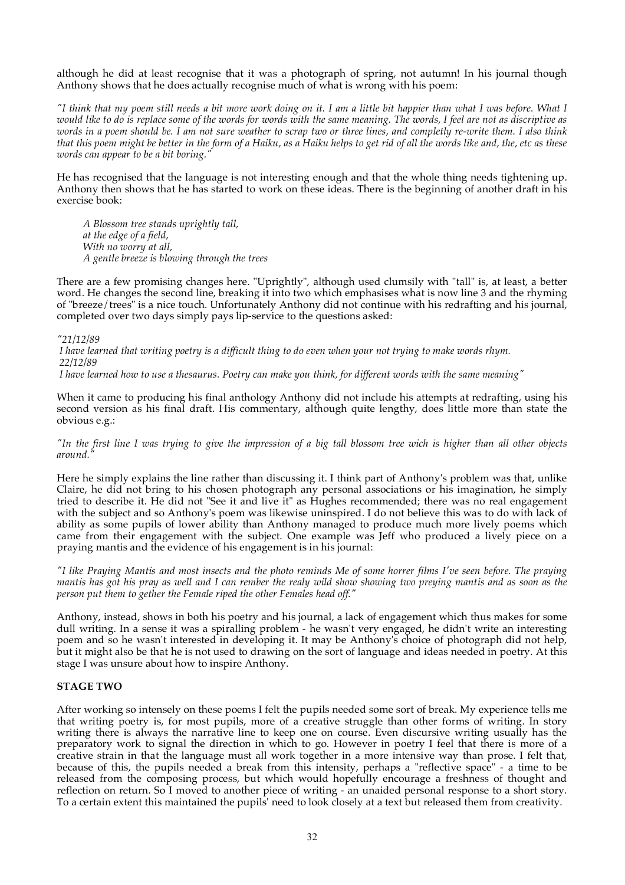although he did at least recognise that it was a photograph of spring, not autumn! In his journal though Anthony shows that he does actually recognise much of what is wrong with his poem:

*"I think that my poem still needs a bit more work doing on it. I am a little bit happier than what I was before. What I would like to do is replace some of the words for words with the same meaning. The words, I feel are not as discriptive as words in a poem should be. I am not sure weather to scrap two or three lines, and completly re-write them. I also think that this poem might be better in the form of a Haiku, as a Haiku helps to get rid of all the words like and, the, etc as these words can appear to be a bit boring."*

He has recognised that the language is not interesting enough and that the whole thing needs tightening up. Anthony then shows that he has started to work on these ideas. There is the beginning of another draft in his exercise book:

> *A Blossom tree stands uprightly tall,*
> *at the edge of a field,*
> *With no worry at all,*
> *A gentle breeze is blowing through the trees*

There are a few promising changes here. "Uprightly", although used clumsily with "tall" is, at least, a better word. He changes the second line, breaking it into two which emphasises what is now line 3 and the rhyming of "breeze/trees" is a nice touch. Unfortunately Anthony did not continue with his redrafting and his journal, completed over two days simply pays lip-service to the questions asked:

*"21/12/89*
*I have learned that writing poetry is a difficult thing to do even when your not trying to make words rhym.*
*22/12/89*
*I have learned how to use a thesaurus. Poetry can make you think, for different words with the same meaning"*

When it came to producing his final anthology Anthony did not include his attempts at redrafting, using his second version as his final draft. His commentary, although quite lengthy, does little more than state the obvious e.g.:

*"In the first line I was trying to give the impression of a big tall blossom tree wich is higher than all other objects around."*

Here he simply explains the line rather than discussing it. I think part of Anthony's problem was that, unlike Claire, he did not bring to his chosen photograph any personal associations or his imagination, he simply tried to describe it. He did not "See it and live it" as Hughes recommended; there was no real engagement with the subject and so Anthony's poem was likewise uninspired. I do not believe this was to do with lack of ability as some pupils of lower ability than Anthony managed to produce much more lively poems which came from their engagement with the subject. One example was Jeff who produced a lively piece on a praying mantis and the evidence of his engagement is in his journal:

*"I like Praying Mantis and most insects and the photo reminds Me of some horrer films I've seen before. The praying mantis has got his pray as well and I can rember the realy wild show showing two preying mantis and as soon as the person put them to gether the Female riped the other Females head off."*

Anthony, instead, shows in both his poetry and his journal, a lack of engagement which thus makes for some dull writing. In a sense it was a spiralling problem - he wasn't very engaged, he didn't write an interesting poem and so he wasn't interested in developing it. It may be Anthony's choice of photograph did not help, but it might also be that he is not used to drawing on the sort of language and ideas needed in poetry. At this stage I was unsure about how to inspire Anthony.

**STAGE TWO**

After working so intensely on these poems I felt the pupils needed some sort of break. My experience tells me that writing poetry is, for most pupils, more of a creative struggle than other forms of writing. In story writing there is always the narrative line to keep one on course. Even discursive writing usually has the preparatory work to signal the direction in which to go. However in poetry I feel that there is more of a creative strain in that the language must all work together in a more intensive way than prose. I felt that, because of this, the pupils needed a break from this intensity, perhaps a "reflective space" - a time to be released from the composing process, but which would hopefully encourage a freshness of thought and reflection on return. So I moved to another piece of writing - an unaided personal response to a short story. To a certain extent this maintained the pupils' need to look closely at a text but released them from creativity.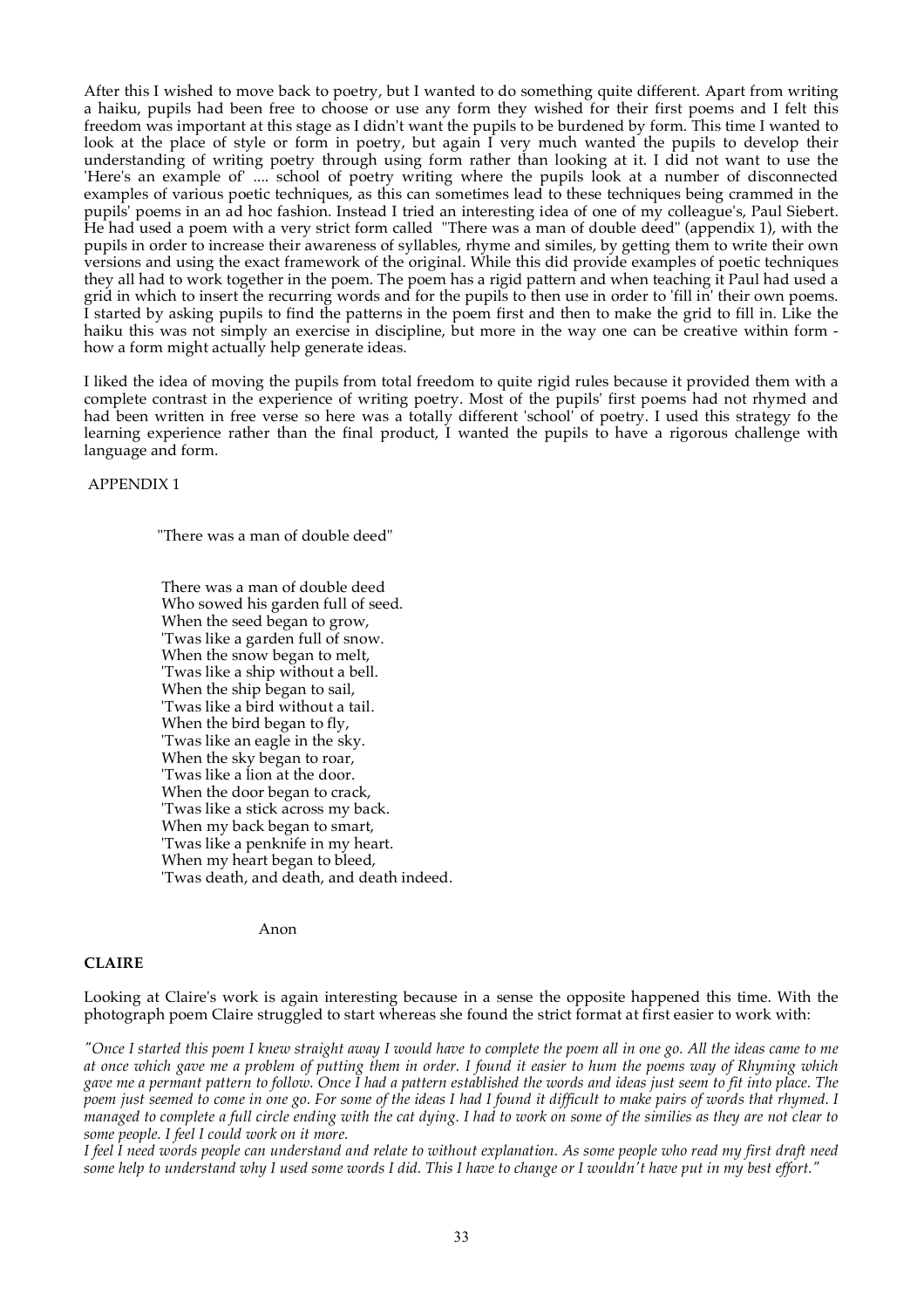After this I wished to move back to poetry, but I wanted to do something quite different. Apart from writing a haiku, pupils had been free to choose or use any form they wished for their first poems and I felt this freedom was important at this stage as I didn't want the pupils to be burdened by form. This time I wanted to look at the place of style or form in poetry, but again I very much wanted the pupils to develop their understanding of writing poetry through using form rather than looking at it. I did not want to use the 'Here's an example of' .... school of poetry writing where the pupils look at a number of disconnected examples of various poetic techniques, as this can sometimes lead to these techniques being crammed in the pupils' poems in an ad hoc fashion. Instead I tried an interesting idea of one of my colleague's, Paul Siebert. He had used a poem with a very strict form called "There was a man of double deed" (appendix 1), with the pupils in order to increase their awareness of syllables, rhyme and similes, by getting them to write their own versions and using the exact framework of the original. While this did provide examples of poetic techniques they all had to work together in the poem. The poem has a rigid pattern and when teaching it Paul had used a grid in which to insert the recurring words and for the pupils to then use in order to 'fill in' their own poems. I started by asking pupils to find the patterns in the poem first and then to make the grid to fill in. Like the haiku this was not simply an exercise in discipline, but more in the way one can be creative within form - how a form might actually help generate ideas.

I liked the idea of moving the pupils from total freedom to quite rigid rules because it provided them with a complete contrast in the experience of writing poetry. Most of the pupils' first poems had not rhymed and had been written in free verse so here was a totally different 'school' of poetry. I used this strategy fo the learning experience rather than the final product, I wanted the pupils to have a rigorous challenge with language and form.

APPENDIX 1

"There was a man of double deed"

There was a man of double deed  
Who sowed his garden full of seed.  
When the seed began to grow,  
'Twas like a garden full of snow.  
When the snow began to melt,  
'Twas like a ship without a bell.  
When the ship began to sail,  
'Twas like a bird without a tail.  
When the bird began to fly,  
'Twas like an eagle in the sky.  
When the sky began to roar,  
'Twas like a lion at the door.  
When the door began to crack,  
'Twas like a stick across my back.  
When my back began to smart,  
'Twas like a penknife in my heart.  
When my heart began to bleed,  
'Twas death, and death, and death indeed.

Anon

**CLAIRE**

Looking at Claire's work is again interesting because in a sense the opposite happened this time. With the photograph poem Claire struggled to start whereas she found the strict format at first easier to work with:

*"Once I started this poem I knew straight away I would have to complete the poem all in one go. All the ideas came to me at once which gave me a problem of putting them in order. I found it easier to hum the poems way of Rhyming which gave me a permant pattern to follow. Once I had a pattern established the words and ideas just seem to fit into place. The poem just seemed to come in one go. For some of the ideas I had I found it difficult to make pairs of words that rhymed. I managed to complete a full circle ending with the cat dying. I had to work on some of the similies as they are not clear to some people. I feel I could work on it more.*

*I feel I need words people can understand and relate to without explanation. As some people who read my first draft need some help to understand why I used some words I did. This I have to change or I wouldn't have put in my best effort."*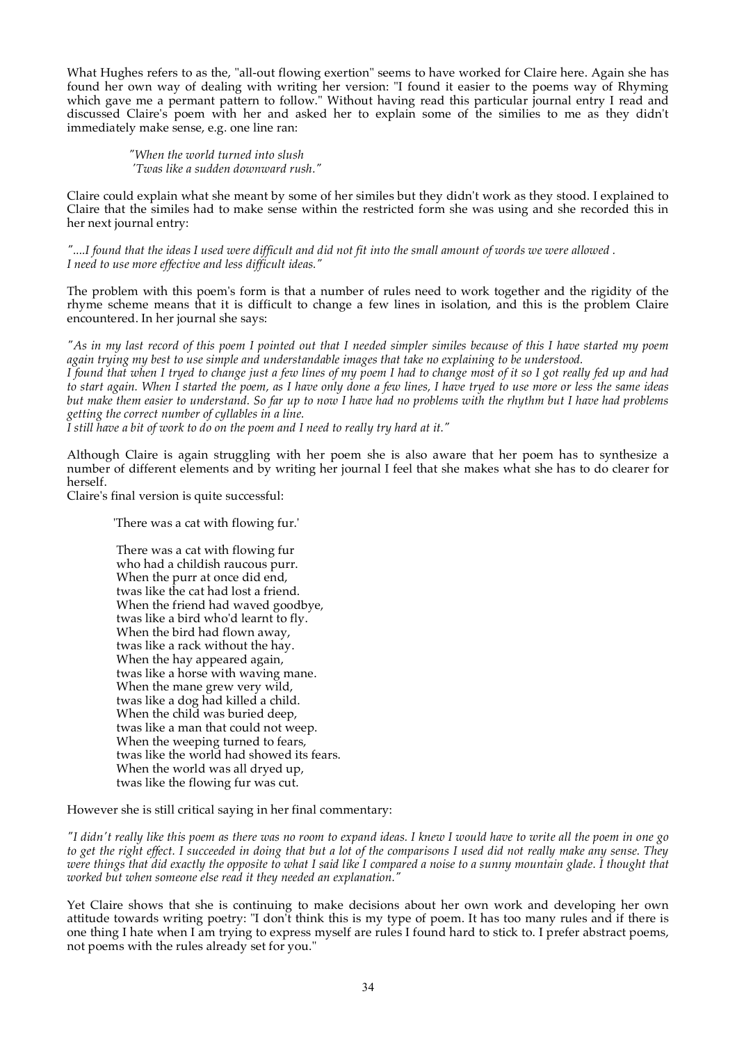What Hughes refers to as the, "all-out flowing exertion" seems to have worked for Claire here. Again she has found her own way of dealing with writing her version: "I found it easier to the poems way of Rhyming which gave me a permant pattern to follow." Without having read this particular journal entry I read and discussed Claire's poem with her and asked her to explain some of the similies to me as they didn't immediately make sense, e.g. one line ran:

> *"When the world turned into slush*
> *'Twas like a sudden downward rush."*

Claire could explain what she meant by some of her similes but they didn't work as they stood. I explained to Claire that the similes had to make sense within the restricted form she was using and she recorded this in her next journal entry:

*"....I found that the ideas I used were difficult and did not fit into the small amount of words we were allowed . I need to use more effective and less difficult ideas."*

The problem with this poem's form is that a number of rules need to work together and the rigidity of the rhyme scheme means that it is difficult to change a few lines in isolation, and this is the problem Claire encountered. In her journal she says:

*"As in my last record of this poem I pointed out that I needed simpler similes because of this I have started my poem again trying my best to use simple and understandable images that take no explaining to be understood.*
*I found that when I tryed to change just a few lines of my poem I had to change most of it so I got really fed up and had to start again. When I started the poem, as I have only done a few lines, I have tryed to use more or less the same ideas but make them easier to understand. So far up to now I have had no problems with the rhythm but I have had problems getting the correct number of cyllables in a line.*
*I still have a bit of work to do on the poem and I need to really try hard at it."*

Although Claire is again struggling with her poem she is also aware that her poem has to synthesize a number of different elements and by writing her journal I feel that she makes what she has to do clearer for herself.
Claire's final version is quite successful:

> 'There was a cat with flowing fur.'
>
> There was a cat with flowing fur
> who had a childish raucous purr.
> When the purr at once did end,
> twas like the cat had lost a friend.
> When the friend had waved goodbye,
> twas like a bird who'd learnt to fly.
> When the bird had flown away,
> twas like a rack without the hay.
> When the hay appeared again,
> twas like a horse with waving mane.
> When the mane grew very wild,
> twas like a dog had killed a child.
> When the child was buried deep,
> twas like a man that could not weep.
> When the weeping turned to fears,
> twas like the world had showed its fears.
> When the world was all dryed up,
> twas like the flowing fur was cut.

However she is still critical saying in her final commentary:

*"I didn't really like this poem as there was no room to expand ideas. I knew I would have to write all the poem in one go to get the right effect. I succeeded in doing that but a lot of the comparisons I used did not really make any sense. They were things that did exactly the opposite to what I said like I compared a noise to a sunny mountain glade. I thought that worked but when someone else read it they needed an explanation."*

Yet Claire shows that she is continuing to make decisions about her own work and developing her own attitude towards writing poetry: "I don't think this is my type of poem. It has too many rules and if there is one thing I hate when I am trying to express myself are rules I found hard to stick to. I prefer abstract poems, not poems with the rules already set for you."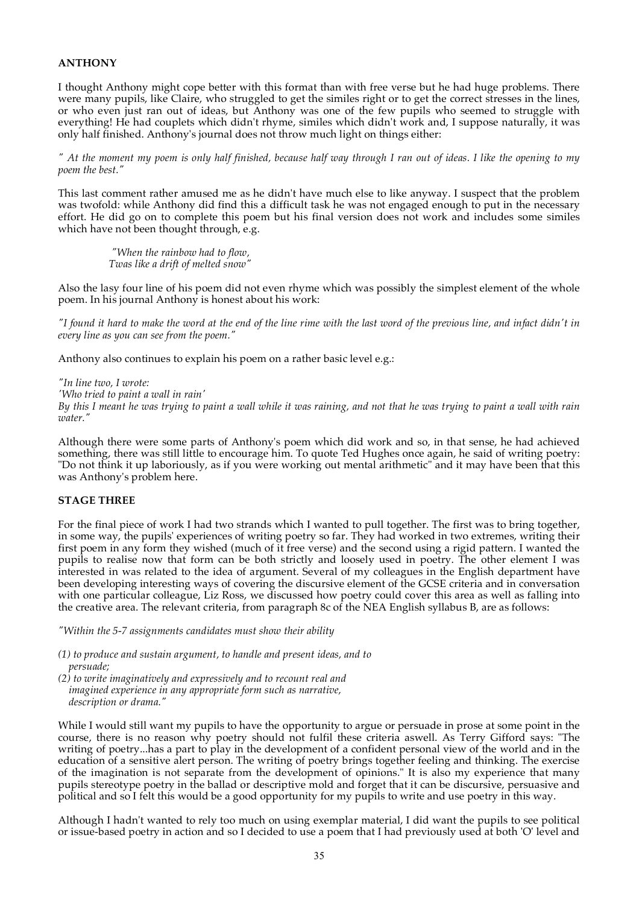**ANTHONY**

I thought Anthony might cope better with this format than with free verse but he had huge problems. There were many pupils, like Claire, who struggled to get the similes right or to get the correct stresses in the lines, or who even just ran out of ideas, but Anthony was one of the few pupils who seemed to struggle with everything! He had couplets which didn't rhyme, similes which didn't work and, I suppose naturally, it was only half finished. Anthony's journal does not throw much light on things either:

*" At the moment my poem is only half finished, because half way through I ran out of ideas. I like the opening to my poem the best."*

This last comment rather amused me as he didn't have much else to like anyway. I suspect that the problem was twofold: while Anthony did find this a difficult task he was not engaged enough to put in the necessary effort. He did go on to complete this poem but his final version does not work and includes some similes which have not been thought through, e.g.

> *"When the rainbow had to flow,*
> *Twas like a drift of melted snow"*

Also the lasy four line of his poem did not even rhyme which was possibly the simplest element of the whole poem. In his journal Anthony is honest about his work:

*"I found it hard to make the word at the end of the line rime with the last word of the previous line, and infact didn't in every line as you can see from the poem."*

Anthony also continues to explain his poem on a rather basic level e.g.:

*"In line two, I wrote:*
*'Who tried to paint a wall in rain'*
*By this I meant he was trying to paint a wall while it was raining, and not that he was trying to paint a wall with rain water."*

Although there were some parts of Anthony's poem which did work and so, in that sense, he had achieved something, there was still little to encourage him. To quote Ted Hughes once again, he said of writing poetry: "Do not think it up laboriously, as if you were working out mental arithmetic" and it may have been that this was Anthony's problem here.

**STAGE THREE**

For the final piece of work I had two strands which I wanted to pull together. The first was to bring together, in some way, the pupils' experiences of writing poetry so far. They had worked in two extremes, writing their first poem in any form they wished (much of it free verse) and the second using a rigid pattern. I wanted the pupils to realise now that form can be both strictly and loosely used in poetry. The other element I was interested in was related to the idea of argument. Several of my colleagues in the English department have been developing interesting ways of covering the discursive element of the GCSE criteria and in conversation with one particular colleague, Liz Ross, we discussed how poetry could cover this area as well as falling into the creative area. The relevant criteria, from paragraph 8c of the NEA English syllabus B, are as follows:

*"Within the 5-7 assignments candidates must show their ability*

*(1) to produce and sustain argument, to handle and present ideas, and to persuade;*
*(2) to write imaginatively and expressively and to recount real and imagined experience in any appropriate form such as narrative, description or drama."*

While I would still want my pupils to have the opportunity to argue or persuade in prose at some point in the course, there is no reason why poetry should not fulfil these criteria aswell. As Terry Gifford says: "The writing of poetry...has a part to play in the development of a confident personal view of the world and in the education of a sensitive alert person. The writing of poetry brings together feeling and thinking. The exercise of the imagination is not separate from the development of opinions." It is also my experience that many pupils stereotype poetry in the ballad or descriptive mold and forget that it can be discursive, persuasive and political and so I felt this would be a good opportunity for my pupils to write and use poetry in this way.

Although I hadn't wanted to rely too much on using exemplar material, I did want the pupils to see political or issue-based poetry in action and so I decided to use a poem that I had previously used at both 'O' level and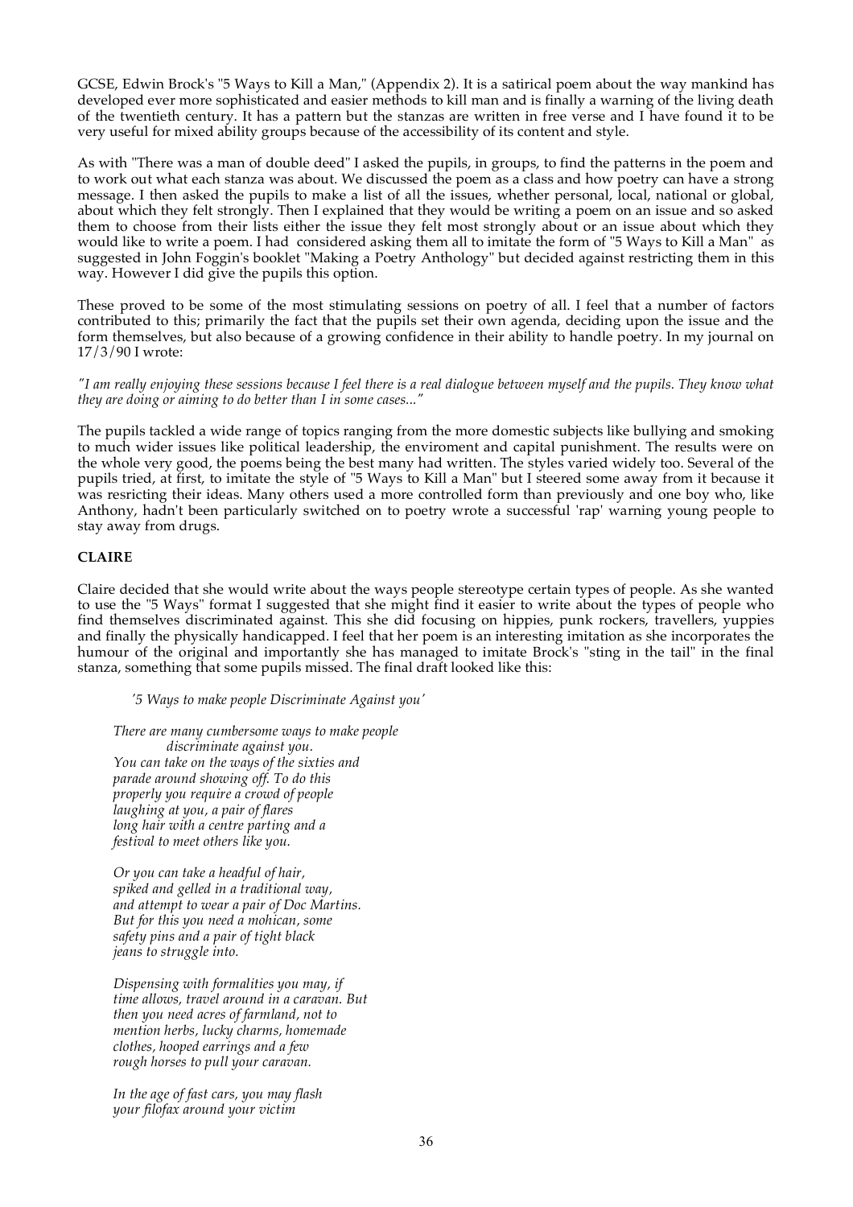GCSE, Edwin Brock's "5 Ways to Kill a Man," (Appendix 2). It is a satirical poem about the way mankind has developed ever more sophisticated and easier methods to kill man and is finally a warning of the living death of the twentieth century. It has a pattern but the stanzas are written in free verse and I have found it to be very useful for mixed ability groups because of the accessibility of its content and style.

As with "There was a man of double deed" I asked the pupils, in groups, to find the patterns in the poem and to work out what each stanza was about. We discussed the poem as a class and how poetry can have a strong message. I then asked the pupils to make a list of all the issues, whether personal, local, national or global, about which they felt strongly. Then I explained that they would be writing a poem on an issue and so asked them to choose from their lists either the issue they felt most strongly about or an issue about which they would like to write a poem. I had considered asking them all to imitate the form of "5 Ways to Kill a Man" as suggested in John Foggin's booklet "Making a Poetry Anthology" but decided against restricting them in this way. However I did give the pupils this option.

These proved to be some of the most stimulating sessions on poetry of all. I feel that a number of factors contributed to this; primarily the fact that the pupils set their own agenda, deciding upon the issue and the form themselves, but also because of a growing confidence in their ability to handle poetry. In my journal on 17/3/90 I wrote:

*"I am really enjoying these sessions because I feel there is a real dialogue between myself and the pupils. They know what they are doing or aiming to do better than I in some cases..."*

The pupils tackled a wide range of topics ranging from the more domestic subjects like bullying and smoking to much wider issues like political leadership, the enviroment and capital punishment. The results were on the whole very good, the poems being the best many had written. The styles varied widely too. Several of the pupils tried, at first, to imitate the style of "5 Ways to Kill a Man" but I steered some away from it because it was resricting their ideas. Many others used a more controlled form than previously and one boy who, like Anthony, hadn't been particularly switched on to poetry wrote a successful 'rap' warning young people to stay away from drugs.

**CLAIRE**

Claire decided that she would write about the ways people stereotype certain types of people. As she wanted to use the "5 Ways" format I suggested that she might find it easier to write about the types of people who find themselves discriminated against. This she did focusing on hippies, punk rockers, travellers, yuppies and finally the physically handicapped. I feel that her poem is an interesting imitation as she incorporates the humour of the original and importantly she has managed to imitate Brock's "sting in the tail" in the final stanza, something that some pupils missed. The final draft looked like this:

*'5 Ways to make people Discriminate Against you'*

*There are many cumbersome ways to make people*
*discriminate against you.*
*You can take on the ways of the sixties and*
*parade around showing off. To do this*
*properly you require a crowd of people*
*laughing at you, a pair of flares*
*long hair with a centre parting and a*
*festival to meet others like you.*

*Or you can take a headful of hair,*
*spiked and gelled in a traditional way,*
*and attempt to wear a pair of Doc Martins.*
*But for this you need a mohican, some*
*safety pins and a pair of tight black*
*jeans to struggle into.*

*Dispensing with formalities you may, if*
*time allows, travel around in a caravan. But*
*then you need acres of farmland, not to*
*mention herbs, lucky charms, homemade*
*clothes, hooped earrings and a few*
*rough horses to pull your caravan.*

*In the age of fast cars, you may flash*
*your filofax around your victim*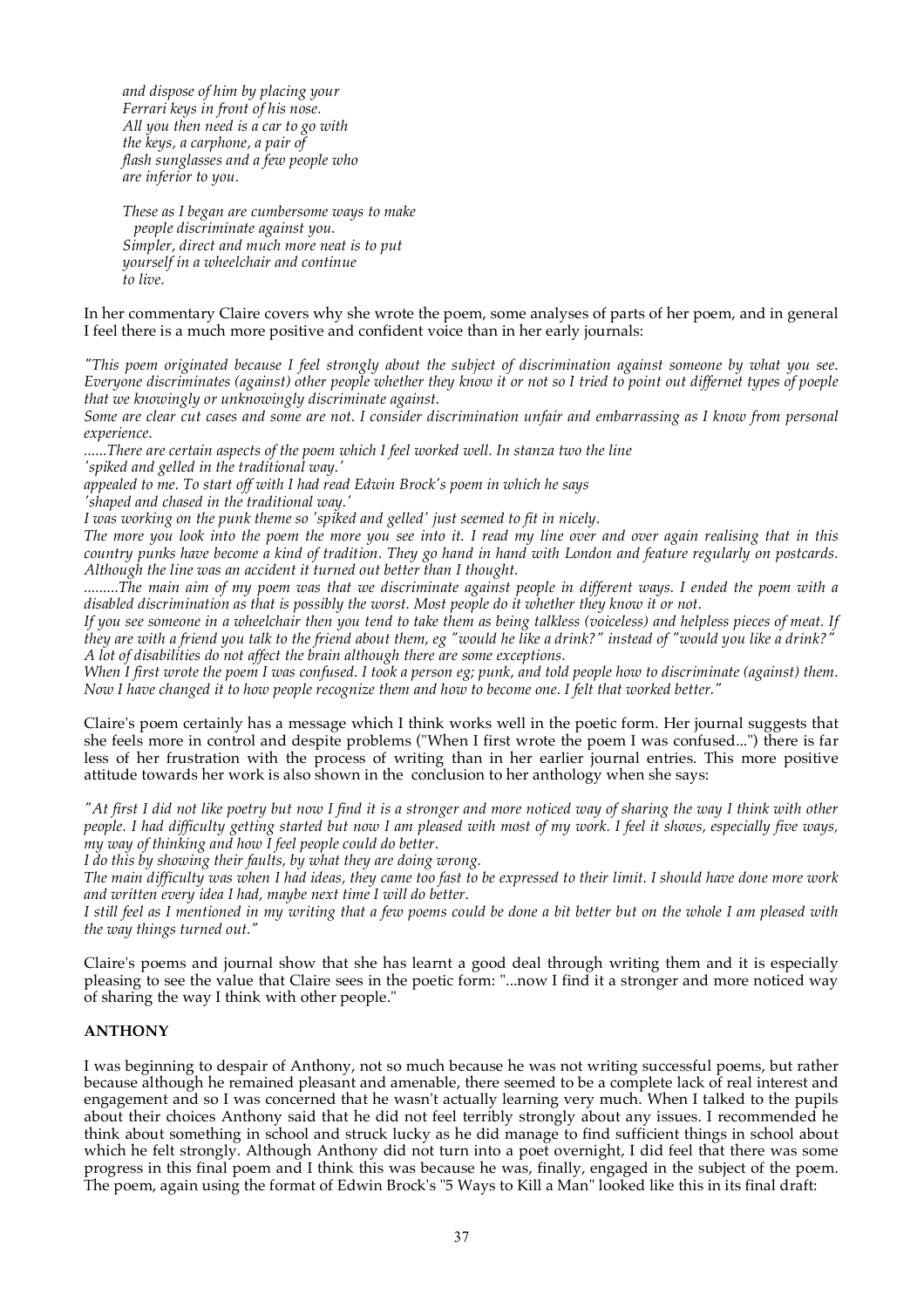*and dispose of him by placing your*
*Ferrari keys in front of his nose.*
*All you then need is a car to go with*
*the keys, a carphone, a pair of*
*flash sunglasses and a few people who*
*are inferior to you.*

*These as I began are cumbersome ways to make*
*people discriminate against you.*
*Simpler, direct and much more neat is to put*
*yourself in a wheelchair and continue*
*to live.*

In her commentary Claire covers why she wrote the poem, some analyses of parts of her poem, and in general I feel there is a much more positive and confident voice than in her early journals:

*"This poem originated because I feel strongly about the subject of discrimination against someone by what you see. Everyone discriminates (against) other people whether they know it or not so I tried to point out differnet types of poeple that we knowingly or unknowingly discriminate against.*

*Some are clear cut cases and some are not. I consider discrimination unfair and embarrassing as I know from personal experience.*

*......There are certain aspects of the poem which I feel worked well. In stanza two the line*

*'spiked and gelled in the traditional way.'*

*appealed to me. To start off with I had read Edwin Brock's poem in which he says*

*'shaped and chased in the traditional way.'*

*I was working on the punk theme so 'spiked and gelled' just seemed to fit in nicely.*

*The more you look into the poem the more you see into it. I read my line over and over again realising that in this country punks have become a kind of tradition. They go hand in hand with London and feature regularly on postcards. Although the line was an accident it turned out better than I thought.*

*.........The main aim of my poem was that we discriminate against people in different ways. I ended the poem with a disabled discrimination as that is possibly the worst. Most people do it whether they know it or not.*

*If you see someone in a wheelchair then you tend to take them as being talkless (voiceless) and helpless pieces of meat. If they are with a friend you talk to the friend about them, eg "would he like a drink?" instead of "would you like a drink?" A lot of disabilities do not affect the brain although there are some exceptions.*

*When I first wrote the poem I was confused. I took a person eg; punk, and told people how to discriminate (against) them. Now I have changed it to how people recognize them and how to become one. I felt that worked better."*

Claire's poem certainly has a message which I think works well in the poetic form. Her journal suggests that she feels more in control and despite problems ("When I first wrote the poem I was confused...") there is far less of her frustration with the process of writing than in her earlier journal entries. This more positive attitude towards her work is also shown in the conclusion to her anthology when she says:

*"At first I did not like poetry but now I find it is a stronger and more noticed way of sharing the way I think with other people. I had difficulty getting started but now I am pleased with most of my work. I feel it shows, especially five ways, my way of thinking and how I feel people could do better.*

*I do this by showing their faults, by what they are doing wrong.*

*The main difficulty was when I had ideas, they came too fast to be expressed to their limit. I should have done more work and written every idea I had, maybe next time I will do better.*

*I still feel as I mentioned in my writing that a few poems could be done a bit better but on the whole I am pleased with the way things turned out."*

Claire's poems and journal show that she has learnt a good deal through writing them and it is especially pleasing to see the value that Claire sees in the poetic form: "...now I find it a stronger and more noticed way of sharing the way I think with other people."

**ANTHONY**

I was beginning to despair of Anthony, not so much because he was not writing successful poems, but rather because although he remained pleasant and amenable, there seemed to be a complete lack of real interest and engagement and so I was concerned that he wasn't actually learning very much. When I talked to the pupils about their choices Anthony said that he did not feel terribly strongly about any issues. I recommended he think about something in school and struck lucky as he did manage to find sufficient things in school about which he felt strongly. Although Anthony did not turn into a poet overnight, I did feel that there was some progress in this final poem and I think this was because he was, finally, engaged in the subject of the poem. The poem, again using the format of Edwin Brock's "5 Ways to Kill a Man" looked like this in its final draft: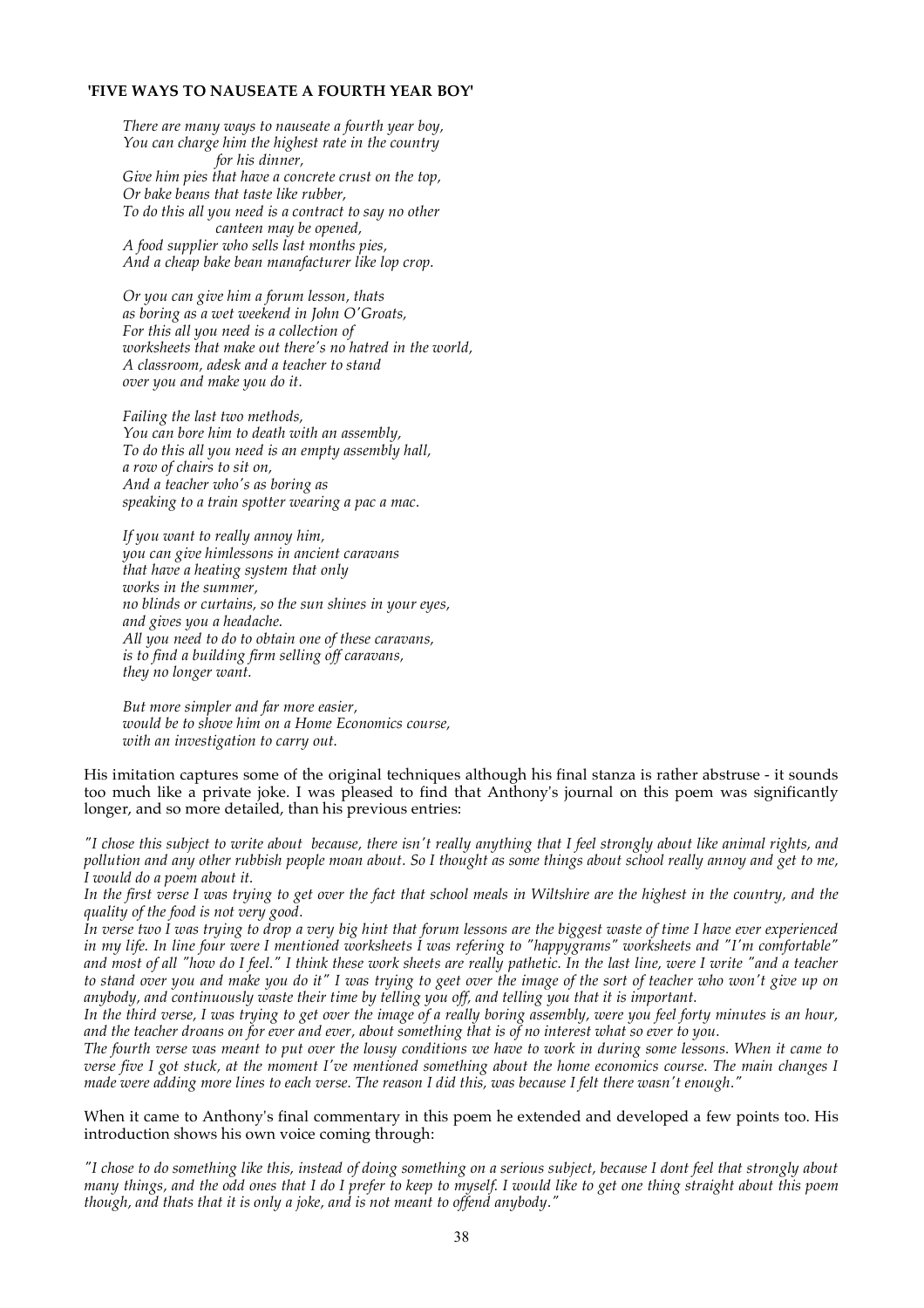**'FIVE WAYS TO NAUSEATE A FOURTH YEAR BOY'**

*There are many ways to nauseate a fourth year boy,*
*You can charge him the highest rate in the country*
*for his dinner,*
*Give him pies that have a concrete crust on the top,*
*Or bake beans that taste like rubber,*
*To do this all you need is a contract to say no other*
*canteen may be opened,*
*A food supplier who sells last months pies,*
*And a cheap bake bean manafacturer like lop crop.*

*Or you can give him a forum lesson, thats*
*as boring as a wet weekend in John O'Groats,*
*For this all you need is a collection of*
*worksheets that make out there's no hatred in the world,*
*A classroom, adesk and a teacher to stand*
*over you and make you do it.*

*Failing the last two methods,*
*You can bore him to death with an assembly,*
*To do this all you need is an empty assembly hall,*
*a row of chairs to sit on,*
*And a teacher who's as boring as*
*speaking to a train spotter wearing a pac a mac.*

*If you want to really annoy him,*
*you can give himlessons in ancient caravans*
*that have a heating system that only*
*works in the summer,*
*no blinds or curtains, so the sun shines in your eyes,*
*and gives you a headache.*
*All you need to do to obtain one of these caravans,*
*is to find a building firm selling off caravans,*
*they no longer want.*

*But more simpler and far more easier,*
*would be to shove him on a Home Economics course,*
*with an investigation to carry out.*

His imitation captures some of the original techniques although his final stanza is rather abstruse - it sounds too much like a private joke. I was pleased to find that Anthony's journal on this poem was significantly longer, and so more detailed, than his previous entries:

*"I chose this subject to write about because, there isn't really anything that I feel strongly about like animal rights, and pollution and any other rubbish people moan about. So I thought as some things about school really annoy and get to me, I would do a poem about it.*
*In the first verse I was trying to get over the fact that school meals in Wiltshire are the highest in the country, and the quality of the food is not very good.*
*In verse two I was trying to drop a very big hint that forum lessons are the biggest waste of time I have ever experienced in my life. In line four were I mentioned worksheets I was refering to "happygrams" worksheets and "I'm comfortable" and most of all "how do I feel." I think these work sheets are really pathetic. In the last line, were I write "and a teacher to stand over you and make you do it" I was trying to geet over the image of the sort of teacher who won't give up on anybody, and continuously waste their time by telling you off, and telling you that it is important.*
*In the third verse, I was trying to get over the image of a really boring assembly, were you feel forty minutes is an hour, and the teacher droans on for ever and ever, about something that is of no interest what so ever to you.*
*The fourth verse was meant to put over the lousy conditions we have to work in during some lessons. When it came to verse five I got stuck, at the moment I've mentioned something about the home economics course. The main changes I made were adding more lines to each verse. The reason I did this, was because I felt there wasn't enough."*

When it came to Anthony's final commentary in this poem he extended and developed a few points too. His introduction shows his own voice coming through:

*"I chose to do something like this, instead of doing something on a serious subject, because I dont feel that strongly about many things, and the odd ones that I do I prefer to keep to myself. I would like to get one thing straight about this poem though, and thats that it is only a joke, and is not meant to offend anybody."*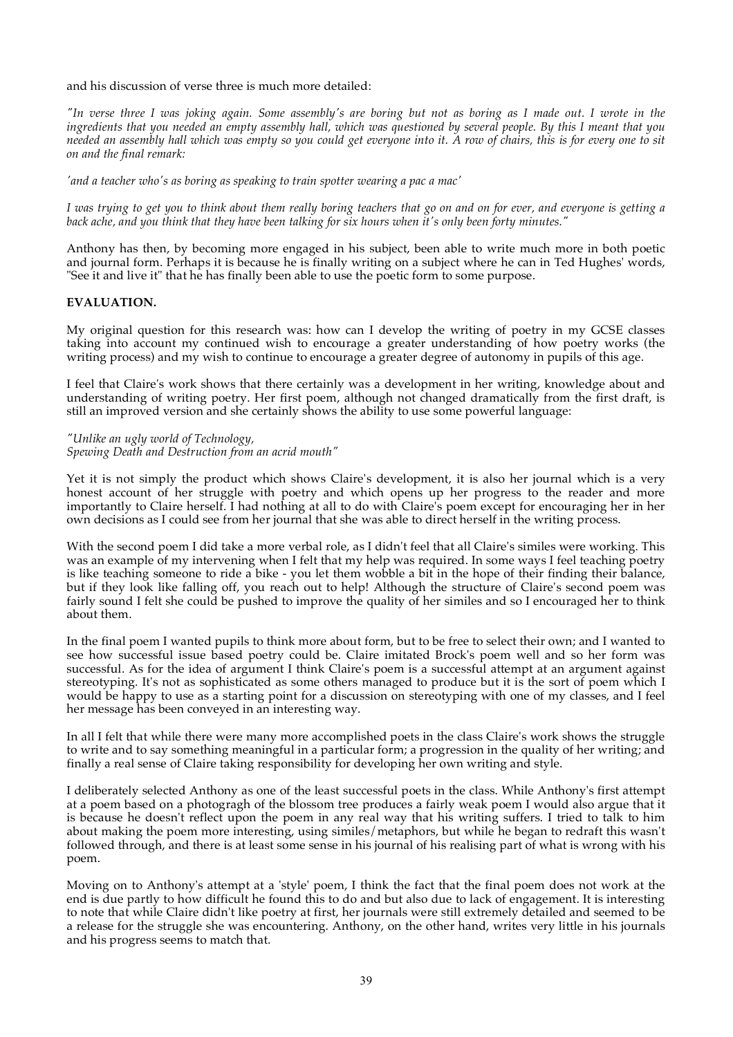and his discussion of verse three is much more detailed:

*"In verse three I was joking again. Some assembly's are boring but not as boring as I made out. I wrote in the ingredients that you needed an empty assembly hall, which was questioned by several people. By this I meant that you needed an assembly hall which was empty so you could get everyone into it. A row of chairs, this is for every one to sit on and the final remark:*

*'and a teacher who's as boring as speaking to train spotter wearing a pac a mac'*

*I was trying to get you to think about them really boring teachers that go on and on for ever, and everyone is getting a back ache, and you think that they have been talking for six hours when it's only been forty minutes."*

Anthony has then, by becoming more engaged in his subject, been able to write much more in both poetic and journal form. Perhaps it is because he is finally writing on a subject where he can in Ted Hughes' words, "See it and live it" that he has finally been able to use the poetic form to some purpose.

**EVALUATION.**

My original question for this research was: how can I develop the writing of poetry in my GCSE classes taking into account my continued wish to encourage a greater understanding of how poetry works (the writing process) and my wish to continue to encourage a greater degree of autonomy in pupils of this age.

I feel that Claire's work shows that there certainly was a development in her writing, knowledge about and understanding of writing poetry. Her first poem, although not changed dramatically from the first draft, is still an improved version and she certainly shows the ability to use some powerful language:

*"Unlike an ugly world of Technology,*
*Spewing Death and Destruction from an acrid mouth"*

Yet it is not simply the product which shows Claire's development, it is also her journal which is a very honest account of her struggle with poetry and which opens up her progress to the reader and more importantly to Claire herself. I had nothing at all to do with Claire's poem except for encouraging her in her own decisions as I could see from her journal that she was able to direct herself in the writing process.

With the second poem I did take a more verbal role, as I didn't feel that all Claire's similes were working. This was an example of my intervening when I felt that my help was required. In some ways I feel teaching poetry is like teaching someone to ride a bike - you let them wobble a bit in the hope of their finding their balance, but if they look like falling off, you reach out to help! Although the structure of Claire's second poem was fairly sound I felt she could be pushed to improve the quality of her similes and so I encouraged her to think about them.

In the final poem I wanted pupils to think more about form, but to be free to select their own; and I wanted to see how successful issue based poetry could be. Claire imitated Brock's poem well and so her form was successful. As for the idea of argument I think Claire's poem is a successful attempt at an argument against stereotyping. It's not as sophisticated as some others managed to produce but it is the sort of poem which I would be happy to use as a starting point for a discussion on stereotyping with one of my classes, and I feel her message has been conveyed in an interesting way.

In all I felt that while there were many more accomplished poets in the class Claire's work shows the struggle to write and to say something meaningful in a particular form; a progression in the quality of her writing; and finally a real sense of Claire taking responsibility for developing her own writing and style.

I deliberately selected Anthony as one of the least successful poets in the class. While Anthony's first attempt at a poem based on a photogragh of the blossom tree produces a fairly weak poem I would also argue that it is because he doesn't reflect upon the poem in any real way that his writing suffers. I tried to talk to him about making the poem more interesting, using similes/metaphors, but while he began to redraft this wasn't followed through, and there is at least some sense in his journal of his realising part of what is wrong with his poem.

Moving on to Anthony's attempt at a 'style' poem, I think the fact that the final poem does not work at the end is due partly to how difficult he found this to do and but also due to lack of engagement. It is interesting to note that while Claire didn't like poetry at first, her journals were still extremely detailed and seemed to be a release for the struggle she was encountering. Anthony, on the other hand, writes very little in his journals and his progress seems to match that.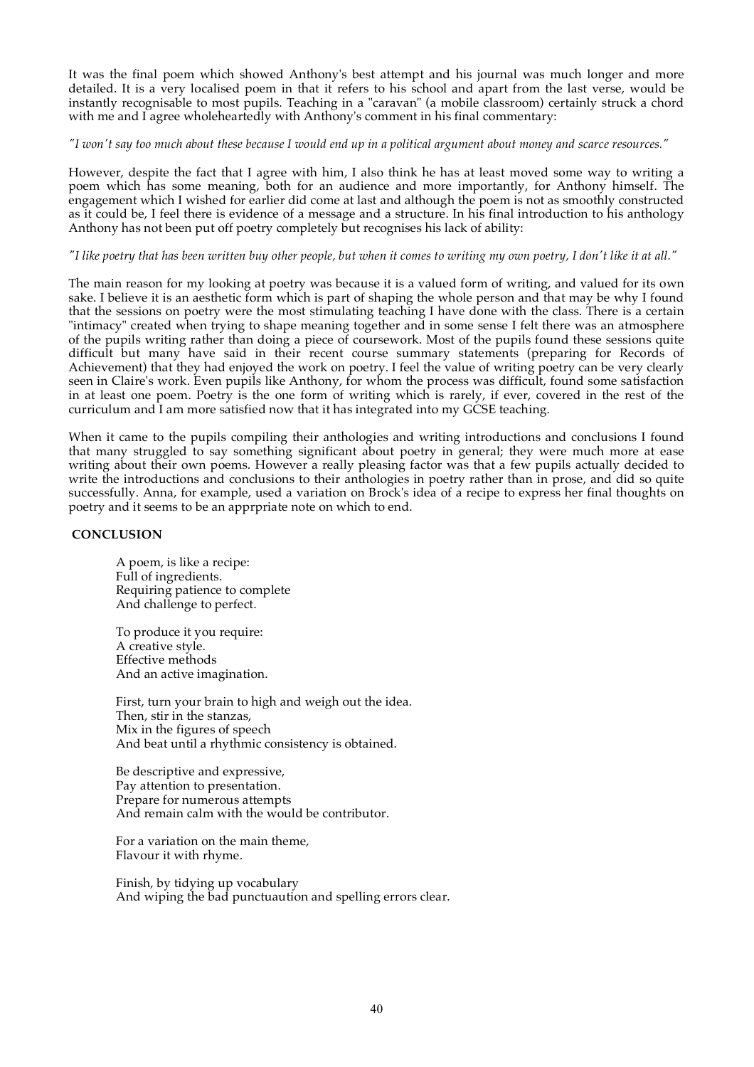It was the final poem which showed Anthony's best attempt and his journal was much longer and more detailed. It is a very localised poem in that it refers to his school and apart from the last verse, would be instantly recognisable to most pupils. Teaching in a "caravan" (a mobile classroom) certainly struck a chord with me and I agree wholeheartedly with Anthony's comment in his final commentary:

*"I won't say too much about these because I would end up in a political argument about money and scarce resources."*

However, despite the fact that I agree with him, I also think he has at least moved some way to writing a poem which has some meaning, both for an audience and more importantly, for Anthony himself. The engagement which I wished for earlier did come at last and although the poem is not as smoothly constructed as it could be, I feel there is evidence of a message and a structure. In his final introduction to his anthology Anthony has not been put off poetry completely but recognises his lack of ability:

*"I like poetry that has been written buy other people, but when it comes to writing my own poetry, I don't like it at all."*

The main reason for my looking at poetry was because it is a valued form of writing, and valued for its own sake. I believe it is an aesthetic form which is part of shaping the whole person and that may be why I found that the sessions on poetry were the most stimulating teaching I have done with the class. There is a certain "intimacy" created when trying to shape meaning together and in some sense I felt there was an atmosphere of the pupils writing rather than doing a piece of coursework. Most of the pupils found these sessions quite difficult but many have said in their recent course summary statements (preparing for Records of Achievement) that they had enjoyed the work on poetry. I feel the value of writing poetry can be very clearly seen in Claire's work. Even pupils like Anthony, for whom the process was difficult, found some satisfaction in at least one poem. Poetry is the one form of writing which is rarely, if ever, covered in the rest of the curriculum and I am more satisfied now that it has integrated into my GCSE teaching.

When it came to the pupils compiling their anthologies and writing introductions and conclusions I found that many struggled to say something significant about poetry in general; they were much more at ease writing about their own poems. However a really pleasing factor was that a few pupils actually decided to write the introductions and conclusions to their anthologies in poetry rather than in prose, and did so quite successfully. Anna, for example, used a variation on Brock's idea of a recipe to express her final thoughts on poetry and it seems to be an apprpriate note on which to end.

**CONCLUSION**

A poem, is like a recipe:  
Full of ingredients.  
Requiring patience to complete  
And challenge to perfect.

To produce it you require:  
A creative style.  
Effective methods  
And an active imagination.

First, turn your brain to high and weigh out the idea.  
Then, stir in the stanzas,  
Mix in the figures of speech  
And beat until a rhythmic consistency is obtained.

Be descriptive and expressive,  
Pay attention to presentation.  
Prepare for numerous attempts  
And remain calm with the would be contributor.

For a variation on the main theme,  
Flavour it with rhyme.

Finish, by tidying up vocabulary  
And wiping the bad punctuaution and spelling errors clear.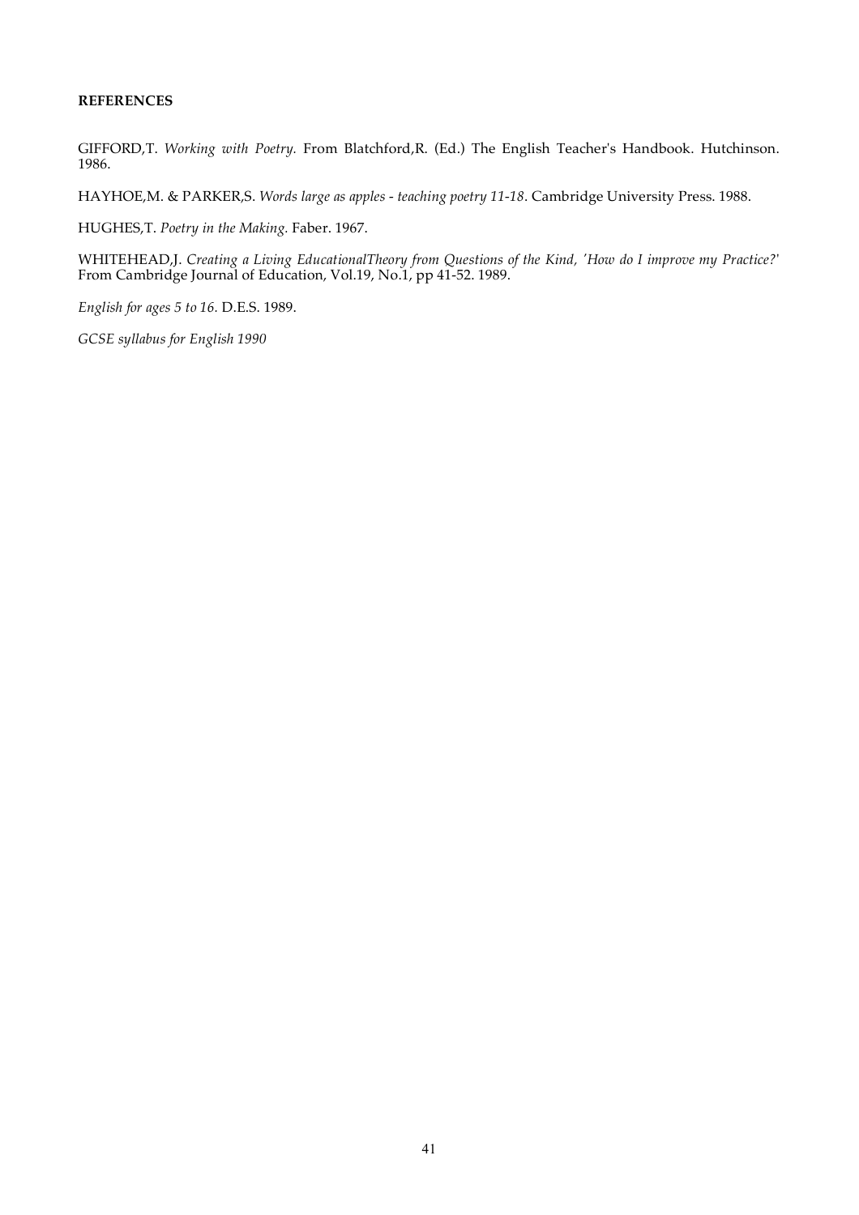**REFERENCES**

GIFFORD,T. *Working with Poetry.* From Blatchford,R. (Ed.) The English Teacher's Handbook. Hutchinson. 1986.

HAYHOE,M. & PARKER,S. *Words large as apples - teaching poetry 11-18*. Cambridge University Press. 1988.

HUGHES,T. *Poetry in the Making.* Faber. 1967.

WHITEHEAD,J. *Creating a Living EducationalTheory from Questions of the Kind, 'How do I improve my Practice?'* From Cambridge Journal of Education, Vol.19, No.1, pp 41-52. 1989.

*English for ages 5 to 16.* D.E.S. 1989.

*GCSE syllabus for English 1990*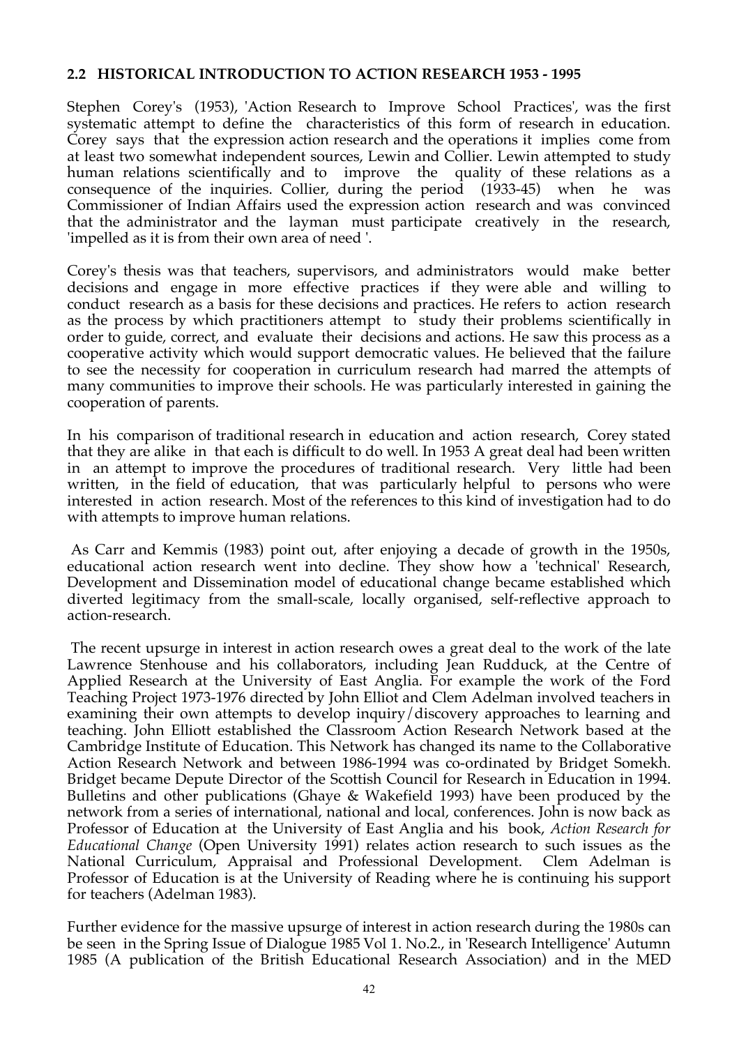## 2.2 HISTORICAL INTRODUCTION TO ACTION RESEARCH 1953 - 1995

Stephen Corey's (1953), 'Action Research to Improve School Practices', was the first systematic attempt to define the characteristics of this form of research in education. Corey says that the expression action research and the operations it implies come from at least two somewhat independent sources, Lewin and Collier. Lewin attempted to study human relations scientifically and to improve the quality of these relations as a consequence of the inquiries. Collier, during the period (1933-45) when he was Commissioner of Indian Affairs used the expression action research and was convinced that the administrator and the layman must participate creatively in the research, 'impelled as it is from their own area of need '.

Corey's thesis was that teachers, supervisors, and administrators would make better decisions and engage in more effective practices if they were able and willing to conduct research as a basis for these decisions and practices. He refers to action research as the process by which practitioners attempt to study their problems scientifically in order to guide, correct, and evaluate their decisions and actions. He saw this process as a cooperative activity which would support democratic values. He believed that the failure to see the necessity for cooperation in curriculum research had marred the attempts of many communities to improve their schools. He was particularly interested in gaining the cooperation of parents.

In his comparison of traditional research in education and action research, Corey stated that they are alike in that each is difficult to do well. In 1953 A great deal had been written in an attempt to improve the procedures of traditional research. Very little had been written, in the field of education, that was particularly helpful to persons who were interested in action research. Most of the references to this kind of investigation had to do with attempts to improve human relations.

As Carr and Kemmis (1983) point out, after enjoying a decade of growth in the 1950s, educational action research went into decline. They show how a 'technical' Research, Development and Dissemination model of educational change became established which diverted legitimacy from the small-scale, locally organised, self-reflective approach to action-research.

The recent upsurge in interest in action research owes a great deal to the work of the late Lawrence Stenhouse and his collaborators, including Jean Rudduck, at the Centre of Applied Research at the University of East Anglia. For example the work of the Ford Teaching Project 1973-1976 directed by John Elliot and Clem Adelman involved teachers in examining their own attempts to develop inquiry/discovery approaches to learning and teaching. John Elliott established the Classroom Action Research Network based at the Cambridge Institute of Education. This Network has changed its name to the Collaborative Action Research Network and between 1986-1994 was co-ordinated by Bridget Somekh. Bridget became Depute Director of the Scottish Council for Research in Education in 1994. Bulletins and other publications (Ghaye & Wakefield 1993) have been produced by the network from a series of international, national and local, conferences. John is now back as Professor of Education at the University of East Anglia and his book, *Action Research for Educational Change* (Open University 1991) relates action research to such issues as the National Curriculum, Appraisal and Professional Development. Clem Adelman is Professor of Education is at the University of Reading where he is continuing his support for teachers (Adelman 1983).

Further evidence for the massive upsurge of interest in action research during the 1980s can be seen in the Spring Issue of Dialogue 1985 Vol 1. No.2., in 'Research Intelligence' Autumn 1985 (A publication of the British Educational Research Association) and in the MED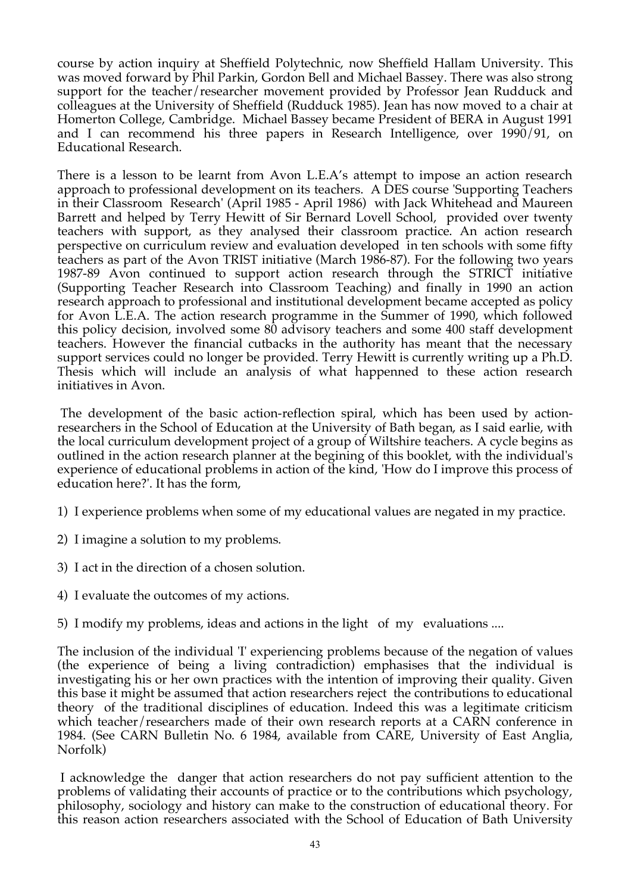course by action inquiry at Sheffield Polytechnic, now Sheffield Hallam University. This was moved forward by Phil Parkin, Gordon Bell and Michael Bassey. There was also strong support for the teacher/researcher movement provided by Professor Jean Rudduck and colleagues at the University of Sheffield (Rudduck 1985). Jean has now moved to a chair at Homerton College, Cambridge. Michael Bassey became President of BERA in August 1991 and I can recommend his three papers in Research Intelligence, over 1990/91, on Educational Research.

There is a lesson to be learnt from Avon L.E.A's attempt to impose an action research approach to professional development on its teachers. A DES course 'Supporting Teachers in their Classroom Research' (April 1985 - April 1986) with Jack Whitehead and Maureen Barrett and helped by Terry Hewitt of Sir Bernard Lovell School, provided over twenty teachers with support, as they analysed their classroom practice. An action research perspective on curriculum review and evaluation developed in ten schools with some fifty teachers as part of the Avon TRIST initiative (March 1986-87). For the following two years 1987-89 Avon continued to support action research through the STRICT initiative (Supporting Teacher Research into Classroom Teaching) and finally in 1990 an action research approach to professional and institutional development became accepted as policy for Avon L.E.A. The action research programme in the Summer of 1990, which followed this policy decision, involved some 80 advisory teachers and some 400 staff development teachers. However the financial cutbacks in the authority has meant that the necessary support services could no longer be provided. Terry Hewitt is currently writing up a Ph.D. Thesis which will include an analysis of what happenned to these action research initiatives in Avon.

The development of the basic action-reflection spiral, which has been used by action-researchers in the School of Education at the University of Bath began, as I said earlie, with the local curriculum development project of a group of Wiltshire teachers. A cycle begins as outlined in the action research planner at the begining of this booklet, with the individual's experience of educational problems in action of the kind, 'How do I improve this process of education here?'. It has the form,

1) I experience problems when some of my educational values are negated in my practice.

2) I imagine a solution to my problems.

3) I act in the direction of a chosen solution.

4) I evaluate the outcomes of my actions.

5) I modify my problems, ideas and actions in the light of my evaluations ....

The inclusion of the individual 'I' experiencing problems because of the negation of values (the experience of being a living contradiction) emphasises that the individual is investigating his or her own practices with the intention of improving their quality. Given this base it might be assumed that action researchers reject the contributions to educational theory of the traditional disciplines of education. Indeed this was a legitimate criticism which teacher/researchers made of their own research reports at a CARN conference in 1984. (See CARN Bulletin No. 6 1984, available from CARE, University of East Anglia, Norfolk)

I acknowledge the danger that action researchers do not pay sufficient attention to the problems of validating their accounts of practice or to the contributions which psychology, philosophy, sociology and history can make to the construction of educational theory. For this reason action researchers associated with the School of Education of Bath University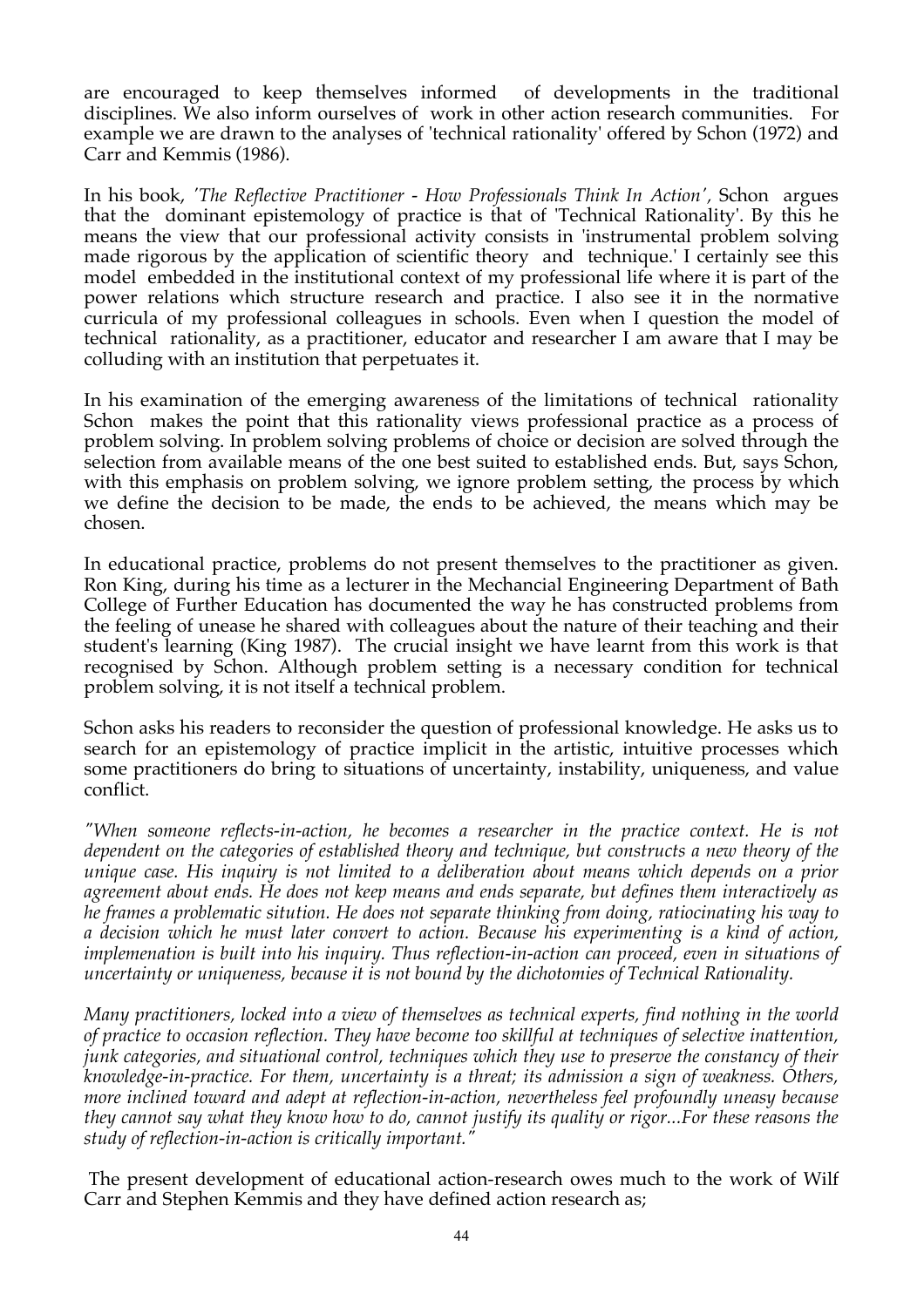are encouraged to keep themselves informed of developments in the traditional disciplines. We also inform ourselves of work in other action research communities. For example we are drawn to the analyses of 'technical rationality' offered by Schon (1972) and Carr and Kemmis (1986).

In his book, *'The Reflective Practitioner - How Professionals Think In Action'*, Schon argues that the dominant epistemology of practice is that of 'Technical Rationality'. By this he means the view that our professional activity consists in 'instrumental problem solving made rigorous by the application of scientific theory and technique.' I certainly see this model embedded in the institutional context of my professional life where it is part of the power relations which structure research and practice. I also see it in the normative curricula of my professional colleagues in schools. Even when I question the model of technical rationality, as a practitioner, educator and researcher I am aware that I may be colluding with an institution that perpetuates it.

In his examination of the emerging awareness of the limitations of technical rationality Schon makes the point that this rationality views professional practice as a process of problem solving. In problem solving problems of choice or decision are solved through the selection from available means of the one best suited to established ends. But, says Schon, with this emphasis on problem solving, we ignore problem setting, the process by which we define the decision to be made, the ends to be achieved, the means which may be chosen.

In educational practice, problems do not present themselves to the practitioner as given. Ron King, during his time as a lecturer in the Mechancial Engineering Department of Bath College of Further Education has documented the way he has constructed problems from the feeling of unease he shared with colleagues about the nature of their teaching and their student's learning (King 1987). The crucial insight we have learnt from this work is that recognised by Schon. Although problem setting is a necessary condition for technical problem solving, it is not itself a technical problem.

Schon asks his readers to reconsider the question of professional knowledge. He asks us to search for an epistemology of practice implicit in the artistic, intuitive processes which some practitioners do bring to situations of uncertainty, instability, uniqueness, and value conflict.

*"When someone reflects-in-action, he becomes a researcher in the practice context. He is not dependent on the categories of established theory and technique, but constructs a new theory of the unique case. His inquiry is not limited to a deliberation about means which depends on a prior agreement about ends. He does not keep means and ends separate, but defines them interactively as he frames a problematic sitution. He does not separate thinking from doing, ratiocinating his way to a decision which he must later convert to action. Because his experimenting is a kind of action, implemenation is built into his inquiry. Thus reflection-in-action can proceed, even in situations of uncertainty or uniqueness, because it is not bound by the dichotomies of Technical Rationality.*

*Many practitioners, locked into a view of themselves as technical experts, find nothing in the world of practice to occasion reflection. They have become too skillful at techniques of selective inattention, junk categories, and situational control, techniques which they use to preserve the constancy of their knowledge-in-practice. For them, uncertainty is a threat; its admission a sign of weakness. Others, more inclined toward and adept at reflection-in-action, nevertheless feel profoundly uneasy because they cannot say what they know how to do, cannot justify its quality or rigor...For these reasons the study of reflection-in-action is critically important."*

The present development of educational action-research owes much to the work of Wilf Carr and Stephen Kemmis and they have defined action research as;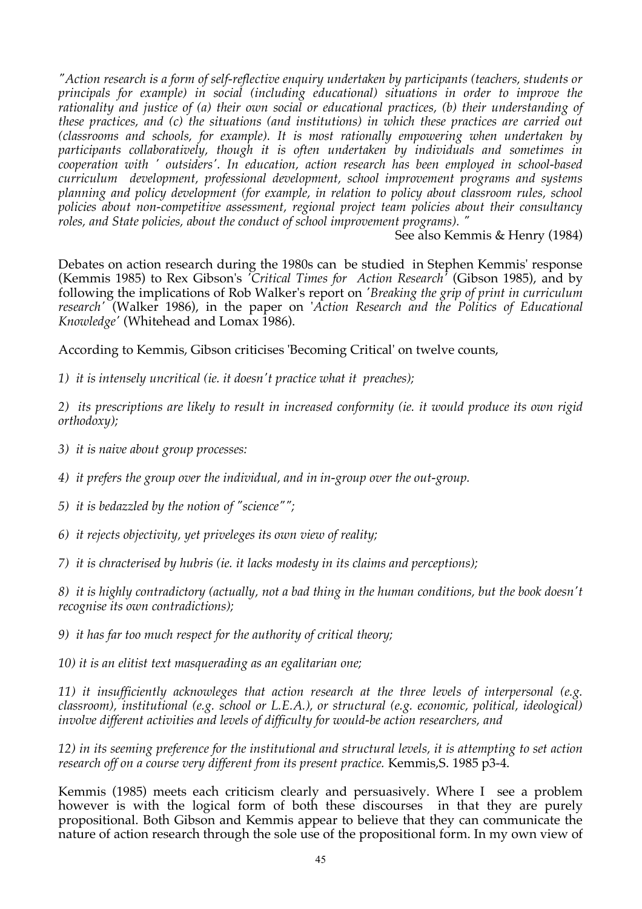*"Action research is a form of self-reflective enquiry undertaken by participants (teachers, students or principals for example) in social (including educational) situations in order to improve the rationality and justice of (a) their own social or educational practices, (b) their understanding of these practices, and (c) the situations (and institutions) in which these practices are carried out (classrooms and schools, for example). It is most rationally empowering when undertaken by participants collaboratively, though it is often undertaken by individuals and sometimes in cooperation with ' outsiders'. In education, action research has been employed in school-based curriculum development, professional development, school improvement programs and systems planning and policy development (for example, in relation to policy about classroom rules, school policies about non-competitive assessment, regional project team policies about their consultancy roles, and State policies, about the conduct of school improvement programs). "*

See also Kemmis & Henry (1984)

Debates on action research during the 1980s can be studied in Stephen Kemmis' response (Kemmis 1985) to Rex Gibson's *'Critical Times for Action Research'* (Gibson 1985), and by following the implications of Rob Walker's report on *'Breaking the grip of print in curriculum research'* (Walker 1986), in the paper on '*Action Research and the Politics of Educational Knowledge'* (Whitehead and Lomax 1986).

According to Kemmis, Gibson criticises 'Becoming Critical' on twelve counts,

*1) it is intensely uncritical (ie. it doesn't practice what it preaches);*

*2) its prescriptions are likely to result in increased conformity (ie. it would produce its own rigid orthodoxy);*

*3) it is naive about group processes:*

*4) it prefers the group over the individual, and in in-group over the out-group.*

*5) it is bedazzled by the notion of "science"";*

*6) it rejects objectivity, yet priveleges its own view of reality;*

*7) it is chracterised by hubris (ie. it lacks modesty in its claims and perceptions);*

*8) it is highly contradictory (actually, not a bad thing in the human conditions, but the book doesn't recognise its own contradictions);*

*9) it has far too much respect for the authority of critical theory;*

*10) it is an elitist text masquerading as an egalitarian one;*

*11) it insufficiently acknowleges that action research at the three levels of interpersonal (e.g. classroom), institutional (e.g. school or L.E.A.), or structural (e.g. economic, political, ideological) involve different activities and levels of difficulty for would-be action researchers, and*

*12) in its seeming preference for the institutional and structural levels, it is attempting to set action research off on a course very different from its present practice.* Kemmis,S. 1985 p3-4.

Kemmis (1985) meets each criticism clearly and persuasively. Where I see a problem however is with the logical form of both these discourses in that they are purely propositional. Both Gibson and Kemmis appear to believe that they can communicate the nature of action research through the sole use of the propositional form. In my own view of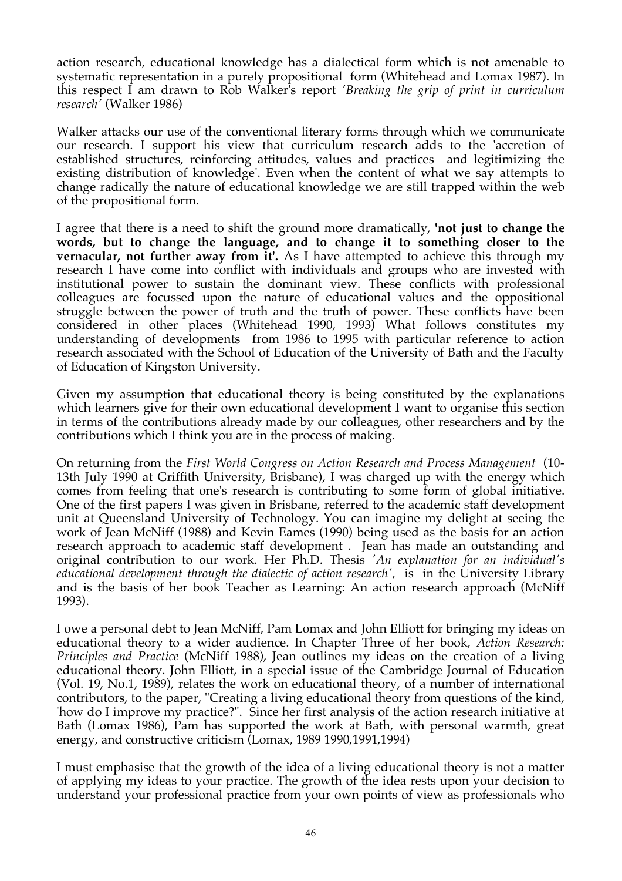action research, educational knowledge has a dialectical form which is not amenable to systematic representation in a purely propositional form (Whitehead and Lomax 1987). In this respect I am drawn to Rob Walker's report *'Breaking the grip of print in curriculum research'* (Walker 1986)

Walker attacks our use of the conventional literary forms through which we communicate our research. I support his view that curriculum research adds to the 'accretion of established structures, reinforcing attitudes, values and practices and legitimizing the existing distribution of knowledge'. Even when the content of what we say attempts to change radically the nature of educational knowledge we are still trapped within the web of the propositional form.

I agree that there is a need to shift the ground more dramatically, **'not just to change the words, but to change the language, and to change it to something closer to the vernacular, not further away from it'.** As I have attempted to achieve this through my research I have come into conflict with individuals and groups who are invested with institutional power to sustain the dominant view. These conflicts with professional colleagues are focussed upon the nature of educational values and the oppositional struggle between the power of truth and the truth of power. These conflicts have been considered in other places (Whitehead 1990, 1993) What follows constitutes my understanding of developments from 1986 to 1995 with particular reference to action research associated with the School of Education of the University of Bath and the Faculty of Education of Kingston University.

Given my assumption that educational theory is being constituted by the explanations which learners give for their own educational development I want to organise this section in terms of the contributions already made by our colleagues, other researchers and by the contributions which I think you are in the process of making.

On returning from the *First World Congress on Action Research and Process Management* (10-13th July 1990 at Griffith University, Brisbane), I was charged up with the energy which comes from feeling that one's research is contributing to some form of global initiative. One of the first papers I was given in Brisbane, referred to the academic staff development unit at Queensland University of Technology. You can imagine my delight at seeing the work of Jean McNiff (1988) and Kevin Eames (1990) being used as the basis for an action research approach to academic staff development . Jean has made an outstanding and original contribution to our work. Her Ph.D. Thesis *'An explanation for an individual's educational development through the dialectic of action research'*, is in the University Library and is the basis of her book Teacher as Learning: An action research approach (McNiff 1993).

I owe a personal debt to Jean McNiff, Pam Lomax and John Elliott for bringing my ideas on educational theory to a wider audience. In Chapter Three of her book, *Action Research: Principles and Practice* (McNiff 1988), Jean outlines my ideas on the creation of a living educational theory. John Elliott, in a special issue of the Cambridge Journal of Education (Vol. 19, No.1, 1989), relates the work on educational theory, of a number of international contributors, to the paper, "Creating a living educational theory from questions of the kind, 'how do I improve my practice?". Since her first analysis of the action research initiative at Bath (Lomax 1986), Pam has supported the work at Bath, with personal warmth, great energy, and constructive criticism (Lomax, 1989 1990,1991,1994)

I must emphasise that the growth of the idea of a living educational theory is not a matter of applying my ideas to your practice. The growth of the idea rests upon your decision to understand your professional practice from your own points of view as professionals who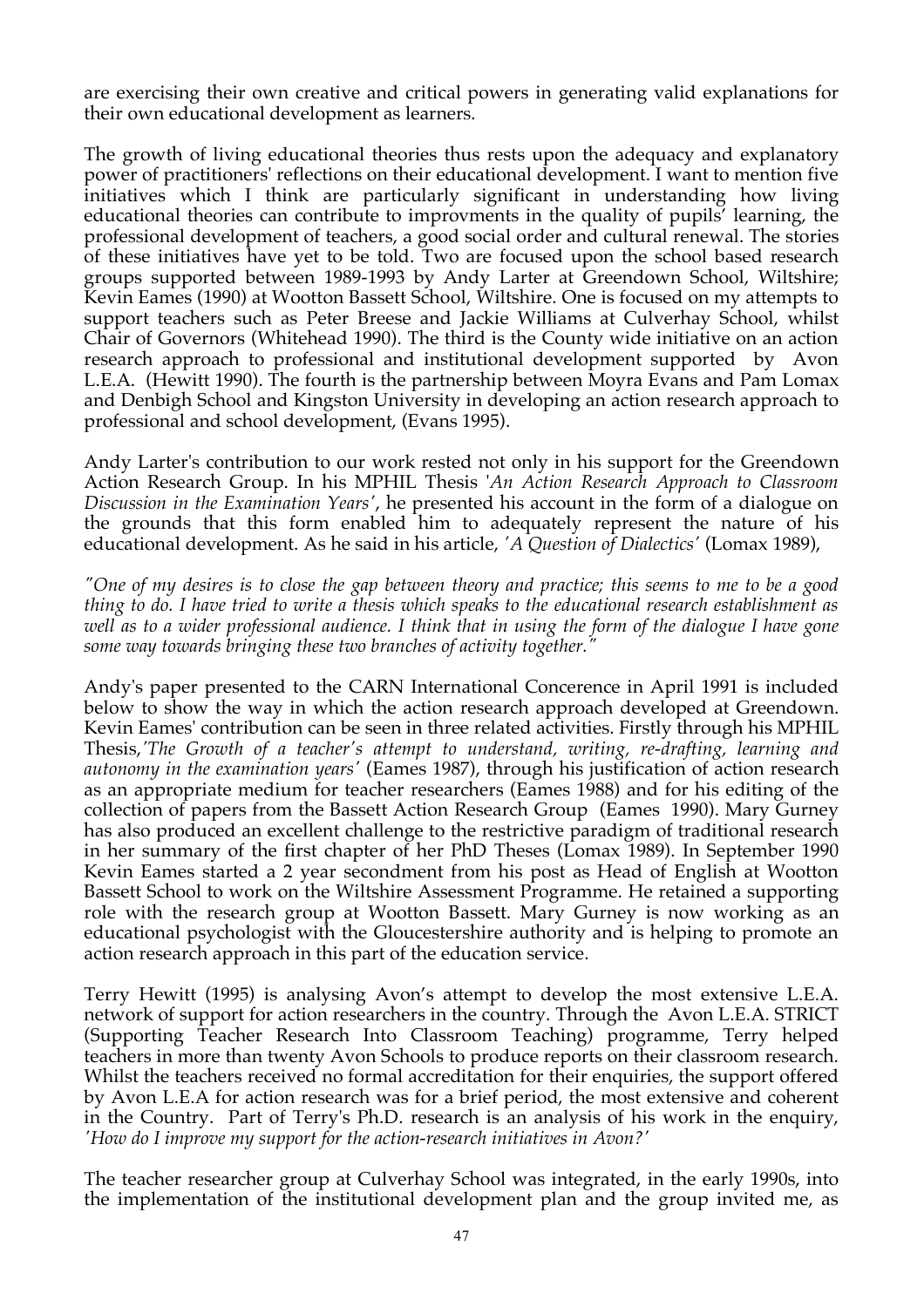are exercising their own creative and critical powers in generating valid explanations for their own educational development as learners.

The growth of living educational theories thus rests upon the adequacy and explanatory power of practitioners' reflections on their educational development. I want to mention five initiatives which I think are particularly significant in understanding how living educational theories can contribute to improvments in the quality of pupils' learning, the professional development of teachers, a good social order and cultural renewal. The stories of these initiatives have yet to be told. Two are focused upon the school based research groups supported between 1989-1993 by Andy Larter at Greendown School, Wiltshire; Kevin Eames (1990) at Wootton Bassett School, Wiltshire. One is focused on my attempts to support teachers such as Peter Breese and Jackie Williams at Culverhay School, whilst Chair of Governors (Whitehead 1990). The third is the County wide initiative on an action research approach to professional and institutional development supported by Avon L.E.A. (Hewitt 1990). The fourth is the partnership between Moyra Evans and Pam Lomax and Denbigh School and Kingston University in developing an action research approach to professional and school development, (Evans 1995).

Andy Larter's contribution to our work rested not only in his support for the Greendown Action Research Group. In his MPHIL Thesis '*An Action Research Approach to Classroom Discussion in the Examination Years'*, he presented his account in the form of a dialogue on the grounds that this form enabled him to adequately represent the nature of his educational development. As he said in his article, *'A Question of Dialectics'* (Lomax 1989),

*"One of my desires is to close the gap between theory and practice; this seems to me to be a good thing to do. I have tried to write a thesis which speaks to the educational research establishment as well as to a wider professional audience. I think that in using the form of the dialogue I have gone some way towards bringing these two branches of activity together."*

Andy's paper presented to the CARN International Concerence in April 1991 is included below to show the way in which the action research approach developed at Greendown. Kevin Eames' contribution can be seen in three related activities. Firstly through his MPHIL Thesis,*'The Growth of a teacher's attempt to understand, writing, re-drafting, learning and autonomy in the examination years'* (Eames 1987), through his justification of action research as an appropriate medium for teacher researchers (Eames 1988) and for his editing of the collection of papers from the Bassett Action Research Group (Eames 1990). Mary Gurney has also produced an excellent challenge to the restrictive paradigm of traditional research in her summary of the first chapter of her PhD Theses (Lomax 1989). In September 1990 Kevin Eames started a 2 year secondment from his post as Head of English at Wootton Bassett School to work on the Wiltshire Assessment Programme. He retained a supporting role with the research group at Wootton Bassett. Mary Gurney is now working as an educational psychologist with the Gloucestershire authority and is helping to promote an action research approach in this part of the education service.

Terry Hewitt (1995) is analysing Avon's attempt to develop the most extensive L.E.A. network of support for action researchers in the country. Through the Avon L.E.A. STRICT (Supporting Teacher Research Into Classroom Teaching) programme, Terry helped teachers in more than twenty Avon Schools to produce reports on their classroom research. Whilst the teachers received no formal accreditation for their enquiries, the support offered by Avon L.E.A for action research was for a brief period, the most extensive and coherent in the Country. Part of Terry's Ph.D. research is an analysis of his work in the enquiry, *'How do I improve my support for the action-research initiatives in Avon?'*

The teacher researcher group at Culverhay School was integrated, in the early 1990s, into the implementation of the institutional development plan and the group invited me, as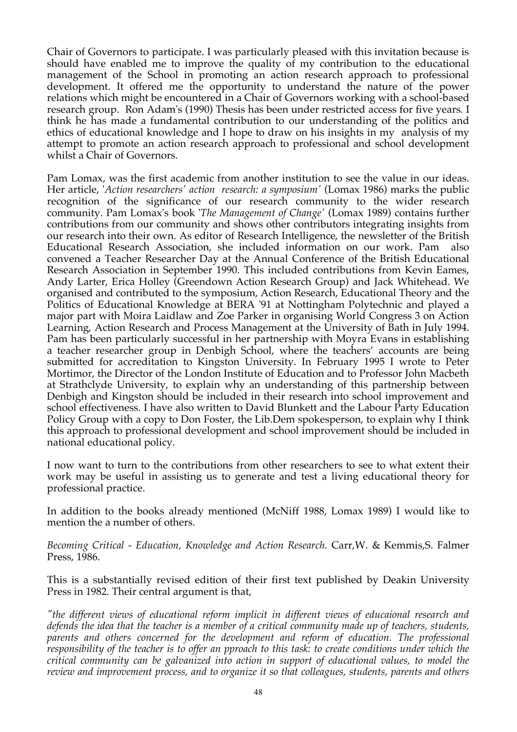Chair of Governors to participate. I was particularly pleased with this invitation because is should have enabled me to improve the quality of my contribution to the educational management of the School in promoting an action research approach to professional development. It offered me the opportunity to understand the nature of the power relations which might be encountered in a Chair of Governors working with a school-based research group. Ron Adam's (1990) Thesis has been under restricted access for five years. I think he has made a fundamental contribution to our understanding of the politics and ethics of educational knowledge and I hope to draw on his insights in my analysis of my attempt to promote an action research approach to professional and school development whilst a Chair of Governors.

Pam Lomax, was the first academic from another institution to see the value in our ideas. Her article, '*Action researchers' action research: a symposium'* (Lomax 1986) marks the public recognition of the significance of our research community to the wider research community. Pam Lomax's book '*The Management of Change'* (Lomax 1989) contains further contributions from our community and shows other contributors integrating insights from our research into their own. As editor of Research Intelligence, the newsletter of the British Educational Research Association, she included information on our work. Pam also convened a Teacher Researcher Day at the Annual Conference of the British Educational Research Association in September 1990. This included contributions from Kevin Eames, Andy Larter, Erica Holley (Greendown Action Research Group) and Jack Whitehead. We organised and contributed to the symposium, Action Research, Educational Theory and the Politics of Educational Knowledge at BERA '91 at Nottingham Polytechnic and played a major part with Moira Laidlaw and Zoe Parker in organising World Congress 3 on Action Learning, Action Research and Process Management at the University of Bath in July 1994. Pam has been particularly successful in her partnership with Moyra Evans in establishing a teacher researcher group in Denbigh School, where the teachers' accounts are being submitted for accreditation to Kingston University. In February 1995 I wrote to Peter Mortimor, the Director of the London Institute of Education and to Professor John Macbeth at Strathclyde University, to explain why an understanding of this partnership between Denbigh and Kingston should be included in their research into school improvement and school effectiveness. I have also written to David Blunkett and the Labour Party Education Policy Group with a copy to Don Foster, the Lib.Dem spokesperson, to explain why I think this approach to professional development and school improvement should be included in national educational policy.

I now want to turn to the contributions from other researchers to see to what extent their work may be useful in assisting us to generate and test a living educational theory for professional practice.

In addition to the books already mentioned (McNiff 1988, Lomax 1989) I would like to mention the a number of others.

*Becoming Critical - Education, Knowledge and Action Research.* Carr,W. & Kemmis,S. Falmer Press, 1986.

This is a substantially revised edition of their first text published by Deakin University Press in 1982. Their central argument is that,

*"the different views of educational reform implicit in different views of educaional research and defends the idea that the teacher is a member of a critical community made up of teachers, students, parents and others concerned for the development and reform of education. The professional responsibility of the teacher is to offer an pproach to this task: to create conditions under which the critical community can be galvanized into action in support of educational values, to model the review and improvement process, and to organize it so that colleagues, students, parents and others*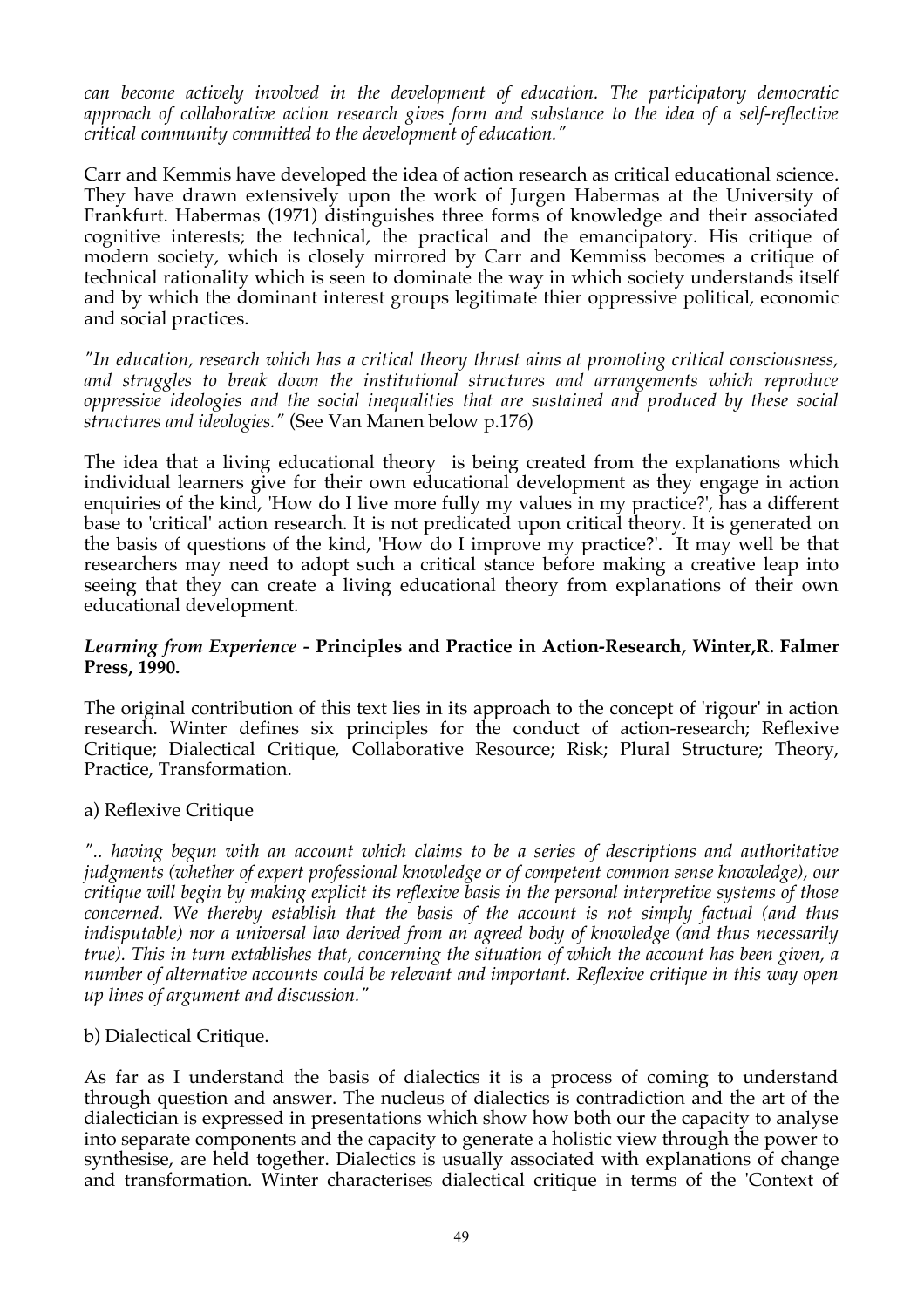*can become actively involved in the development of education. The participatory democratic approach of collaborative action research gives form and substance to the idea of a self-reflective critical community committed to the development of education."*

Carr and Kemmis have developed the idea of action research as critical educational science. They have drawn extensively upon the work of Jurgen Habermas at the University of Frankfurt. Habermas (1971) distinguishes three forms of knowledge and their associated cognitive interests; the technical, the practical and the emancipatory. His critique of modern society, which is closely mirrored by Carr and Kemmiss becomes a critique of technical rationality which is seen to dominate the way in which society understands itself and by which the dominant interest groups legitimate thier oppressive political, economic and social practices.

*"In education, research which has a critical theory thrust aims at promoting critical consciousness, and struggles to break down the institutional structures and arrangements which reproduce oppressive ideologies and the social inequalities that are sustained and produced by these social structures and ideologies."* (See Van Manen below p.176)

The idea that a living educational theory is being created from the explanations which individual learners give for their own educational development as they engage in action enquiries of the kind, 'How do I live more fully my values in my practice?', has a different base to 'critical' action research. It is not predicated upon critical theory. It is generated on the basis of questions of the kind, 'How do I improve my practice?'. It may well be that researchers may need to adopt such a critical stance before making a creative leap into seeing that they can create a living educational theory from explanations of their own educational development.

***Learning from Experience* - Principles and Practice in Action-Research, Winter,R. Falmer Press, 1990.**

The original contribution of this text lies in its approach to the concept of 'rigour' in action research. Winter defines six principles for the conduct of action-research; Reflexive Critique; Dialectical Critique, Collaborative Resource; Risk; Plural Structure; Theory, Practice, Transformation.

a) Reflexive Critique

*".. having begun with an account which claims to be a series of descriptions and authoritative judgments (whether of expert professional knowledge or of competent common sense knowledge), our critique will begin by making explicit its reflexive basis in the personal interpretive systems of those concerned. We thereby establish that the basis of the account is not simply factual (and thus indisputable) nor a universal law derived from an agreed body of knowledge (and thus necessarily true). This in turn extablishes that, concerning the situation of which the account has been given, a number of alternative accounts could be relevant and important. Reflexive critique in this way open up lines of argument and discussion."*

b) Dialectical Critique.

As far as I understand the basis of dialectics it is a process of coming to understand through question and answer. The nucleus of dialectics is contradiction and the art of the dialectician is expressed in presentations which show how both our the capacity to analyse into separate components and the capacity to generate a holistic view through the power to synthesise, are held together. Dialectics is usually associated with explanations of change and transformation. Winter characterises dialectical critique in terms of the 'Context of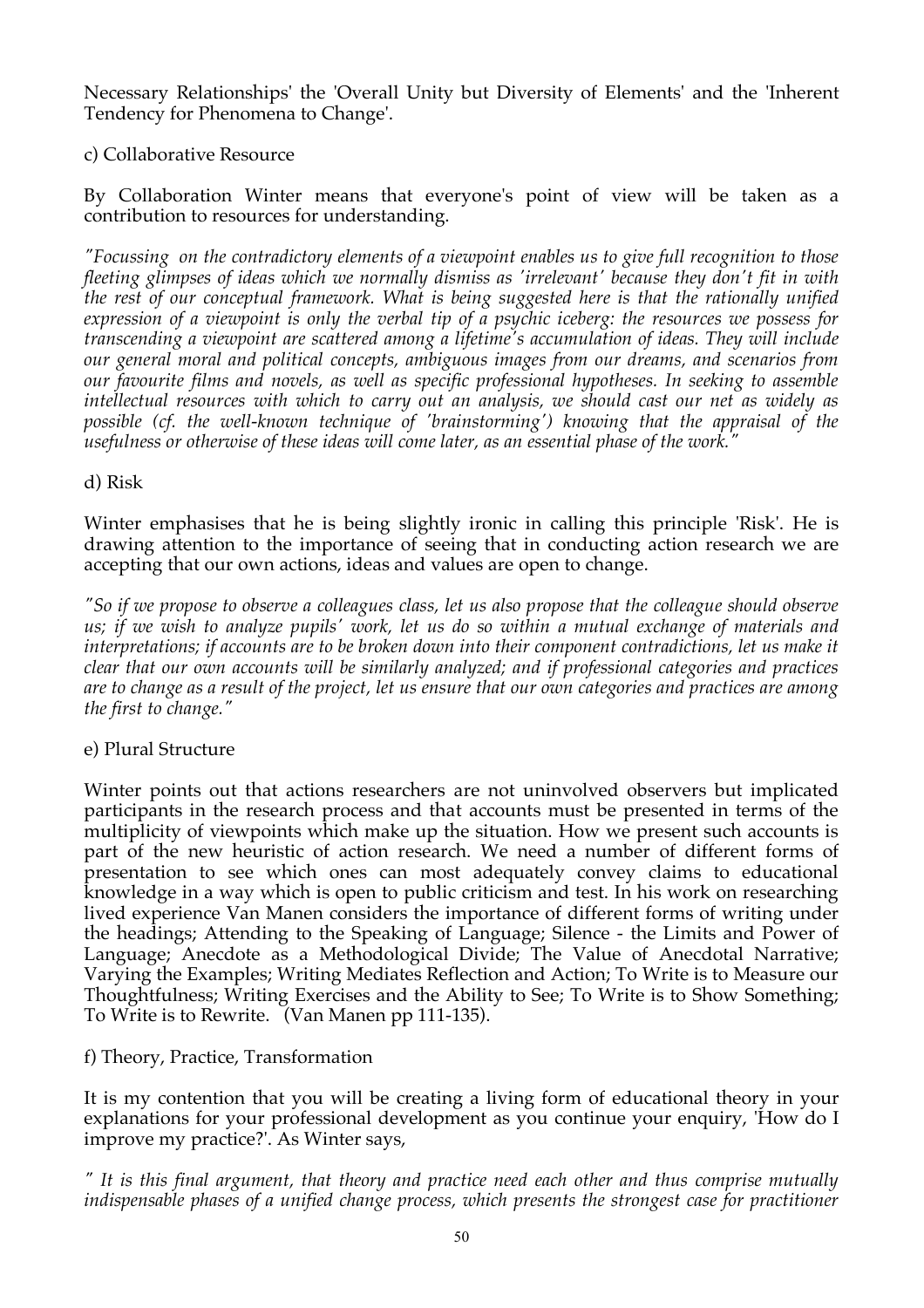Necessary Relationships' the 'Overall Unity but Diversity of Elements' and the 'Inherent Tendency for Phenomena to Change'.

c) Collaborative Resource

By Collaboration Winter means that everyone's point of view will be taken as a contribution to resources for understanding.

*"Focussing on the contradictory elements of a viewpoint enables us to give full recognition to those fleeting glimpses of ideas which we normally dismiss as 'irrelevant' because they don't fit in with the rest of our conceptual framework. What is being suggested here is that the rationally unified expression of a viewpoint is only the verbal tip of a psychic iceberg: the resources we possess for transcending a viewpoint are scattered among a lifetime's accumulation of ideas. They will include our general moral and political concepts, ambiguous images from our dreams, and scenarios from our favourite films and novels, as well as specific professional hypotheses. In seeking to assemble intellectual resources with which to carry out an analysis, we should cast our net as widely as possible (cf. the well-known technique of 'brainstorming') knowing that the appraisal of the usefulness or otherwise of these ideas will come later, as an essential phase of the work."*

d) Risk

Winter emphasises that he is being slightly ironic in calling this principle 'Risk'. He is drawing attention to the importance of seeing that in conducting action research we are accepting that our own actions, ideas and values are open to change.

*"So if we propose to observe a colleagues class, let us also propose that the colleague should observe us; if we wish to analyze pupils' work, let us do so within a mutual exchange of materials and interpretations; if accounts are to be broken down into their component contradictions, let us make it clear that our own accounts will be similarly analyzed; and if professional categories and practices are to change as a result of the project, let us ensure that our own categories and practices are among the first to change."*

e) Plural Structure

Winter points out that actions researchers are not uninvolved observers but implicated participants in the research process and that accounts must be presented in terms of the multiplicity of viewpoints which make up the situation. How we present such accounts is part of the new heuristic of action research. We need a number of different forms of presentation to see which ones can most adequately convey claims to educational knowledge in a way which is open to public criticism and test. In his work on researching lived experience Van Manen considers the importance of different forms of writing under the headings; Attending to the Speaking of Language; Silence - the Limits and Power of Language; Anecdote as a Methodological Divide; The Value of Anecdotal Narrative; Varying the Examples; Writing Mediates Reflection and Action; To Write is to Measure our Thoughtfulness; Writing Exercises and the Ability to See; To Write is to Show Something; To Write is to Rewrite. (Van Manen pp 111-135).

f) Theory, Practice, Transformation

It is my contention that you will be creating a living form of educational theory in your explanations for your professional development as you continue your enquiry, 'How do I improve my practice?'. As Winter says,

*" It is this final argument, that theory and practice need each other and thus comprise mutually indispensable phases of a unified change process, which presents the strongest case for practitioner*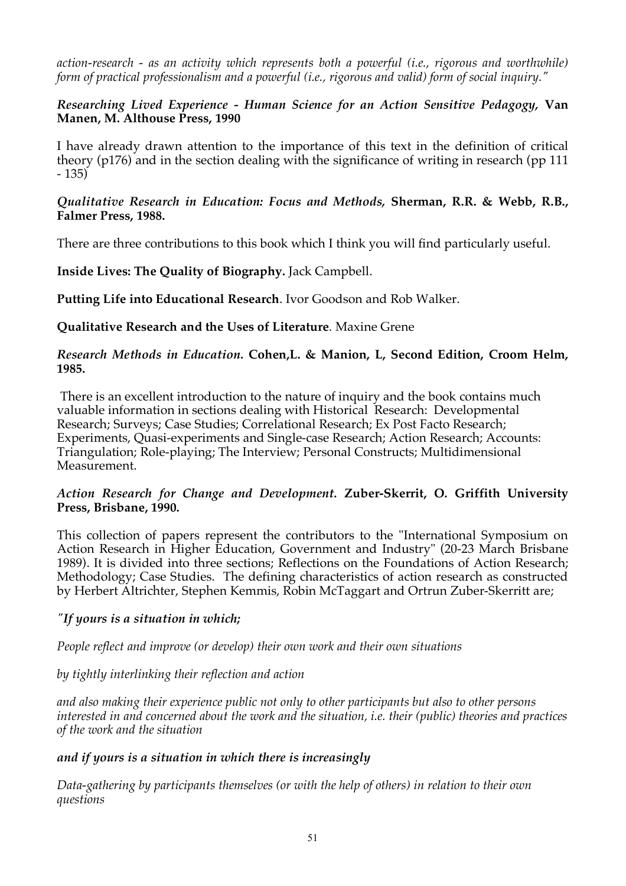*action-research - as an activity which represents both a powerful (i.e., rigorous and worthwhile) form of practical professionalism and a powerful (i.e., rigorous and valid) form of social inquiry."*

***Researching Lived Experience - Human Science for an Action Sensitive Pedagogy,* Van Manen, M. Althouse Press, 1990**

I have already drawn attention to the importance of this text in the definition of critical theory (p176) and in the section dealing with the significance of writing in research (pp 111 - 135)

***Qualitative Research in Education: Focus and Methods,* Sherman, R.R. & Webb, R.B., Falmer Press, 1988.**

There are three contributions to this book which I think you will find particularly useful.

**Inside Lives: The Quality of Biography.** Jack Campbell.

**Putting Life into Educational Research**. Ivor Goodson and Rob Walker.

**Qualitative Research and the Uses of Literature**. Maxine Grene

***Research Methods in Education.* Cohen,L. & Manion, L, Second Edition, Croom Helm, 1985.**

There is an excellent introduction to the nature of inquiry and the book contains much valuable information in sections dealing with Historical Research: Developmental Research; Surveys; Case Studies; Correlational Research; Ex Post Facto Research; Experiments, Quasi-experiments and Single-case Research; Action Research; Accounts: Triangulation; Role-playing; The Interview; Personal Constructs; Multidimensional Measurement.

***Action Research for Change and Development.* Zuber-Skerrit, O. Griffith University Press, Brisbane, 1990.**

This collection of papers represent the contributors to the "International Symposium on Action Research in Higher Education, Government and Industry" (20-23 March Brisbane 1989). It is divided into three sections; Reflections on the Foundations of Action Research; Methodology; Case Studies. The defining characteristics of action research as constructed by Herbert Altrichter, Stephen Kemmis, Robin McTaggart and Ortrun Zuber-Skerritt are;

***"If yours is a situation in which;***

*People reflect and improve (or develop) their own work and their own situations*

*by tightly interlinking their reflection and action*

*and also making their experience public not only to other participants but also to other persons interested in and concerned about the work and the situation, i.e. their (public) theories and practices of the work and the situation*

***and if yours is a situation in which there is increasingly***

*Data-gathering by participants themselves (or with the help of others) in relation to their own questions*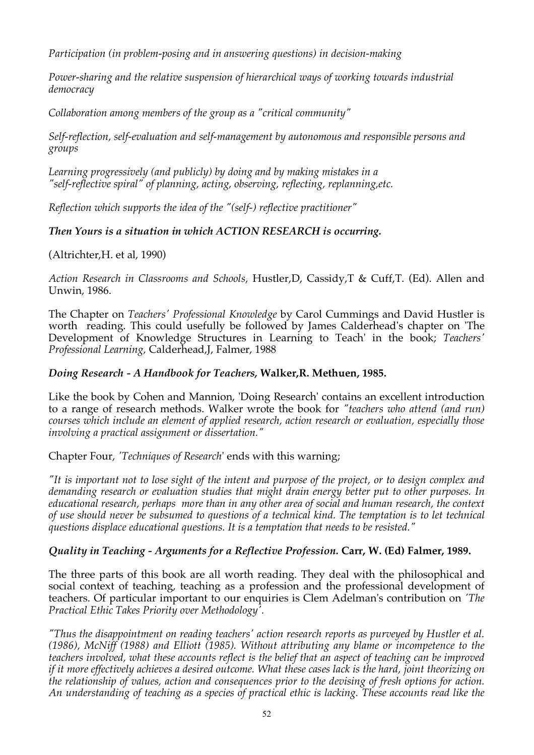*Participation (in problem-posing and in answering questions) in decision-making*

*Power-sharing and the relative suspension of hierarchical ways of working towards industrial democracy*

*Collaboration among members of the group as a "critical community"*

*Self-reflection, self-evaluation and self-management by autonomous and responsible persons and groups*

*Learning progressively (and publicly) by doing and by making mistakes in a "self-reflective spiral" of planning, acting, observing, reflecting, replanning,etc.*

*Reflection which supports the idea of the "(self-) reflective practitioner"*

***Then Yours is a situation in which ACTION RESEARCH is occurring.***

(Altrichter,H. et al, 1990)

*Action Research in Classrooms and Schools,* Hustler,D, Cassidy,T & Cuff,T. (Ed). Allen and Unwin, 1986.

The Chapter on *Teachers' Professional Knowledge* by Carol Cummings and David Hustler is worth reading. This could usefully be followed by James Calderhead's chapter on 'The Development of Knowledge Structures in Learning to Teach' in the book; *Teachers' Professional Learning,* Calderhead,J, Falmer, 1988

***Doing Research - A Handbook for Teachers,* Walker,R. Methuen, 1985.**

Like the book by Cohen and Mannion, 'Doing Research' contains an excellent introduction to a range of research methods. Walker wrote the book for *"teachers who attend (and run) courses which include an element of applied research, action research or evaluation, especially those involving a practical assignment or dissertation."*

Chapter Four, *'Techniques of Research'* ends with this warning;

*"It is important not to lose sight of the intent and purpose of the project, or to design complex and demanding research or evaluation studies that might drain energy better put to other purposes. In educational research, perhaps more than in any other area of social and human research, the context of use should never be subsumed to questions of a technical kind. The temptation is to let technical questions displace educational questions. It is a temptation that needs to be resisted."*

***Quality in Teaching - Arguments for a Reflective Profession.* Carr, W. (Ed) Falmer, 1989.**

The three parts of this book are all worth reading. They deal with the philosophical and social context of teaching, teaching as a profession and the professional development of teachers. Of particular important to our enquiries is Clem Adelman's contribution on *'The Practical Ethic Takes Priority over Methodology'.*

*"Thus the disappointment on reading teachers' action research reports as purveyed by Hustler et al. (1986), McNiff (1988) and Elliott (1985). Without attributing any blame or incompetence to the teachers involved, what these accounts reflect is the belief that an aspect of teaching can be improved if it more effectively achieves a desired outcome. What these cases lack is the hard, joint theorizing on the relationship of values, action and consequences prior to the devising of fresh options for action. An understanding of teaching as a species of practical ethic is lacking. These accounts read like the*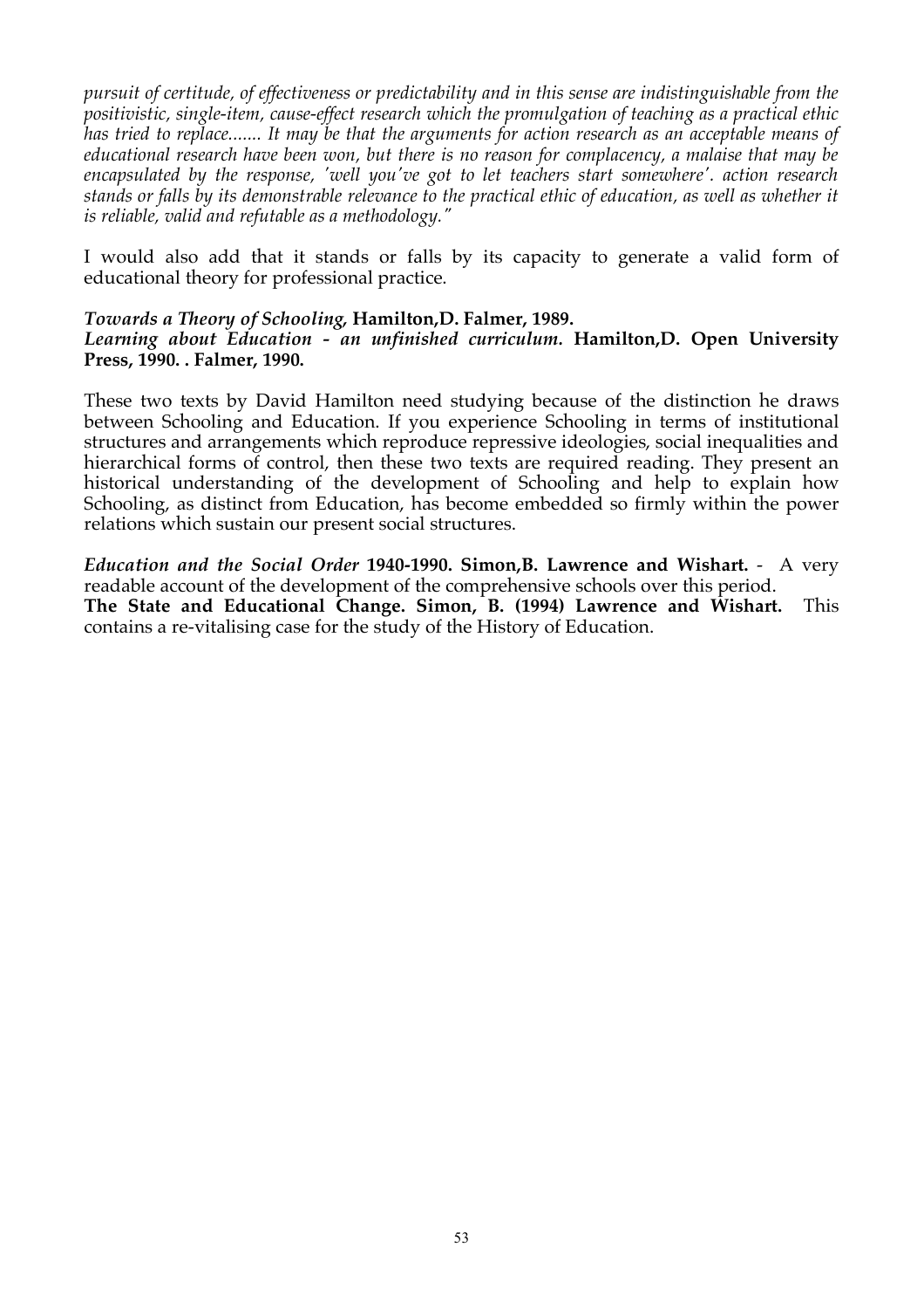*pursuit of certitude, of effectiveness or predictability and in this sense are indistinguishable from the positivistic, single-item, cause-effect research which the promulgation of teaching as a practical ethic has tried to replace....... It may be that the arguments for action research as an acceptable means of educational research have been won, but there is no reason for complacency, a malaise that may be encapsulated by the response, 'well you've got to let teachers start somewhere'. action research stands or falls by its demonstrable relevance to the practical ethic of education, as well as whether it is reliable, valid and refutable as a methodology."*

I would also add that it stands or falls by its capacity to generate a valid form of educational theory for professional practice.

***Towards a Theory of Schooling,* Hamilton,D. Falmer, 1989.**
***Learning about Education - an unfinished curriculum.* Hamilton,D. Open University Press, 1990. . Falmer, 1990.**

These two texts by David Hamilton need studying because of the distinction he draws between Schooling and Education. If you experience Schooling in terms of institutional structures and arrangements which reproduce repressive ideologies, social inequalities and hierarchical forms of control, then these two texts are required reading. They present an historical understanding of the development of Schooling and help to explain how Schooling, as distinct from Education, has become embedded so firmly within the power relations which sustain our present social structures.

***Education and the Social Order* 1940-1990. Simon,B. Lawrence and Wishart.** - A very readable account of the development of the comprehensive schools over this period.
**The State and Educational Change. Simon, B. (1994) Lawrence and Wishart.** This contains a re-vitalising case for the study of the History of Education.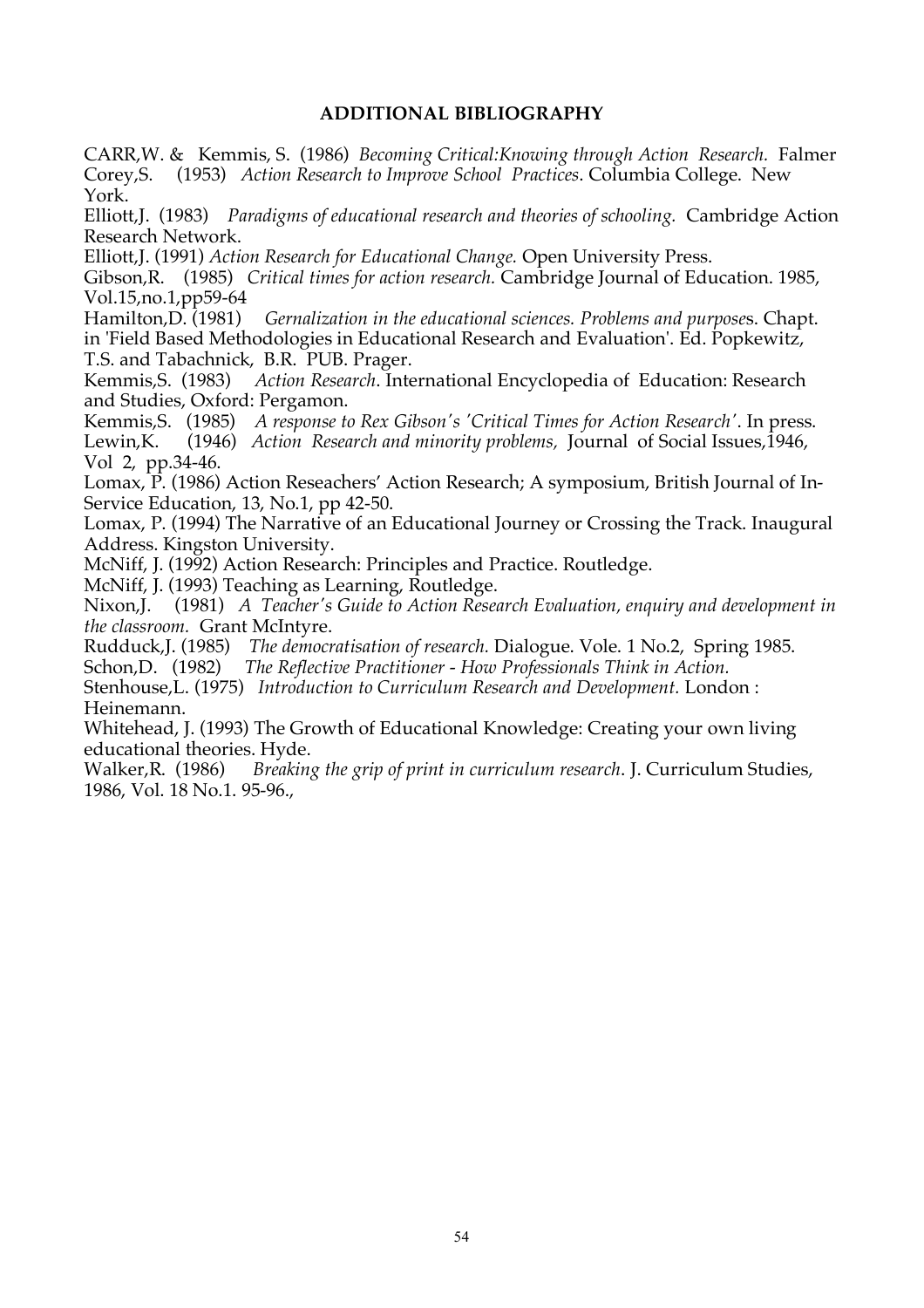## ADDITIONAL BIBLIOGRAPHY

CARR,W. & Kemmis, S. (1986) *Becoming Critical:Knowing through Action Research.* Falmer

Corey,S. (1953) *Action Research to Improve School Practices*. Columbia College. New York.

Elliott,J. (1983) *Paradigms of educational research and theories of schooling.* Cambridge Action Research Network.

Elliott,J. (1991) *Action Research for Educational Change.* Open University Press.

Gibson,R. (1985) *Critical times for action research.* Cambridge Journal of Education. 1985, Vol.15,no.1,pp59-64

Hamilton,D. (1981) *Gernalization in the educational sciences. Problems and purpose*s. Chapt. in 'Field Based Methodologies in Educational Research and Evaluation'. Ed. Popkewitz, T.S. and Tabachnick, B.R. PUB. Prager.

Kemmis,S. (1983) *Action Research*. International Encyclopedia of Education: Research and Studies, Oxford: Pergamon.

Kemmis,S. (1985) *A response to Rex Gibson's 'Critical Times for Action Research'*. In press.

Lewin,K. (1946) *Action Research and minority problems,* Journal of Social Issues,1946, Vol 2, pp.34-46.

Lomax, P. (1986) Action Reseachers' Action Research; A symposium, British Journal of In-Service Education, 13, No.1, pp 42-50.

Lomax, P. (1994) The Narrative of an Educational Journey or Crossing the Track. Inaugural Address. Kingston University.

McNiff, J. (1992) Action Research: Principles and Practice. Routledge.

McNiff, J. (1993) Teaching as Learning, Routledge.

Nixon,J. (1981) *A Teacher's Guide to Action Research Evaluation, enquiry and development in the classroom.* Grant McIntyre.

Rudduck,J. (1985) *The democratisation of research.* Dialogue. Vole. 1 No.2, Spring 1985.

Schon,D. (1982) *The Reflective Practitioner - How Professionals Think in Action.*

Stenhouse,L. (1975) *Introduction to Curriculum Research and Development.* London : Heinemann.

Whitehead, J. (1993) The Growth of Educational Knowledge: Creating your own living educational theories. Hyde.

Walker,R. (1986) *Breaking the grip of print in curriculum research*. J. Curriculum Studies, 1986, Vol. 18 No.1. 95-96.,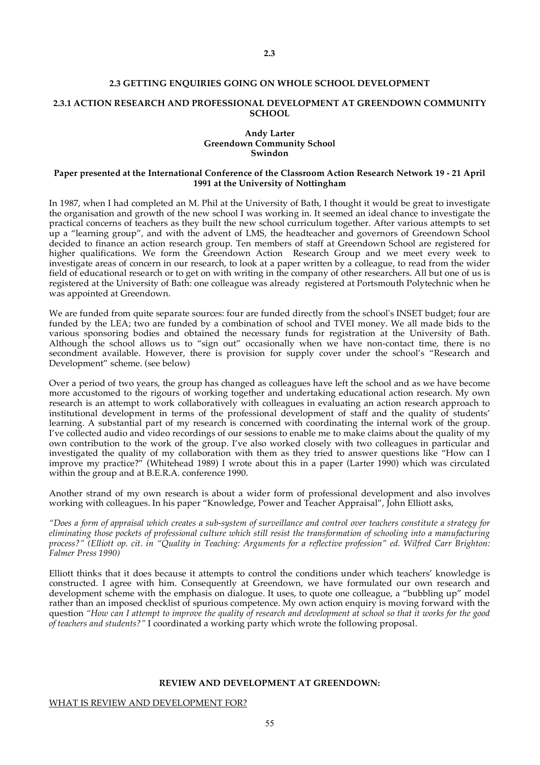## 2.3 GETTING ENQUIRIES GOING ON WHOLE SCHOOL DEVELOPMENT

### 2.3.1 ACTION RESEARCH AND PROFESSIONAL DEVELOPMENT AT GREENDOWN COMMUNITY SCHOOL

**Andy Larter**
**Greendown Community School**
**Swindon**

**Paper presented at the International Conference of the Classroom Action Research Network 19 - 21 April 1991 at the University of Nottingham**

In 1987, when I had completed an M. Phil at the University of Bath, I thought it would be great to investigate the organisation and growth of the new school I was working in. It seemed an ideal chance to investigate the practical concerns of teachers as they built the new school curriculum together. After various attempts to set up a "learning group", and with the advent of LMS, the headteacher and governors of Greendown School decided to finance an action research group. Ten members of staff at Greendown School are registered for higher qualifications. We form the Greendown Action Research Group and we meet every week to investigate areas of concern in our research, to look at a paper written by a colleague, to read from the wider field of educational research or to get on with writing in the company of other researchers. All but one of us is registered at the University of Bath: one colleague was already registered at Portsmouth Polytechnic when he was appointed at Greendown.

We are funded from quite separate sources: four are funded directly from the school's INSET budget; four are funded by the LEA; two are funded by a combination of school and TVEI money. We all made bids to the various sponsoring bodies and obtained the necessary funds for registration at the University of Bath. Although the school allows us to "sign out" occasionally when we have non-contact time, there is no secondment available. However, there is provision for supply cover under the school's "Research and Development" scheme. (see below)

Over a period of two years, the group has changed as colleagues have left the school and as we have become more accustomed to the rigours of working together and undertaking educational action research. My own research is an attempt to work collaboratively with colleagues in evaluating an action research approach to institutional development in terms of the professional development of staff and the quality of students' learning. A substantial part of my research is concerned with coordinating the internal work of the group. I've collected audio and video recordings of our sessions to enable me to make claims about the quality of my own contribution to the work of the group. I've also worked closely with two colleagues in particular and investigated the quality of my collaboration with them as they tried to answer questions like "How can I improve my practice?" (Whitehead 1989) I wrote about this in a paper (Larter 1990) which was circulated within the group and at B.E.R.A. conference 1990.

Another strand of my own research is about a wider form of professional development and also involves working with colleagues. In his paper "Knowledge, Power and Teacher Appraisal", John Elliott asks,

*"Does a form of appraisal which creates a sub-system of surveillance and control over teachers constitute a strategy for eliminating those pockets of professional culture which still resist the transformation of schooling into a manufacturing process?" (Elliott op. cit. in "Quality in Teaching: Arguments for a reflective profession" ed. Wilfred Carr Brighton: Falmer Press 1990)*

Elliott thinks that it does because it attempts to control the conditions under which teachers' knowledge is constructed. I agree with him. Consequently at Greendown, we have formulated our own research and development scheme with the emphasis on dialogue. It uses, to quote one colleague, a "bubbling up" model rather than an imposed checklist of spurious competence. My own action enquiry is moving forward with the question *"How can I attempt to improve the quality of research and development at school so that it works for the good of teachers and students?"* I coordinated a working party which wrote the following proposal.

**REVIEW AND DEVELOPMENT AT GREENDOWN:**

<u>WHAT IS REVIEW AND DEVELOPMENT FOR?</u>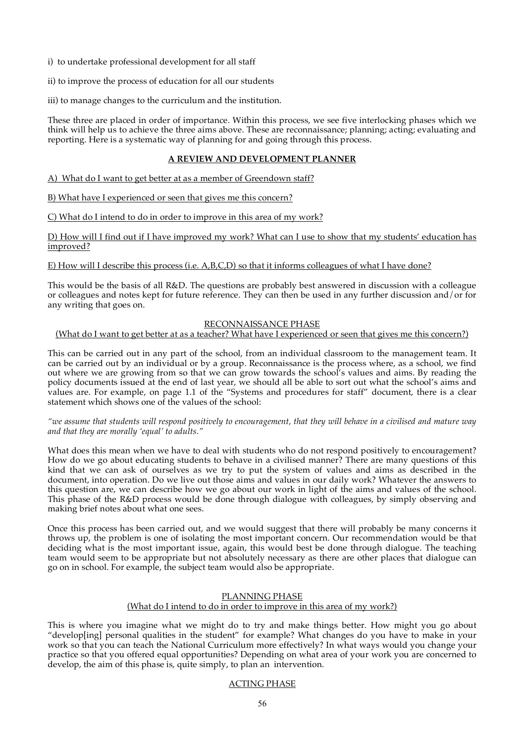i) to undertake professional development for all staff

ii) to improve the process of education for all our students

iii) to manage changes to the curriculum and the institution.

These three are placed in order of importance. Within this process, we see five interlocking phases which we think will help us to achieve the three aims above. These are reconnaissance; planning; acting; evaluating and reporting. Here is a systematic way of planning for and going through this process.

## A REVIEW AND DEVELOPMENT PLANNER

A) What do I want to get better at as a member of Greendown staff?

B) What have I experienced or seen that gives me this concern?

C) What do I intend to do in order to improve in this area of my work?

D) How will I find out if I have improved my work? What can I use to show that my students' education has improved?

E) How will I describe this process (i.e. A,B,C,D) so that it informs colleagues of what I have done?

This would be the basis of all R&D. The questions are probably best answered in discussion with a colleague or colleagues and notes kept for future reference. They can then be used in any further discussion and/or for any writing that goes on.

### RECONNAISSANCE PHASE

(What do I want to get better at as a teacher? What have I experienced or seen that gives me this concern?)

This can be carried out in any part of the school, from an individual classroom to the management team. It can be carried out by an individual or by a group. Reconnaissance is the process where, as a school, we find out where we are growing from so that we can grow towards the school's values and aims. By reading the policy documents issued at the end of last year, we should all be able to sort out what the school's aims and values are. For example, on page 1.1 of the "Systems and procedures for staff" document, there is a clear statement which shows one of the values of the school:

*"we assume that students will respond positively to encouragement, that they will behave in a civilised and mature way and that they are morally 'equal' to adults."*

What does this mean when we have to deal with students who do not respond positively to encouragement? How do we go about educating students to behave in a civilised manner? There are many questions of this kind that we can ask of ourselves as we try to put the system of values and aims as described in the document, into operation. Do we live out those aims and values in our daily work? Whatever the answers to this question are, we can describe how we go about our work in light of the aims and values of the school. This phase of the R&D process would be done through dialogue with colleagues, by simply observing and making brief notes about what one sees.

Once this process has been carried out, and we would suggest that there will probably be many concerns it throws up, the problem is one of isolating the most important concern. Our recommendation would be that deciding what is the most important issue, again, this would best be done through dialogue. The teaching team would seem to be appropriate but not absolutely necessary as there are other places that dialogue can go on in school. For example, the subject team would also be appropriate.

### PLANNING PHASE

(What do I intend to do in order to improve in this area of my work?)

This is where you imagine what we might do to try and make things better. How might you go about "develop[ing] personal qualities in the student" for example? What changes do you have to make in your work so that you can teach the National Curriculum more effectively? In what ways would you change your practice so that you offered equal opportunities? Depending on what area of your work you are concerned to develop, the aim of this phase is, quite simply, to plan an intervention.

### ACTING PHASE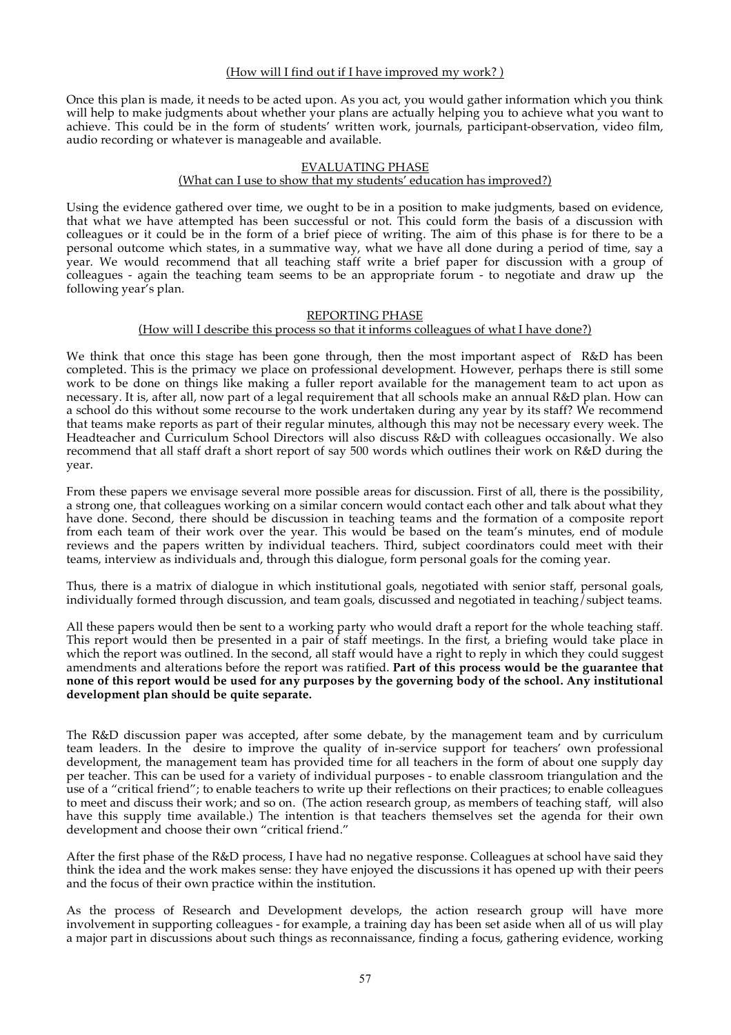(How will I find out if I have improved my work? )

Once this plan is made, it needs to be acted upon. As you act, you would gather information which you think will help to make judgments about whether your plans are actually helping you to achieve what you want to achieve. This could be in the form of students' written work, journals, participant-observation, video film, audio recording or whatever is manageable and available.

### EVALUATING PHASE
(What can I use to show that my students' education has improved?)

Using the evidence gathered over time, we ought to be in a position to make judgments, based on evidence, that what we have attempted has been successful or not. This could form the basis of a discussion with colleagues or it could be in the form of a brief piece of writing. The aim of this phase is for there to be a personal outcome which states, in a summative way, what we have all done during a period of time, say a year. We would recommend that all teaching staff write a brief paper for discussion with a group of colleagues - again the teaching team seems to be an appropriate forum - to negotiate and draw up the following year's plan.

### REPORTING PHASE
(How will I describe this process so that it informs colleagues of what I have done?)

We think that once this stage has been gone through, then the most important aspect of R&D has been completed. This is the primacy we place on professional development. However, perhaps there is still some work to be done on things like making a fuller report available for the management team to act upon as necessary. It is, after all, now part of a legal requirement that all schools make an annual R&D plan. How can a school do this without some recourse to the work undertaken during any year by its staff? We recommend that teams make reports as part of their regular minutes, although this may not be necessary every week. The Headteacher and Curriculum School Directors will also discuss R&D with colleagues occasionally. We also recommend that all staff draft a short report of say 500 words which outlines their work on R&D during the year.

From these papers we envisage several more possible areas for discussion. First of all, there is the possibility, a strong one, that colleagues working on a similar concern would contact each other and talk about what they have done. Second, there should be discussion in teaching teams and the formation of a composite report from each team of their work over the year. This would be based on the team's minutes, end of module reviews and the papers written by individual teachers. Third, subject coordinators could meet with their teams, interview as individuals and, through this dialogue, form personal goals for the coming year.

Thus, there is a matrix of dialogue in which institutional goals, negotiated with senior staff, personal goals, individually formed through discussion, and team goals, discussed and negotiated in teaching/subject teams.

All these papers would then be sent to a working party who would draft a report for the whole teaching staff. This report would then be presented in a pair of staff meetings. In the first, a briefing would take place in which the report was outlined. In the second, all staff would have a right to reply in which they could suggest amendments and alterations before the report was ratified. **Part of this process would be the guarantee that none of this report would be used for any purposes by the governing body of the school. Any institutional development plan should be quite separate.**

The R&D discussion paper was accepted, after some debate, by the management team and by curriculum team leaders. In the desire to improve the quality of in-service support for teachers' own professional development, the management team has provided time for all teachers in the form of about one supply day per teacher. This can be used for a variety of individual purposes - to enable classroom triangulation and the use of a "critical friend"; to enable teachers to write up their reflections on their practices; to enable colleagues to meet and discuss their work; and so on. (The action research group, as members of teaching staff, will also have this supply time available.) The intention is that teachers themselves set the agenda for their own development and choose their own "critical friend."

After the first phase of the R&D process, I have had no negative response. Colleagues at school have said they think the idea and the work makes sense: they have enjoyed the discussions it has opened up with their peers and the focus of their own practice within the institution.

As the process of Research and Development develops, the action research group will have more involvement in supporting colleagues - for example, a training day has been set aside when all of us will play a major part in discussions about such things as reconnaissance, finding a focus, gathering evidence, working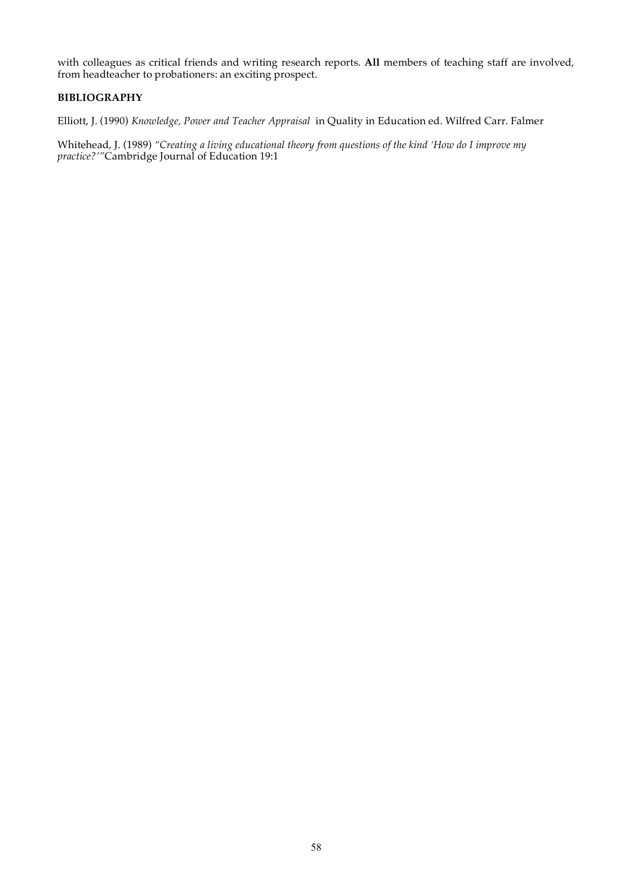with colleagues as critical friends and writing research reports. **All** members of teaching staff are involved, from headteacher to probationers: an exciting prospect.

**BIBLIOGRAPHY**

Elliott, J. (1990) *Knowledge, Power and Teacher Appraisal* in Quality in Education ed. Wilfred Carr. Falmer

Whitehead, J. (1989) *"Creating a living educational theory from questions of the kind 'How do I improve my practice?'"* Cambridge Journal of Education 19:1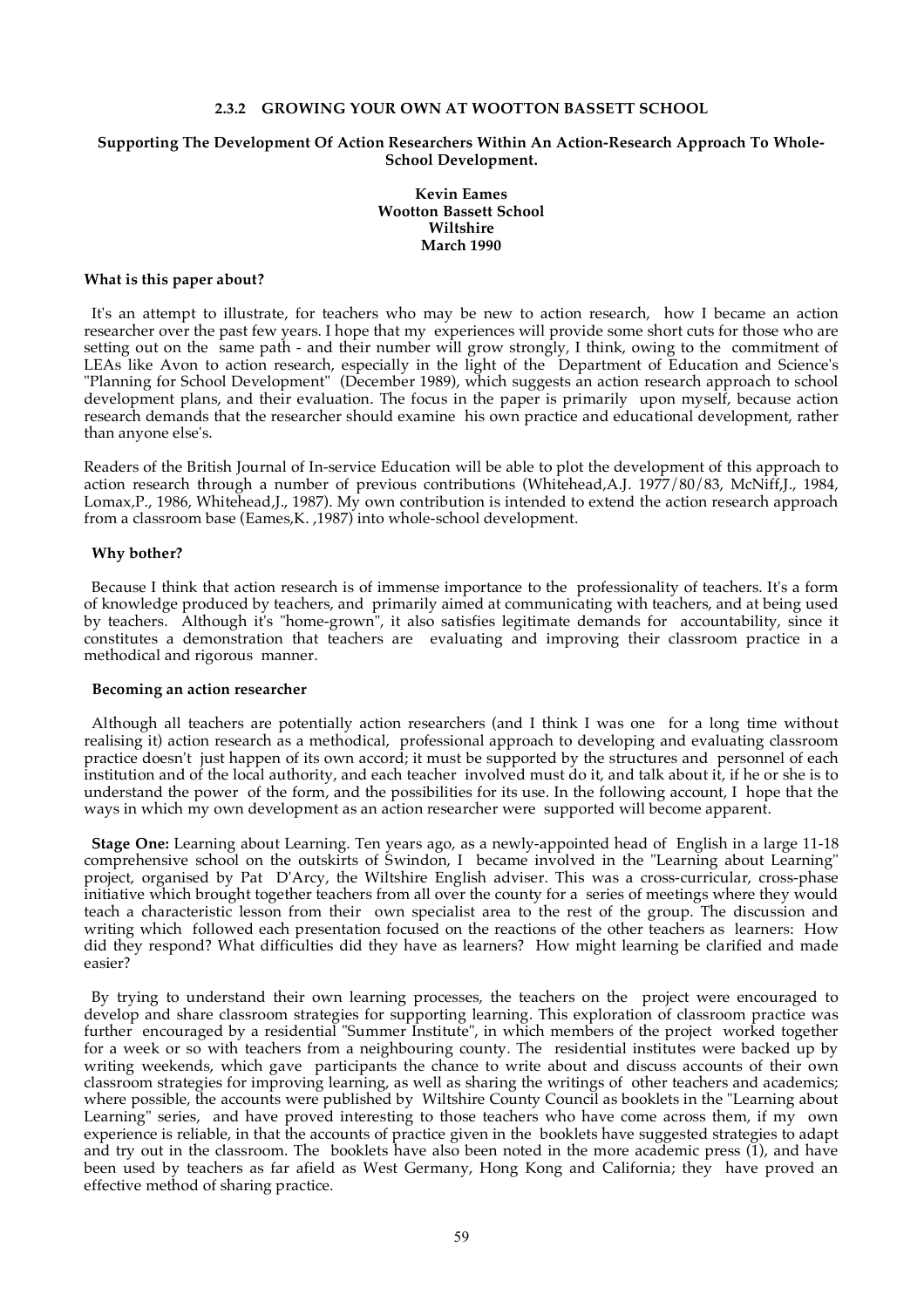### 2.3.2 GROWING YOUR OWN AT WOOTTON BASSETT SCHOOL

**Supporting The Development Of Action Researchers Within An Action-Research Approach To Whole-School Development.**

**Kevin Eames**
**Wootton Bassett School**
**Wiltshire**
**March 1990**

**What is this paper about?**

It's an attempt to illustrate, for teachers who may be new to action research, how I became an action researcher over the past few years. I hope that my experiences will provide some short cuts for those who are setting out on the same path - and their number will grow strongly, I think, owing to the commitment of LEAs like Avon to action research, especially in the light of the Department of Education and Science's "Planning for School Development" (December 1989), which suggests an action research approach to school development plans, and their evaluation. The focus in the paper is primarily upon myself, because action research demands that the researcher should examine his own practice and educational development, rather than anyone else's.

Readers of the British Journal of In-service Education will be able to plot the development of this approach to action research through a number of previous contributions (Whitehead,A.J. 1977/80/83, McNiff,J., 1984, Lomax,P., 1986, Whitehead,J., 1987). My own contribution is intended to extend the action research approach from a classroom base (Eames,K. ,1987) into whole-school development.

**Why bother?**

Because I think that action research is of immense importance to the professionality of teachers. It's a form of knowledge produced by teachers, and primarily aimed at communicating with teachers, and at being used by teachers. Although it's "home-grown", it also satisfies legitimate demands for accountability, since it constitutes a demonstration that teachers are evaluating and improving their classroom practice in a methodical and rigorous manner.

**Becoming an action researcher**

Although all teachers are potentially action researchers (and I think I was one for a long time without realising it) action research as a methodical, professional approach to developing and evaluating classroom practice doesn't just happen of its own accord; it must be supported by the structures and personnel of each institution and of the local authority, and each teacher involved must do it, and talk about it, if he or she is to understand the power of the form, and the possibilities for its use. In the following account, I hope that the ways in which my own development as an action researcher were supported will become apparent.

**Stage One:** Learning about Learning. Ten years ago, as a newly-appointed head of English in a large 11-18 comprehensive school on the outskirts of Swindon, I became involved in the "Learning about Learning" project, organised by Pat D'Arcy, the Wiltshire English adviser. This was a cross-curricular, cross-phase initiative which brought together teachers from all over the county for a series of meetings where they would teach a characteristic lesson from their own specialist area to the rest of the group. The discussion and writing which followed each presentation focused on the reactions of the other teachers as learners: How did they respond? What difficulties did they have as learners? How might learning be clarified and made easier?

By trying to understand their own learning processes, the teachers on the project were encouraged to develop and share classroom strategies for supporting learning. This exploration of classroom practice was further encouraged by a residential "Summer Institute", in which members of the project worked together for a week or so with teachers from a neighbouring county. The residential institutes were backed up by writing weekends, which gave participants the chance to write about and discuss accounts of their own classroom strategies for improving learning, as well as sharing the writings of other teachers and academics; where possible, the accounts were published by Wiltshire County Council as booklets in the "Learning about Learning" series, and have proved interesting to those teachers who have come across them, if my own experience is reliable, in that the accounts of practice given in the booklets have suggested strategies to adapt and try out in the classroom. The booklets have also been noted in the more academic press (1), and have been used by teachers as far afield as West Germany, Hong Kong and California; they have proved an effective method of sharing practice.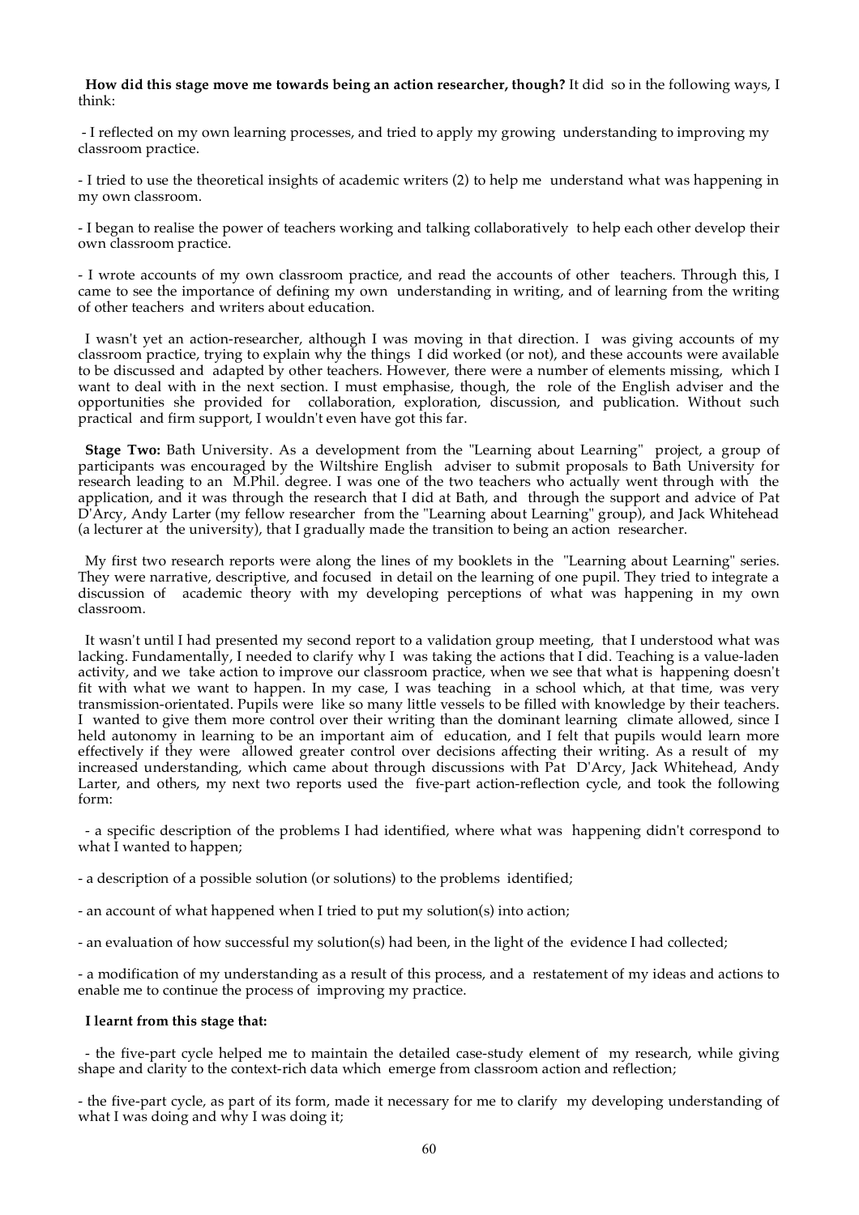**How did this stage move me towards being an action researcher, though?** It did so in the following ways, I think:

- I reflected on my own learning processes, and tried to apply my growing understanding to improving my classroom practice.

- I tried to use the theoretical insights of academic writers (2) to help me understand what was happening in my own classroom.

- I began to realise the power of teachers working and talking collaboratively to help each other develop their own classroom practice.

- I wrote accounts of my own classroom practice, and read the accounts of other teachers. Through this, I came to see the importance of defining my own understanding in writing, and of learning from the writing of other teachers and writers about education.

I wasn't yet an action-researcher, although I was moving in that direction. I was giving accounts of my classroom practice, trying to explain why the things I did worked (or not), and these accounts were available to be discussed and adapted by other teachers. However, there were a number of elements missing, which I want to deal with in the next section. I must emphasise, though, the role of the English adviser and the opportunities she provided for collaboration, exploration, discussion, and publication. Without such practical and firm support, I wouldn't even have got this far.

**Stage Two:** Bath University. As a development from the "Learning about Learning" project, a group of participants was encouraged by the Wiltshire English adviser to submit proposals to Bath University for research leading to an M.Phil. degree. I was one of the two teachers who actually went through with the application, and it was through the research that I did at Bath, and through the support and advice of Pat D'Arcy, Andy Larter (my fellow researcher from the "Learning about Learning" group), and Jack Whitehead (a lecturer at the university), that I gradually made the transition to being an action researcher.

My first two research reports were along the lines of my booklets in the "Learning about Learning" series. They were narrative, descriptive, and focused in detail on the learning of one pupil. They tried to integrate a discussion of academic theory with my developing perceptions of what was happening in my own classroom.

It wasn't until I had presented my second report to a validation group meeting, that I understood what was lacking. Fundamentally, I needed to clarify why I was taking the actions that I did. Teaching is a value-laden activity, and we take action to improve our classroom practice, when we see that what is happening doesn't fit with what we want to happen. In my case, I was teaching in a school which, at that time, was very transmission-orientated. Pupils were like so many little vessels to be filled with knowledge by their teachers. I wanted to give them more control over their writing than the dominant learning climate allowed, since I held autonomy in learning to be an important aim of education, and I felt that pupils would learn more effectively if they were allowed greater control over decisions affecting their writing. As a result of my increased understanding, which came about through discussions with Pat D'Arcy, Jack Whitehead, Andy Larter, and others, my next two reports used the five-part action-reflection cycle, and took the following form:

- a specific description of the problems I had identified, where what was happening didn't correspond to what I wanted to happen;

- a description of a possible solution (or solutions) to the problems identified;

- an account of what happened when I tried to put my solution(s) into action;

- an evaluation of how successful my solution(s) had been, in the light of the evidence I had collected;

- a modification of my understanding as a result of this process, and a restatement of my ideas and actions to enable me to continue the process of improving my practice.

**I learnt from this stage that:**

- the five-part cycle helped me to maintain the detailed case-study element of my research, while giving shape and clarity to the context-rich data which emerge from classroom action and reflection;

- the five-part cycle, as part of its form, made it necessary for me to clarify my developing understanding of what I was doing and why I was doing it;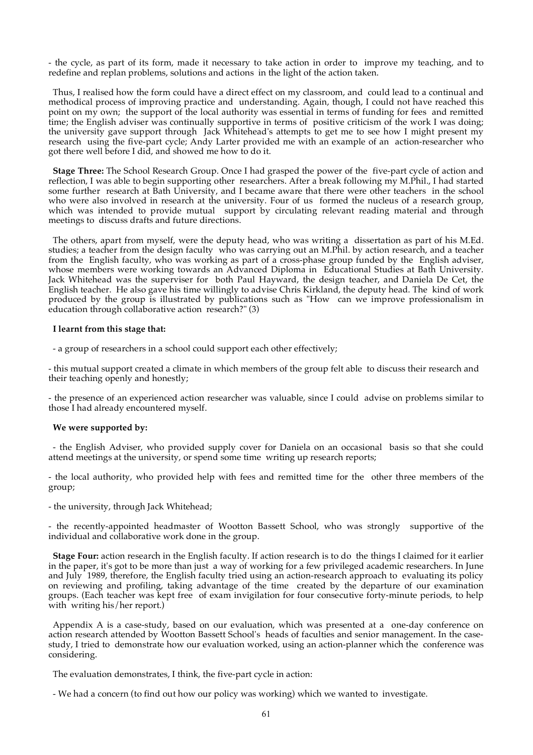- the cycle, as part of its form, made it necessary to take action in order to improve my teaching, and to redefine and replan problems, solutions and actions in the light of the action taken.

Thus, I realised how the form could have a direct effect on my classroom, and could lead to a continual and methodical process of improving practice and understanding. Again, though, I could not have reached this point on my own; the support of the local authority was essential in terms of funding for fees and remitted time; the English adviser was continually supportive in terms of positive criticism of the work I was doing; the university gave support through Jack Whitehead's attempts to get me to see how I might present my research using the five-part cycle; Andy Larter provided me with an example of an action-researcher who got there well before I did, and showed me how to do it.

**Stage Three:** The School Research Group. Once I had grasped the power of the five-part cycle of action and reflection, I was able to begin supporting other researchers. After a break following my M.Phil., I had started some further research at Bath University, and I became aware that there were other teachers in the school who were also involved in research at the university. Four of us formed the nucleus of a research group, which was intended to provide mutual support by circulating relevant reading material and through meetings to discuss drafts and future directions.

The others, apart from myself, were the deputy head, who was writing a dissertation as part of his M.Ed. studies; a teacher from the design faculty who was carrying out an M.Phil. by action research, and a teacher from the English faculty, who was working as part of a cross-phase group funded by the English adviser, whose members were working towards an Advanced Diploma in Educational Studies at Bath University. Jack Whitehead was the superviser for both Paul Hayward, the design teacher, and Daniela De Cet, the English teacher. He also gave his time willingly to advise Chris Kirkland, the deputy head. The kind of work produced by the group is illustrated by publications such as "How can we improve professionalism in education through collaborative action research?" (3)

**I learnt from this stage that:**

- a group of researchers in a school could support each other effectively;

- this mutual support created a climate in which members of the group felt able to discuss their research and their teaching openly and honestly;

- the presence of an experienced action researcher was valuable, since I could advise on problems similar to those I had already encountered myself.

**We were supported by:**

- the English Adviser, who provided supply cover for Daniela on an occasional basis so that she could attend meetings at the university, or spend some time writing up research reports;

- the local authority, who provided help with fees and remitted time for the other three members of the group;

- the university, through Jack Whitehead;

- the recently-appointed headmaster of Wootton Bassett School, who was strongly supportive of the individual and collaborative work done in the group.

**Stage Four:** action research in the English faculty. If action research is to do the things I claimed for it earlier in the paper, it's got to be more than just a way of working for a few privileged academic researchers. In June and July 1989, therefore, the English faculty tried using an action-research approach to evaluating its policy on reviewing and profiling, taking advantage of the time created by the departure of our examination groups. (Each teacher was kept free of exam invigilation for four consecutive forty-minute periods, to help with writing his/her report.)

Appendix A is a case-study, based on our evaluation, which was presented at a one-day conference on action research attended by Wootton Bassett School's heads of faculties and senior management. In the case-study, I tried to demonstrate how our evaluation worked, using an action-planner which the conference was considering.

The evaluation demonstrates, I think, the five-part cycle in action:

- We had a concern (to find out how our policy was working) which we wanted to investigate.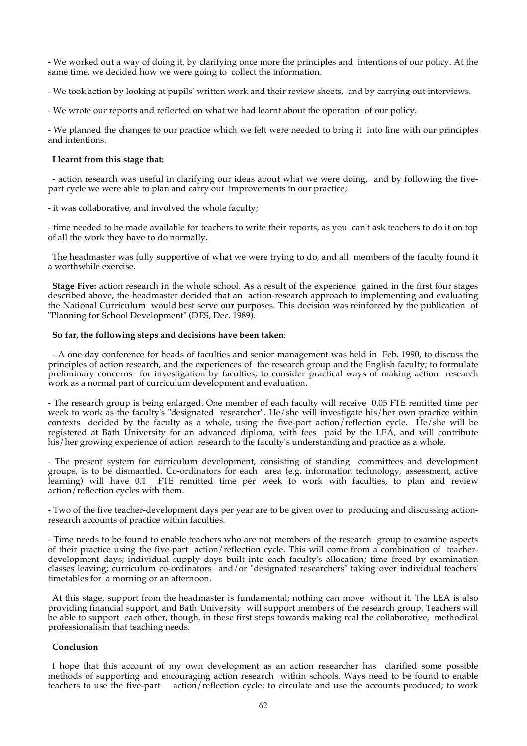- We worked out a way of doing it, by clarifying once more the principles and intentions of our policy. At the same time, we decided how we were going to collect the information.

- We took action by looking at pupils' written work and their review sheets, and by carrying out interviews.

- We wrote our reports and reflected on what we had learnt about the operation of our policy.

- We planned the changes to our practice which we felt were needed to bring it into line with our principles and intentions.

**I learnt from this stage that:**

- action research was useful in clarifying our ideas about what we were doing, and by following the five-part cycle we were able to plan and carry out improvements in our practice;

- it was collaborative, and involved the whole faculty;

- time needed to be made available for teachers to write their reports, as you can't ask teachers to do it on top of all the work they have to do normally.

The headmaster was fully supportive of what we were trying to do, and all members of the faculty found it a worthwhile exercise.

**Stage Five:** action research in the whole school. As a result of the experience gained in the first four stages described above, the headmaster decided that an action-research approach to implementing and evaluating the National Curriculum would best serve our purposes. This decision was reinforced by the publication of "Planning for School Development" (DES, Dec. 1989).

**So far, the following steps and decisions have been taken**:

- A one-day conference for heads of faculties and senior management was held in Feb. 1990, to discuss the principles of action research, and the experiences of the research group and the English faculty; to formulate preliminary concerns for investigation by faculties; to consider practical ways of making action research work as a normal part of curriculum development and evaluation.

- The research group is being enlarged. One member of each faculty will receive 0.05 FTE remitted time per week to work as the faculty's "designated researcher". He/she will investigate his/her own practice within contexts decided by the faculty as a whole, using the five-part action/reflection cycle. He/she will be registered at Bath University for an advanced diploma, with fees paid by the LEA, and will contribute his/her growing experience of action research to the faculty's understanding and practice as a whole.

- The present system for curriculum development, consisting of standing committees and development groups, is to be dismantled. Co-ordinators for each area (e.g. information technology, assessment, active learning) will have 0.1 FTE remitted time per week to work with faculties, to plan and review action/reflection cycles with them.

- Two of the five teacher-development days per year are to be given over to producing and discussing action-research accounts of practice within faculties.

- Time needs to be found to enable teachers who are not members of the research group to examine aspects of their practice using the five-part action/reflection cycle. This will come from a combination of teacher-development days; individual supply days built into each faculty's allocation; time freed by examination classes leaving; curriculum co-ordinators and/or "designated researchers" taking over individual teachers' timetables for a morning or an afternoon.

At this stage, support from the headmaster is fundamental; nothing can move without it. The LEA is also providing financial support, and Bath University will support members of the research group. Teachers will be able to support each other, though, in these first steps towards making real the collaborative, methodical professionalism that teaching needs.

**Conclusion**

I hope that this account of my own development as an action researcher has clarified some possible methods of supporting and encouraging action research within schools. Ways need to be found to enable teachers to use the five-part action/reflection cycle; to circulate and use the accounts produced; to work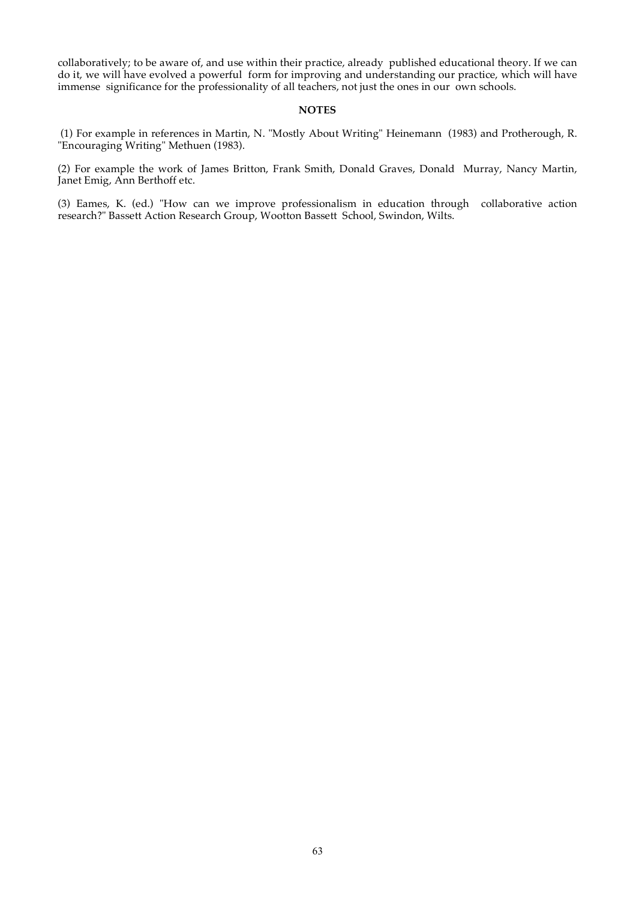collaboratively; to be aware of, and use within their practice, already published educational theory. If we can do it, we will have evolved a powerful form for improving and understanding our practice, which will have immense significance for the professionality of all teachers, not just the ones in our own schools.

**NOTES**

(1) For example in references in Martin, N. "Mostly About Writing" Heinemann (1983) and Protherough, R. "Encouraging Writing" Methuen (1983).

(2) For example the work of James Britton, Frank Smith, Donald Graves, Donald Murray, Nancy Martin, Janet Emig, Ann Berthoff etc.

(3) Eames, K. (ed.) "How can we improve professionalism in education through collaborative action research?" Bassett Action Research Group, Wootton Bassett School, Swindon, Wilts.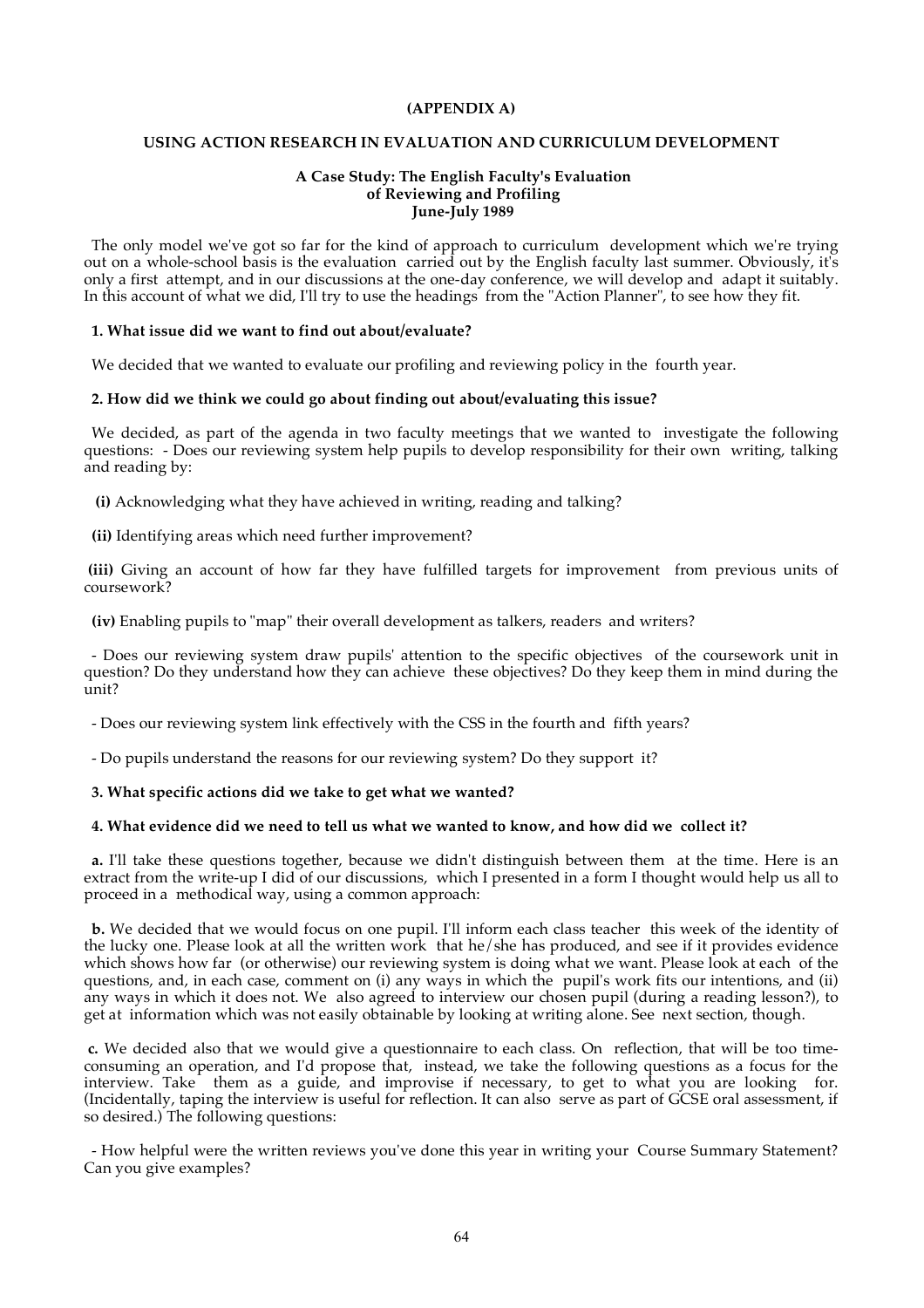**(APPENDIX A)**

**USING ACTION RESEARCH IN EVALUATION AND CURRICULUM DEVELOPMENT**

**A Case Study: The English Faculty's Evaluation of Reviewing and Profiling June-July 1989**

The only model we've got so far for the kind of approach to curriculum development which we're trying out on a whole-school basis is the evaluation carried out by the English faculty last summer. Obviously, it's only a first attempt, and in our discussions at the one-day conference, we will develop and adapt it suitably. In this account of what we did, I'll try to use the headings from the "Action Planner", to see how they fit.

**1. What issue did we want to find out about/evaluate?**

We decided that we wanted to evaluate our profiling and reviewing policy in the fourth year.

**2. How did we think we could go about finding out about/evaluating this issue?**

We decided, as part of the agenda in two faculty meetings that we wanted to investigate the following questions: - Does our reviewing system help pupils to develop responsibility for their own writing, talking and reading by:

**(i)** Acknowledging what they have achieved in writing, reading and talking?

**(ii)** Identifying areas which need further improvement?

**(iii)** Giving an account of how far they have fulfilled targets for improvement from previous units of coursework?

**(iv)** Enabling pupils to "map" their overall development as talkers, readers and writers?

- Does our reviewing system draw pupils' attention to the specific objectives of the coursework unit in question? Do they understand how they can achieve these objectives? Do they keep them in mind during the unit?

- Does our reviewing system link effectively with the CSS in the fourth and fifth years?

- Do pupils understand the reasons for our reviewing system? Do they support it?

**3. What specific actions did we take to get what we wanted?**

**4. What evidence did we need to tell us what we wanted to know, and how did we collect it?**

**a.** I'll take these questions together, because we didn't distinguish between them at the time. Here is an extract from the write-up I did of our discussions, which I presented in a form I thought would help us all to proceed in a methodical way, using a common approach:

**b.** We decided that we would focus on one pupil. I'll inform each class teacher this week of the identity of the lucky one. Please look at all the written work that he/she has produced, and see if it provides evidence which shows how far (or otherwise) our reviewing system is doing what we want. Please look at each of the questions, and, in each case, comment on (i) any ways in which the pupil's work fits our intentions, and (ii) any ways in which it does not. We also agreed to interview our chosen pupil (during a reading lesson?), to get at information which was not easily obtainable by looking at writing alone. See next section, though.

**c.** We decided also that we would give a questionnaire to each class. On reflection, that will be too time-consuming an operation, and I'd propose that, instead, we take the following questions as a focus for the interview. Take them as a guide, and improvise if necessary, to get to what you are looking for. (Incidentally, taping the interview is useful for reflection. It can also serve as part of GCSE oral assessment, if so desired.) The following questions:

- How helpful were the written reviews you've done this year in writing your Course Summary Statement? Can you give examples?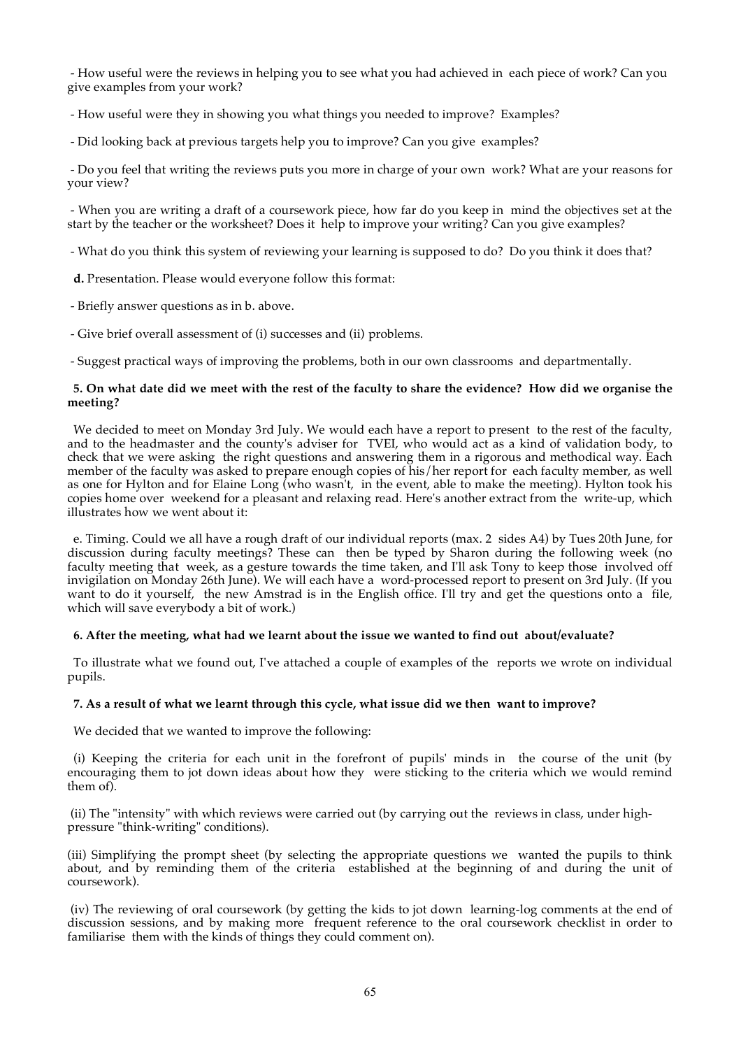- How useful were the reviews in helping you to see what you had achieved in each piece of work? Can you give examples from your work?

- How useful were they in showing you what things you needed to improve? Examples?

- Did looking back at previous targets help you to improve? Can you give examples?

- Do you feel that writing the reviews puts you more in charge of your own work? What are your reasons for your view?

- When you are writing a draft of a coursework piece, how far do you keep in mind the objectives set at the start by the teacher or the worksheet? Does it help to improve your writing? Can you give examples?

- What do you think this system of reviewing your learning is supposed to do? Do you think it does that?

**d.** Presentation. Please would everyone follow this format:

- Briefly answer questions as in b. above.

- Give brief overall assessment of (i) successes and (ii) problems.

- Suggest practical ways of improving the problems, both in our own classrooms and departmentally.

**5. On what date did we meet with the rest of the faculty to share the evidence? How did we organise the meeting?**

We decided to meet on Monday 3rd July. We would each have a report to present to the rest of the faculty, and to the headmaster and the county's adviser for TVEI, who would act as a kind of validation body, to check that we were asking the right questions and answering them in a rigorous and methodical way. Each member of the faculty was asked to prepare enough copies of his/her report for each faculty member, as well as one for Hylton and for Elaine Long (who wasn't, in the event, able to make the meeting). Hylton took his copies home over weekend for a pleasant and relaxing read. Here's another extract from the write-up, which illustrates how we went about it:

e. Timing. Could we all have a rough draft of our individual reports (max. 2 sides A4) by Tues 20th June, for discussion during faculty meetings? These can then be typed by Sharon during the following week (no faculty meeting that week, as a gesture towards the time taken, and I'll ask Tony to keep those involved off invigilation on Monday 26th June). We will each have a word-processed report to present on 3rd July. (If you want to do it yourself, the new Amstrad is in the English office. I'll try and get the questions onto a file, which will save everybody a bit of work.)

**6. After the meeting, what had we learnt about the issue we wanted to find out about/evaluate?**

To illustrate what we found out, I've attached a couple of examples of the reports we wrote on individual pupils.

**7. As a result of what we learnt through this cycle, what issue did we then want to improve?**

We decided that we wanted to improve the following:

(i) Keeping the criteria for each unit in the forefront of pupils' minds in the course of the unit (by encouraging them to jot down ideas about how they were sticking to the criteria which we would remind them of).

(ii) The "intensity" with which reviews were carried out (by carrying out the reviews in class, under high-pressure "think-writing" conditions).

(iii) Simplifying the prompt sheet (by selecting the appropriate questions we wanted the pupils to think about, and by reminding them of the criteria established at the beginning of and during the unit of coursework).

(iv) The reviewing of oral coursework (by getting the kids to jot down learning-log comments at the end of discussion sessions, and by making more frequent reference to the oral coursework checklist in order to familiarise them with the kinds of things they could comment on).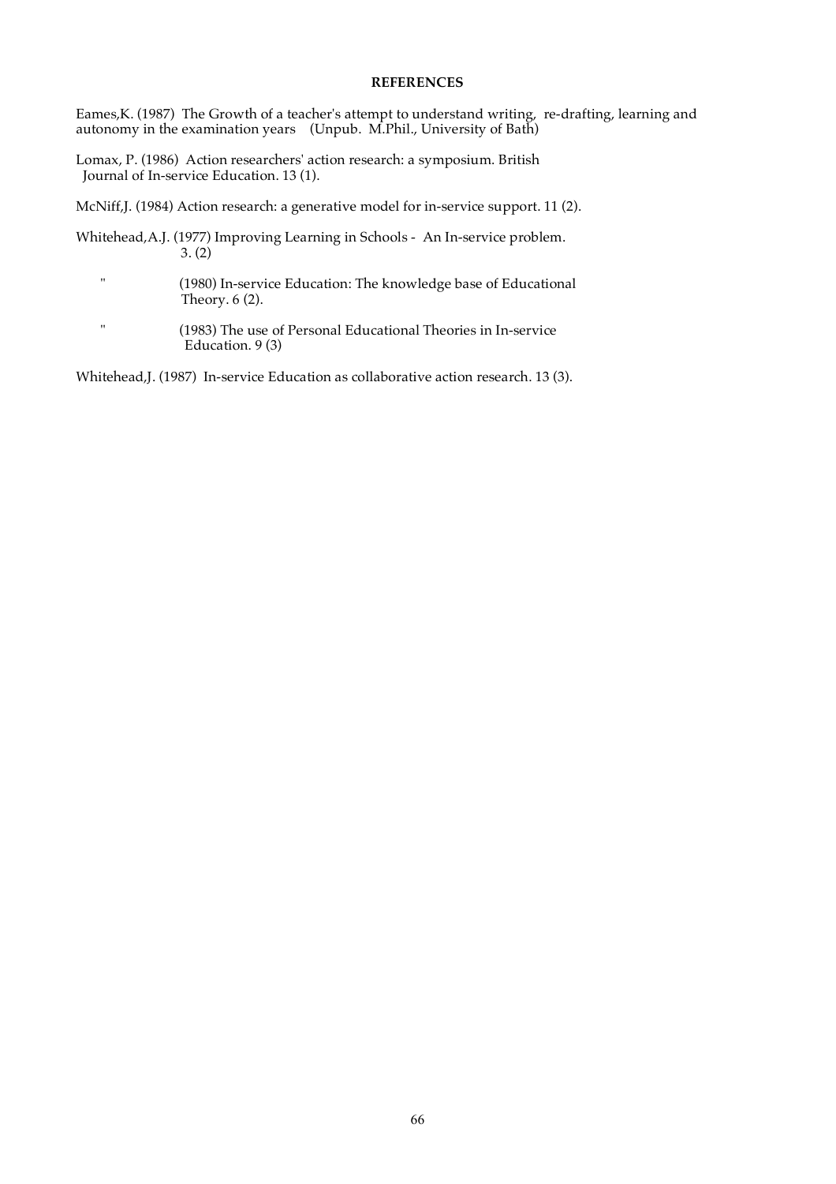**REFERENCES**

Eames,K. (1987) The Growth of a teacher's attempt to understand writing, re-drafting, learning and autonomy in the examination years (Unpub. M.Phil., University of Bath)

Lomax, P. (1986) Action researchers' action research: a symposium. British Journal of In-service Education. 13 (1).

McNiff,J. (1984) Action research: a generative model for in-service support. 11 (2).

Whitehead,A.J. (1977) Improving Learning in Schools - An In-service problem. 3. (2)

" (1980) In-service Education: The knowledge base of Educational Theory. 6 (2).

" (1983) The use of Personal Educational Theories in In-service Education. 9 (3)

Whitehead,J. (1987) In-service Education as collaborative action research. 13 (3).